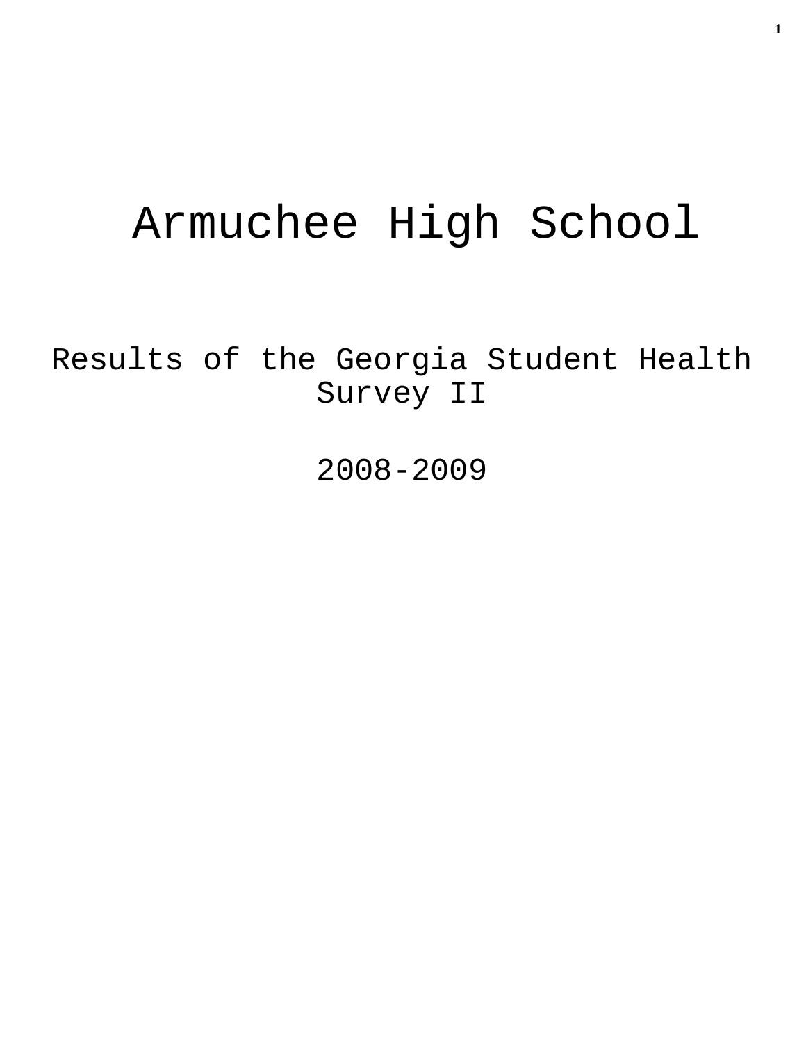# Armuchee High School

## Results of the Georgia Student Health Survey II

## 2008-2009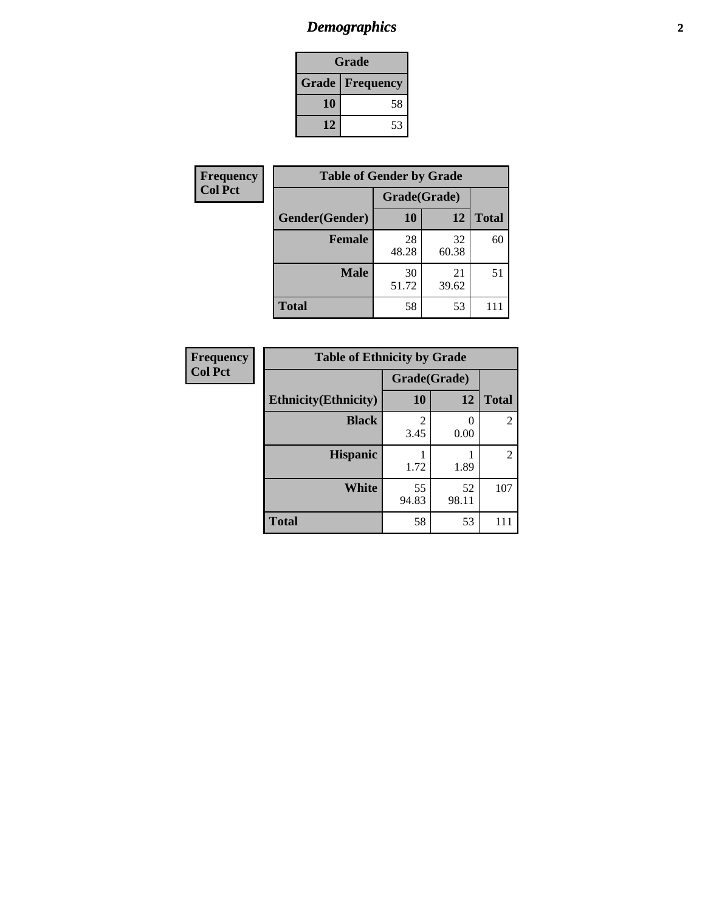# Demographics

| Grade | |
|---|---|
| **Grade** | **Frequency** |
| **10** | 58 |
| **12** | 53 |

**Frequency**
**Col Pct**

| Table of Gender by Grade | | | |
|---|---|---|---|
| | Grade(Grade) | | |
| **Gender(Gender)** | **10** | **12** | **Total** |
| **Female** | 28<br>48.28 | 32<br>60.38 | 60 |
| **Male** | 30<br>51.72 | 21<br>39.62 | 51 |
| **Total** | 58 | 53 | 111 |

**Frequency**
**Col Pct**

| Table of Ethnicity by Grade | | | |
|---|---|---|---|
| | Grade(Grade) | | |
| **Ethnicity(Ethnicity)** | **10** | **12** | **Total** |
| **Black** | 2<br>3.45 | 0<br>0.00 | 2 |
| **Hispanic** | 1<br>1.72 | 1<br>1.89 | 2 |
| **White** | 55<br>94.83 | 52<br>98.11 | 107 |
| **Total** | 58 | 53 | 111 |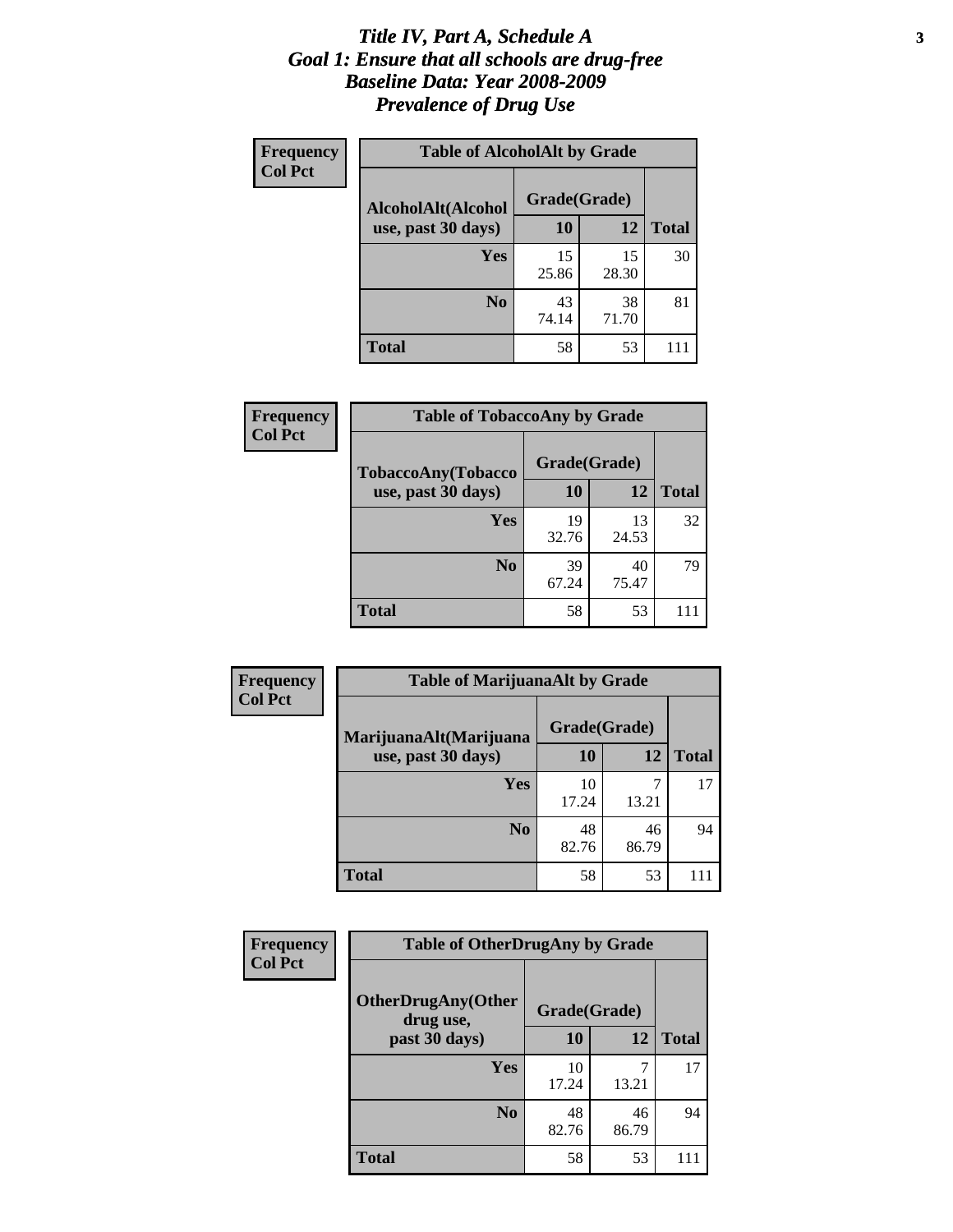# Title IV, Part A, Schedule A
## Goal 1: Ensure that all schools are drug-free
## Baseline Data: Year 2008-2009
## Prevalence of Drug Use

**Frequency**
**Col Pct**

| Table of AlcoholAlt by Grade | | | |
|---|---|---|---|
| AlcoholAlt(Alcohol use, past 30 days) | Grade(Grade) | | |
| | 10 | 12 | Total |
| Yes | 15<br>25.86 | 15<br>28.30 | 30 |
| No | 43<br>74.14 | 38<br>71.70 | 81 |
| Total | 58 | 53 | 111 |

**Frequency**
**Col Pct**

| Table of TobaccoAny by Grade | | | |
|---|---|---|---|
| TobaccoAny(Tobacco use, past 30 days) | Grade(Grade) | | |
| | 10 | 12 | Total |
| Yes | 19<br>32.76 | 13<br>24.53 | 32 |
| No | 39<br>67.24 | 40<br>75.47 | 79 |
| Total | 58 | 53 | 111 |

**Frequency**
**Col Pct**

| Table of MarijuanaAlt by Grade | | | |
|---|---|---|---|
| MarijuanaAlt(Marijuana use, past 30 days) | Grade(Grade) | | |
| | 10 | 12 | Total |
| Yes | 10<br>17.24 | 7<br>13.21 | 17 |
| No | 48<br>82.76 | 46<br>86.79 | 94 |
| Total | 58 | 53 | 111 |

**Frequency**
**Col Pct**

| Table of OtherDrugAny by Grade | | | |
|---|---|---|---|
| OtherDrugAny(Other drug use, past 30 days) | Grade(Grade) | | |
| | 10 | 12 | Total |
| Yes | 10<br>17.24 | 7<br>13.21 | 17 |
| No | 48<br>82.76 | 46<br>86.79 | 94 |
| Total | 58 | 53 | 111 |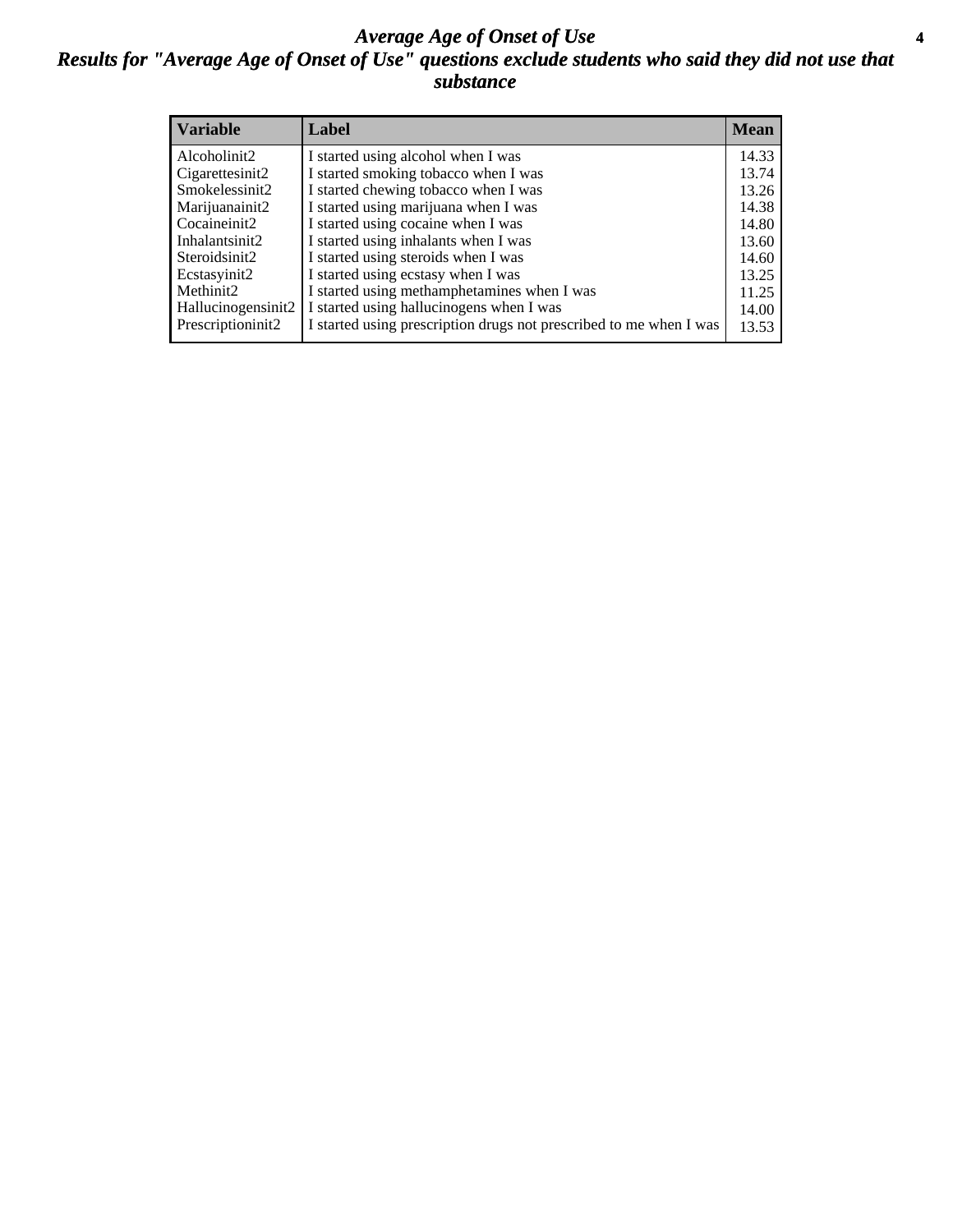# *Average Age of Onset of Use*

## *Results for "Average Age of Onset of Use" questions exclude students who said they did not use that substance*

| Variable | Label | Mean |
|---|---|---|
| Alcoholinit2 | I started using alcohol when I was | 14.33 |
| Cigarettesinit2 | I started smoking tobacco when I was | 13.74 |
| Smokelessinit2 | I started chewing tobacco when I was | 13.26 |
| Marijuanainit2 | I started using marijuana when I was | 14.38 |
| Cocaineinit2 | I started using cocaine when I was | 14.80 |
| Inhalantsinit2 | I started using inhalants when I was | 13.60 |
| Steroidsinit2 | I started using steroids when I was | 14.60 |
| Ecstasyinit2 | I started using ecstasy when I was | 13.25 |
| Methinit2 | I started using methamphetamines when I was | 11.25 |
| Hallucinogensinit2 | I started using hallucinogens when I was | 14.00 |
| Prescriptioninit2 | I started using prescription drugs not prescribed to me when I was | 13.53 |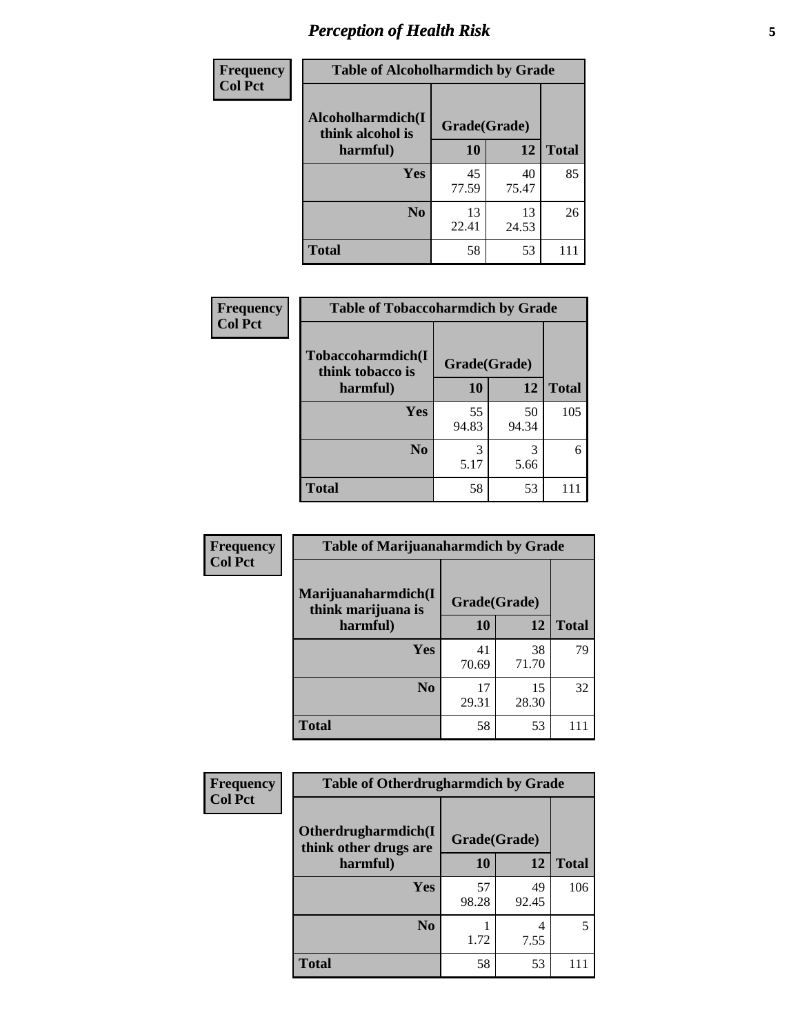# *Perception of Health Risk*

**Frequency**
**Col Pct**

| Table of Alcoholharmdich by Grade | | | |
|---|---|---|---|
| Alcoholharmdich(I think alcohol is harmful) | Grade(Grade) | | |
| | 10 | 12 | Total |
| Yes | 45<br>77.59 | 40<br>75.47 | 85 |
| No | 13<br>22.41 | 13<br>24.53 | 26 |
| Total | 58 | 53 | 111 |

**Frequency**
**Col Pct**

| Table of Tobaccoharmdich by Grade | | | |
|---|---|---|---|
| Tobaccoharmdich(I think tobacco is harmful) | Grade(Grade) | | |
| | 10 | 12 | Total |
| Yes | 55<br>94.83 | 50<br>94.34 | 105 |
| No | 3<br>5.17 | 3<br>5.66 | 6 |
| Total | 58 | 53 | 111 |

**Frequency**
**Col Pct**

| Table of Marijuanaharmdich by Grade | | | |
|---|---|---|---|
| Marijuanaharmdich(I think marijuana is harmful) | Grade(Grade) | | |
| | 10 | 12 | Total |
| Yes | 41<br>70.69 | 38<br>71.70 | 79 |
| No | 17<br>29.31 | 15<br>28.30 | 32 |
| Total | 58 | 53 | 111 |

**Frequency**
**Col Pct**

| Table of Otherdrugharmdich by Grade | | | |
|---|---|---|---|
| Otherdrugharmdich(I think other drugs are harmful) | Grade(Grade) | | |
| | 10 | 12 | Total |
| Yes | 57<br>98.28 | 49<br>92.45 | 106 |
| No | 1<br>1.72 | 4<br>7.55 | 5 |
| Total | 58 | 53 | 111 |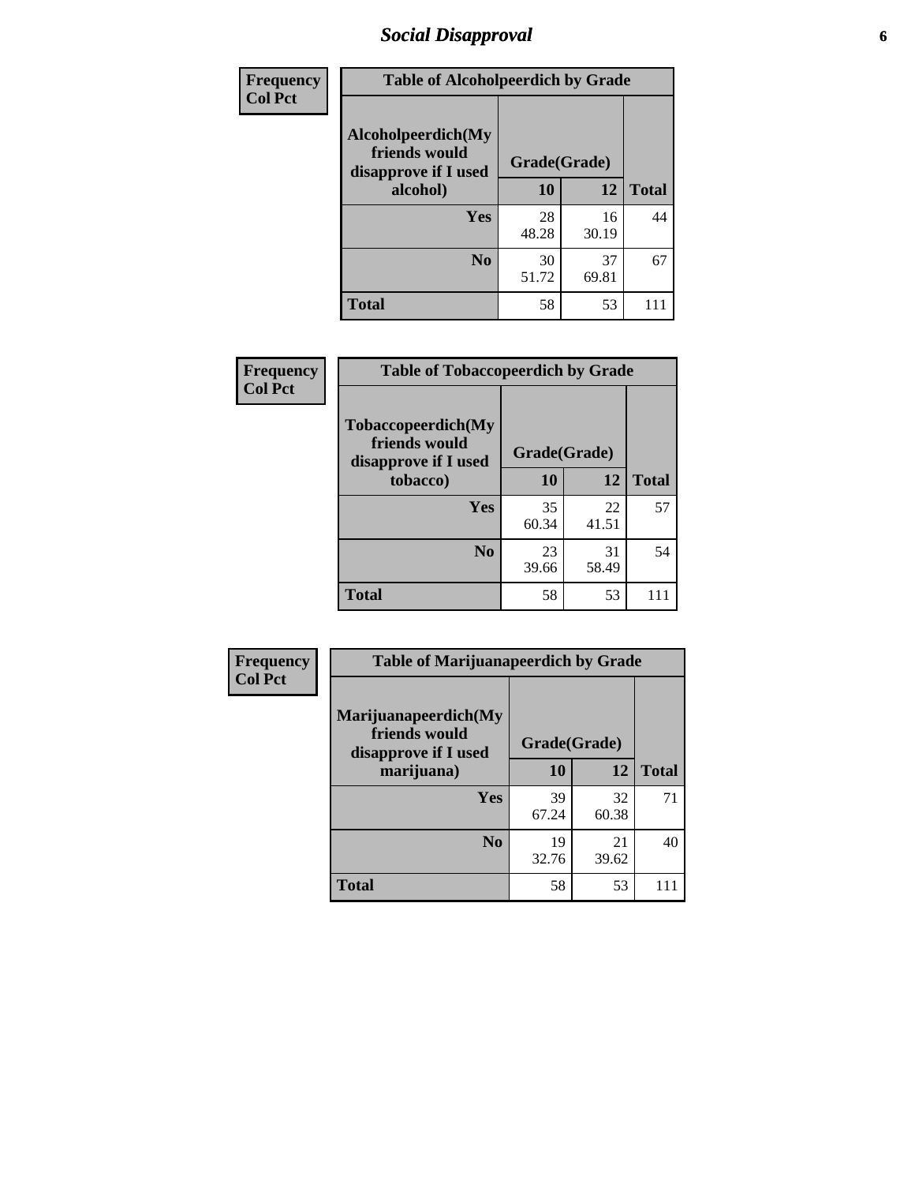## Social Disapproval

| Frequency<br>Col Pct | Table of Alcoholpeerdich by Grade | | |
|---|---|---|---|
| Alcoholpeerdich(My friends would disapprove if I used alcohol) | Grade(Grade) | | |
| | 10 | 12 | Total |
| Yes | 28<br>48.28 | 16<br>30.19 | 44 |
| No | 30<br>51.72 | 37<br>69.81 | 67 |
| Total | 58 | 53 | 111 |

| Frequency<br>Col Pct | Table of Tobaccopeerdich by Grade | | |
|---|---|---|---|
| Tobaccopeerdich(My friends would disapprove if I used tobacco) | Grade(Grade) | | |
| | 10 | 12 | Total |
| Yes | 35<br>60.34 | 22<br>41.51 | 57 |
| No | 23<br>39.66 | 31<br>58.49 | 54 |
| Total | 58 | 53 | 111 |

| Frequency<br>Col Pct | Table of Marijuanapeerdich by Grade | | |
|---|---|---|---|
| Marijuanapeerdich(My friends would disapprove if I used marijuana) | Grade(Grade) | | |
| | 10 | 12 | Total |
| Yes | 39<br>67.24 | 32<br>60.38 | 71 |
| No | 19<br>32.76 | 21<br>39.62 | 40 |
| Total | 58 | 53 | 111 |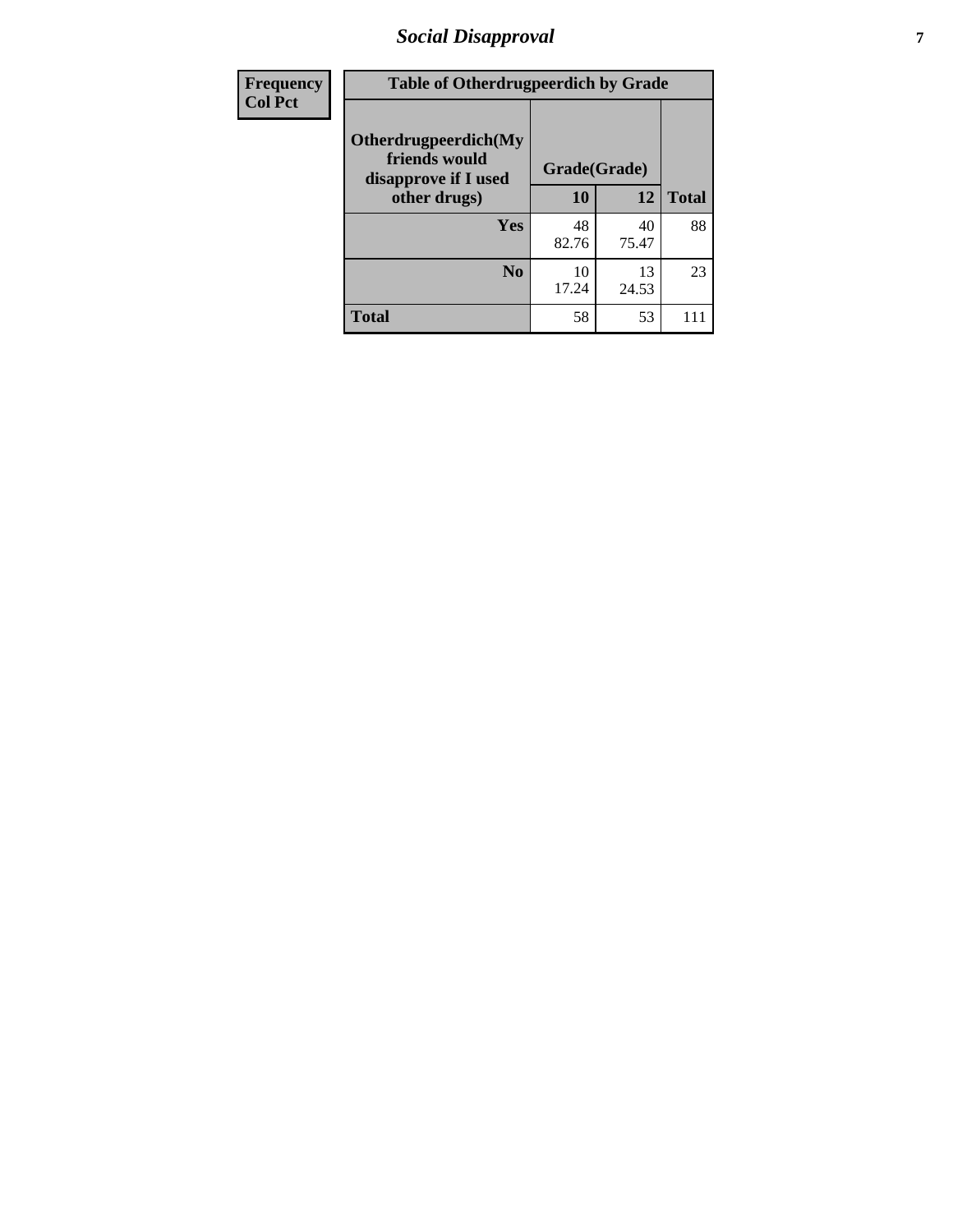| Frequency<br>Col Pct |
|---|

| Table of Otherdrugpeerdich by Grade | | | |
|---|---|---|---|
| Otherdrugpeerdich(My friends would disapprove if I used other drugs) | Grade(Grade) | | |
| | 10 | 12 | Total |
| Yes | 48<br>82.76 | 40<br>75.47 | 88 |
| No | 10<br>17.24 | 13<br>24.53 | 23 |
| Total | 58 | 53 | 111 |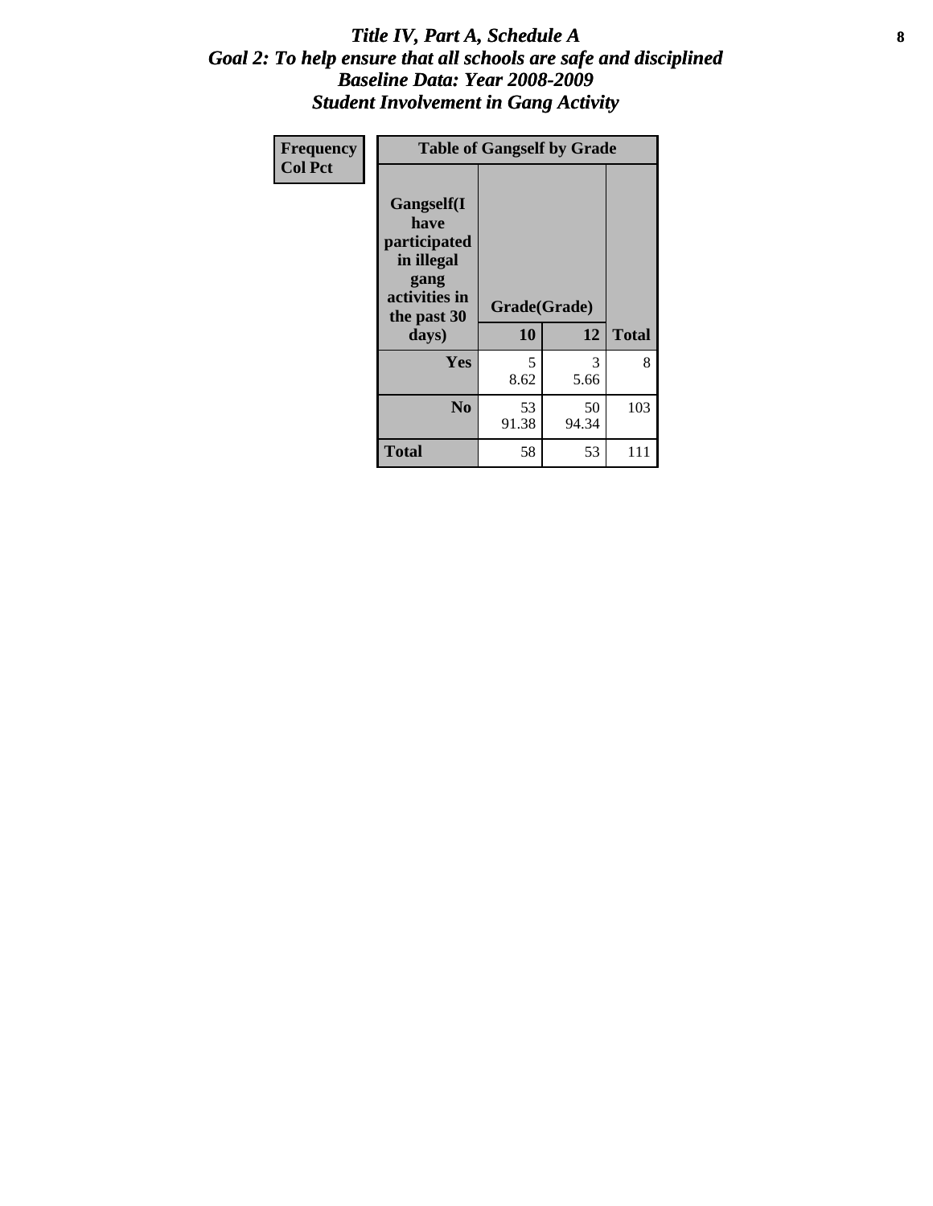# *Title IV, Part A, Schedule A*
## *Goal 2: To help ensure that all schools are safe and disciplined*
## *Baseline Data: Year 2008-2009*
## *Student Involvement in Gang Activity*

| Frequency<br>Col Pct | Table of Gangself by Grade | | |
|---|---|---|---|
| Gangself(I have participated in illegal gang activities in the past 30 days) | Grade(Grade) | | |
| | 10 | 12 | Total |
| Yes | 5<br>8.62 | 3<br>5.66 | 8 |
| No | 53<br>91.38 | 50<br>94.34 | 103 |
| Total | 58 | 53 | 111 |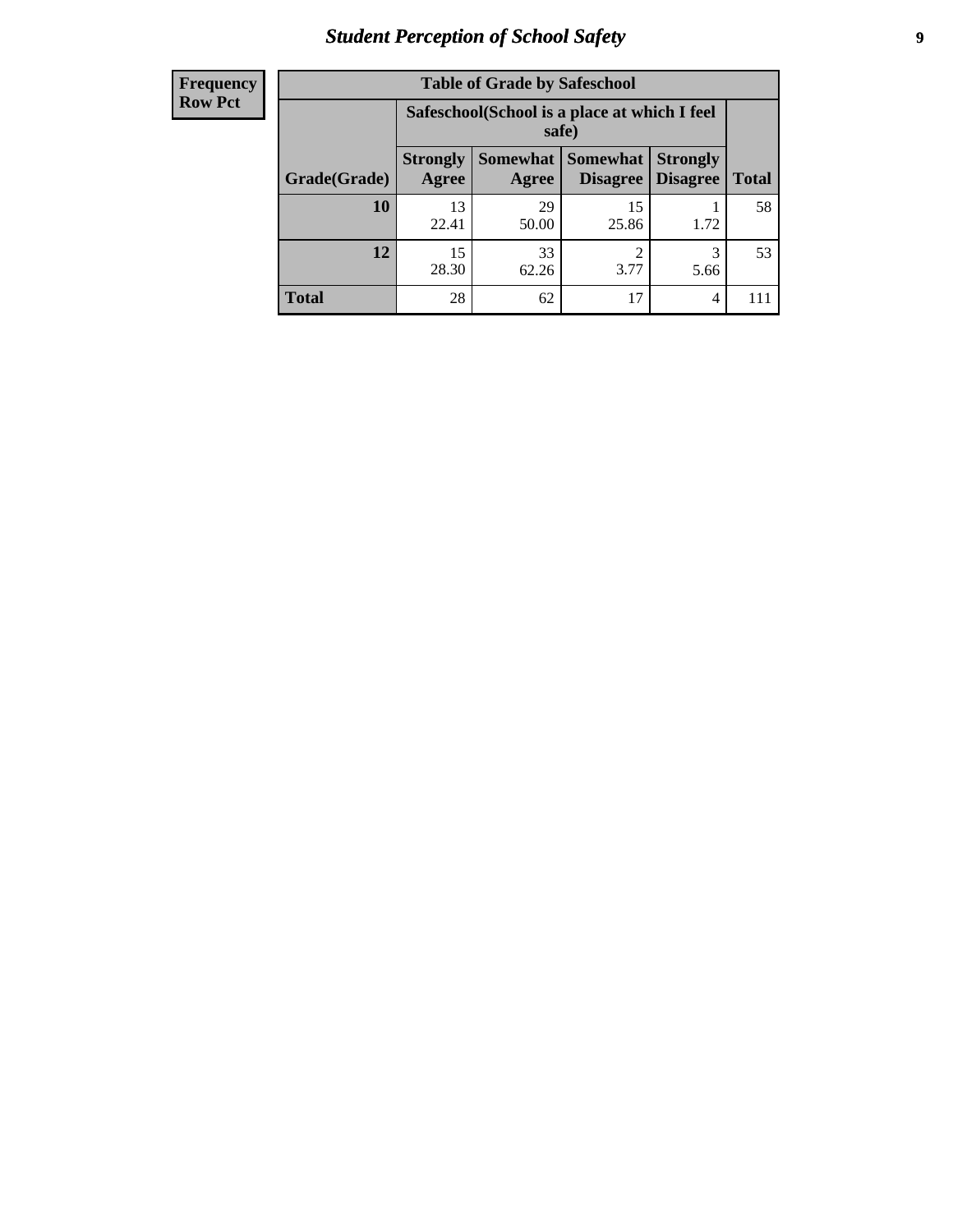## Student Perception of School Safety

| Frequency<br>Row Pct | | | | | |
|---|---|---|---|---|---|
| **Table of Grade by Safeschool** | | | | | |
| | **Safeschool(School is a place at which I feel safe)** | | | | |
| **Grade(Grade)** | **Strongly Agree** | **Somewhat Agree** | **Somewhat Disagree** | **Strongly Disagree** | **Total** |
| **10** | 13<br>22.41 | 29<br>50.00 | 15<br>25.86 | 1<br>1.72 | 58 |
| **12** | 15<br>28.30 | 33<br>62.26 | 2<br>3.77 | 3<br>5.66 | 53 |
| **Total** | 28 | 62 | 17 | 4 | 111 |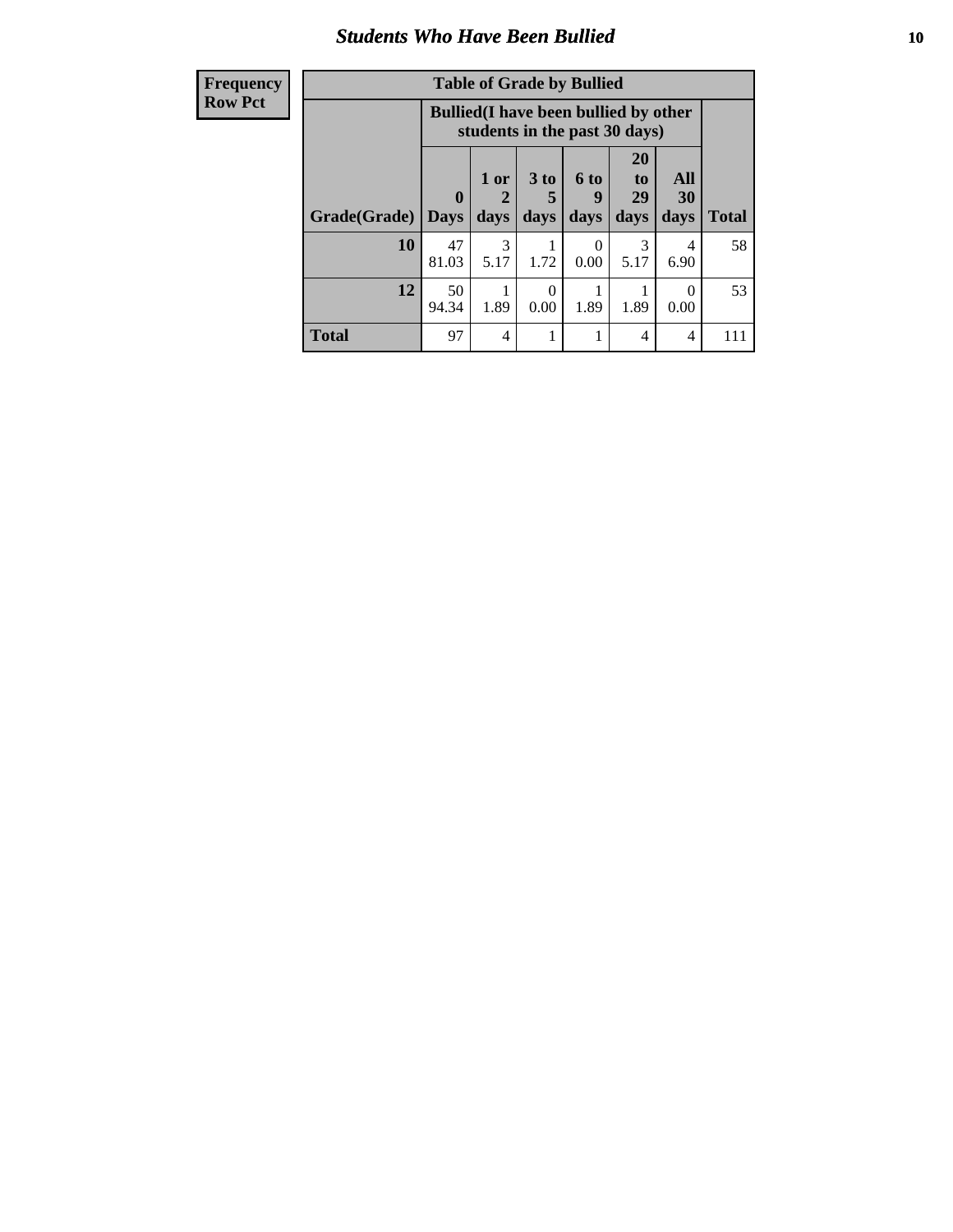## Students Who Have Been Bullied

| Frequency<br>Row Pct |
|---|

**Table of Grade by Bullied**

| Grade(Grade) | Bullied(I have been bullied by other students in the past 30 days) | | | | | | Total |
|---|---|---|---|---|---|---|---|
| | 0 Days | 1 or 2 days | 3 to 5 days | 6 to 9 days | 20 to 29 days | All 30 days | |
| **10** | 47<br>81.03 | 3<br>5.17 | 1<br>1.72 | 0<br>0.00 | 3<br>5.17 | 4<br>6.90 | 58 |
| **12** | 50<br>94.34 | 1<br>1.89 | 0<br>0.00 | 1<br>1.89 | 1<br>1.89 | 0<br>0.00 | 53 |
| **Total** | 97 | 4 | 1 | 1 | 4 | 4 | 111 |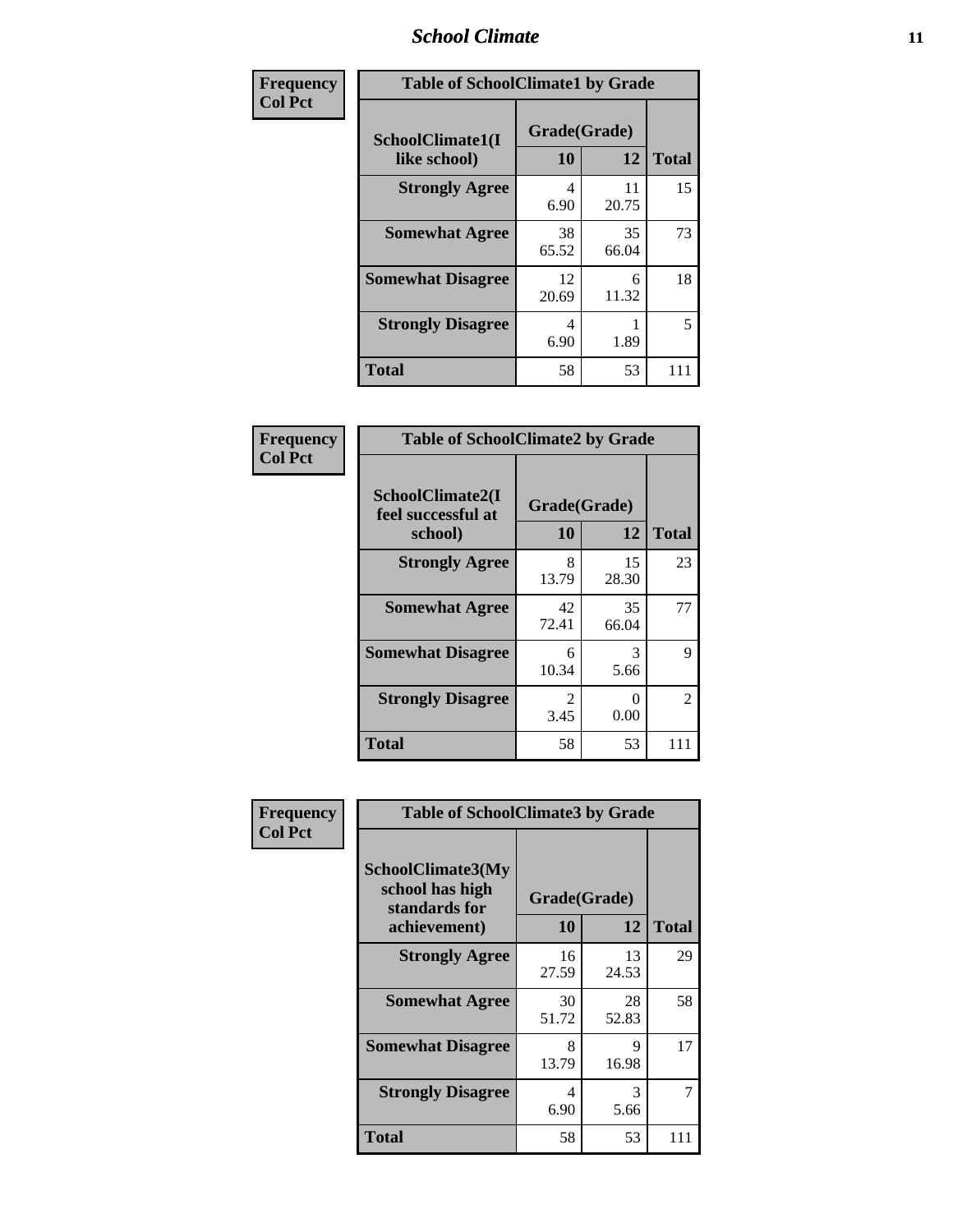# School Climate

**Frequency**
**Col Pct**

**Table of SchoolClimate1 by Grade**

| SchoolClimate1(I like school) | Grade(Grade) 10 | 12 | Total |
|---|---|---|---|
| **Strongly Agree** | 4<br>6.90 | 11<br>20.75 | 15 |
| **Somewhat Agree** | 38<br>65.52 | 35<br>66.04 | 73 |
| **Somewhat Disagree** | 12<br>20.69 | 6<br>11.32 | 18 |
| **Strongly Disagree** | 4<br>6.90 | 1<br>1.89 | 5 |
| **Total** | 58 | 53 | 111 |

**Frequency**
**Col Pct**

**Table of SchoolClimate2 by Grade**

| SchoolClimate2(I feel successful at school) | Grade(Grade) 10 | 12 | Total |
|---|---|---|---|
| **Strongly Agree** | 8<br>13.79 | 15<br>28.30 | 23 |
| **Somewhat Agree** | 42<br>72.41 | 35<br>66.04 | 77 |
| **Somewhat Disagree** | 6<br>10.34 | 3<br>5.66 | 9 |
| **Strongly Disagree** | 2<br>3.45 | 0<br>0.00 | 2 |
| **Total** | 58 | 53 | 111 |

**Frequency**
**Col Pct**

**Table of SchoolClimate3 by Grade**

| SchoolClimate3(My school has high standards for achievement) | Grade(Grade) 10 | 12 | Total |
|---|---|---|---|
| **Strongly Agree** | 16<br>27.59 | 13<br>24.53 | 29 |
| **Somewhat Agree** | 30<br>51.72 | 28<br>52.83 | 58 |
| **Somewhat Disagree** | 8<br>13.79 | 9<br>16.98 | 17 |
| **Strongly Disagree** | 4<br>6.90 | 3<br>5.66 | 7 |
| **Total** | 58 | 53 | 111 |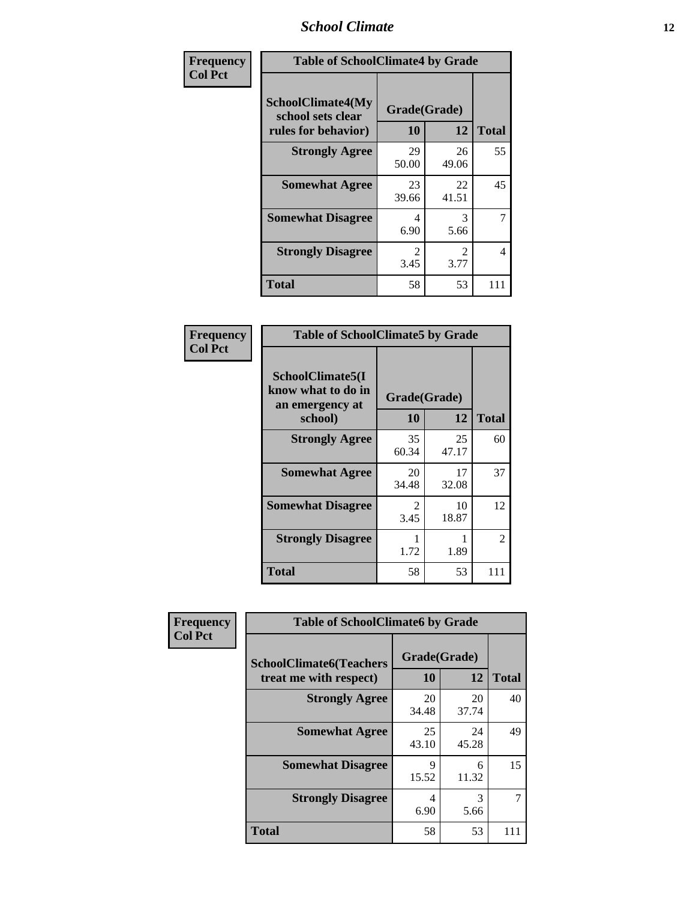| Frequency<br>Col Pct | Table of SchoolClimate4 by Grade | | |
|---|---|---|---|
| SchoolClimate4(My school sets clear rules for behavior) | Grade(Grade) | | |
| | 10 | 12 | Total |
| Strongly Agree | 29<br>50.00 | 26<br>49.06 | 55 |
| Somewhat Agree | 23<br>39.66 | 22<br>41.51 | 45 |
| Somewhat Disagree | 4<br>6.90 | 3<br>5.66 | 7 |
| Strongly Disagree | 2<br>3.45 | 2<br>3.77 | 4 |
| Total | 58 | 53 | 111 |

| Frequency<br>Col Pct | Table of SchoolClimate5 by Grade | | |
|---|---|---|---|
| SchoolClimate5(I know what to do in an emergency at school) | Grade(Grade) | | |
| | 10 | 12 | Total |
| Strongly Agree | 35<br>60.34 | 25<br>47.17 | 60 |
| Somewhat Agree | 20<br>34.48 | 17<br>32.08 | 37 |
| Somewhat Disagree | 2<br>3.45 | 10<br>18.87 | 12 |
| Strongly Disagree | 1<br>1.72 | 1<br>1.89 | 2 |
| Total | 58 | 53 | 111 |

| Frequency<br>Col Pct | Table of SchoolClimate6 by Grade | | |
|---|---|---|---|
| SchoolClimate6(Teachers treat me with respect) | Grade(Grade) | | |
| | 10 | 12 | Total |
| Strongly Agree | 20<br>34.48 | 20<br>37.74 | 40 |
| Somewhat Agree | 25<br>43.10 | 24<br>45.28 | 49 |
| Somewhat Disagree | 9<br>15.52 | 6<br>11.32 | 15 |
| Strongly Disagree | 4<br>6.90 | 3<br>5.66 | 7 |
| Total | 58 | 53 | 111 |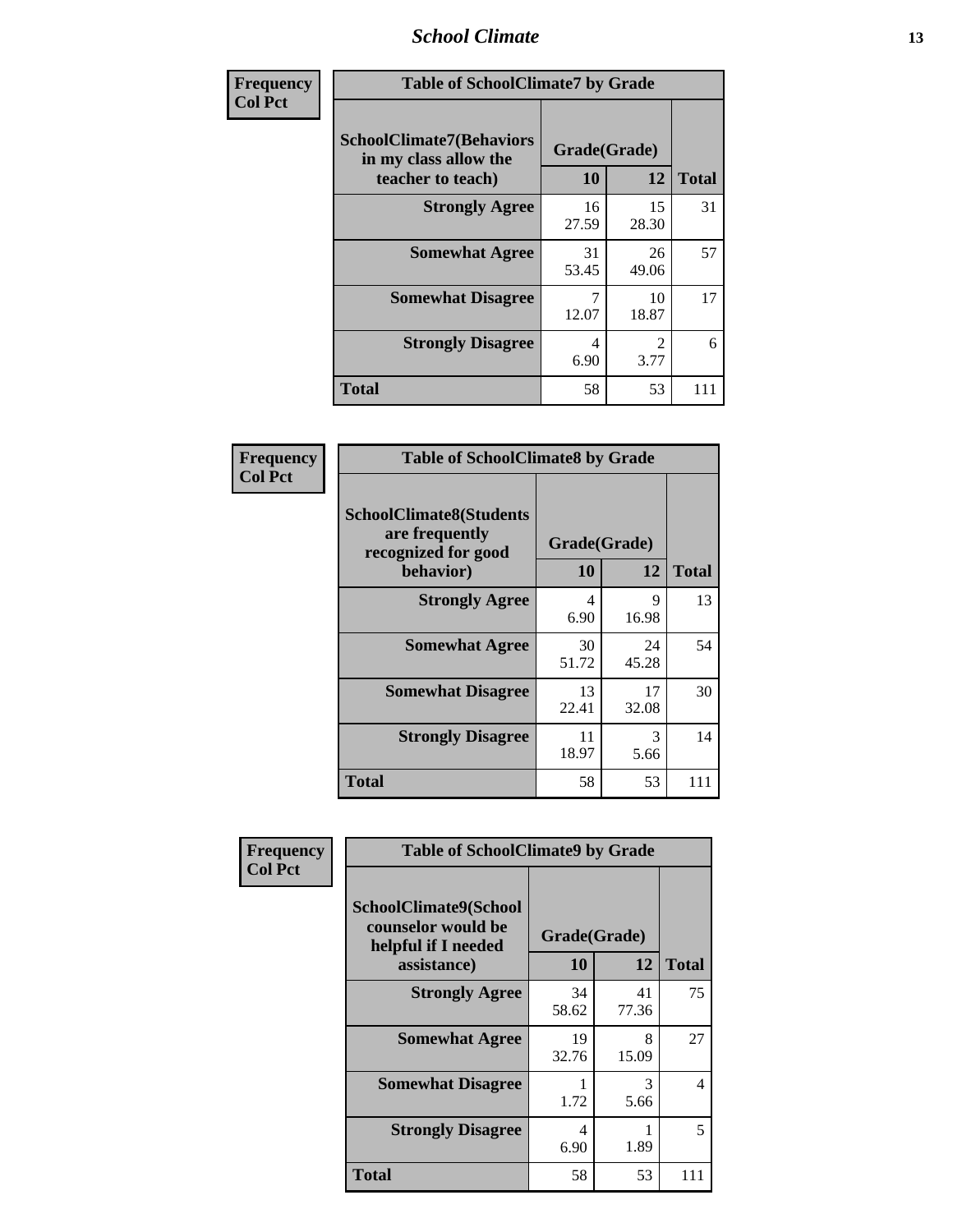| Frequency<br>Col Pct | Table of SchoolClimate7 by Grade | | |
|---|---|---|---|
| SchoolClimate7(Behaviors in my class allow the teacher to teach) | Grade(Grade) | | |
| | 10 | 12 | Total |
| Strongly Agree | 16<br>27.59 | 15<br>28.30 | 31 |
| Somewhat Agree | 31<br>53.45 | 26<br>49.06 | 57 |
| Somewhat Disagree | 7<br>12.07 | 10<br>18.87 | 17 |
| Strongly Disagree | 4<br>6.90 | 2<br>3.77 | 6 |
| Total | 58 | 53 | 111 |

| Frequency<br>Col Pct | Table of SchoolClimate8 by Grade | | |
|---|---|---|---|
| SchoolClimate8(Students are frequently recognized for good behavior) | Grade(Grade) | | |
| | 10 | 12 | Total |
| Strongly Agree | 4<br>6.90 | 9<br>16.98 | 13 |
| Somewhat Agree | 30<br>51.72 | 24<br>45.28 | 54 |
| Somewhat Disagree | 13<br>22.41 | 17<br>32.08 | 30 |
| Strongly Disagree | 11<br>18.97 | 3<br>5.66 | 14 |
| Total | 58 | 53 | 111 |

| Frequency<br>Col Pct | Table of SchoolClimate9 by Grade | | |
|---|---|---|---|
| SchoolClimate9(School counselor would be helpful if I needed assistance) | Grade(Grade) | | |
| | 10 | 12 | Total |
| Strongly Agree | 34<br>58.62 | 41<br>77.36 | 75 |
| Somewhat Agree | 19<br>32.76 | 8<br>15.09 | 27 |
| Somewhat Disagree | 1<br>1.72 | 3<br>5.66 | 4 |
| Strongly Disagree | 4<br>6.90 | 1<br>1.89 | 5 |
| Total | 58 | 53 | 111 |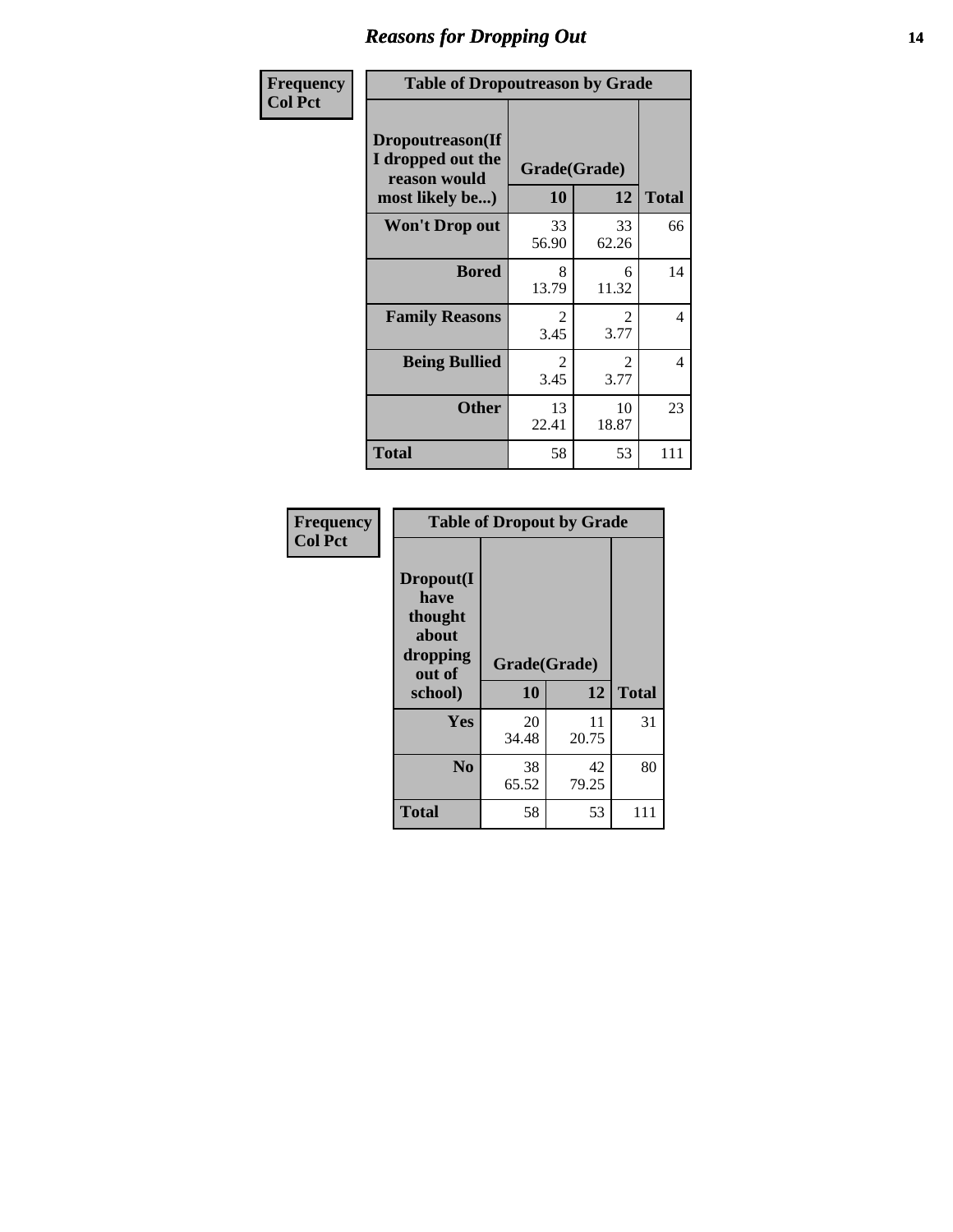# Reasons for Dropping Out

Frequency
Col Pct

| Table of Dropoutreason by Grade | | | |
|---|---|---|---|
| Dropoutreason(If I dropped out the reason would most likely be...) | Grade(Grade) | | |
| | 10 | 12 | Total |
| Won't Drop out | 33<br>56.90 | 33<br>62.26 | 66 |
| Bored | 8<br>13.79 | 6<br>11.32 | 14 |
| Family Reasons | 2<br>3.45 | 2<br>3.77 | 4 |
| Being Bullied | 2<br>3.45 | 2<br>3.77 | 4 |
| Other | 13<br>22.41 | 10<br>18.87 | 23 |
| Total | 58 | 53 | 111 |

Frequency
Col Pct

| Table of Dropout by Grade | | | |
|---|---|---|---|
| Dropout(I have thought about dropping out of school) | Grade(Grade) | | |
| | 10 | 12 | Total |
| Yes | 20<br>34.48 | 11<br>20.75 | 31 |
| No | 38<br>65.52 | 42<br>79.25 | 80 |
| Total | 58 | 53 | 111 |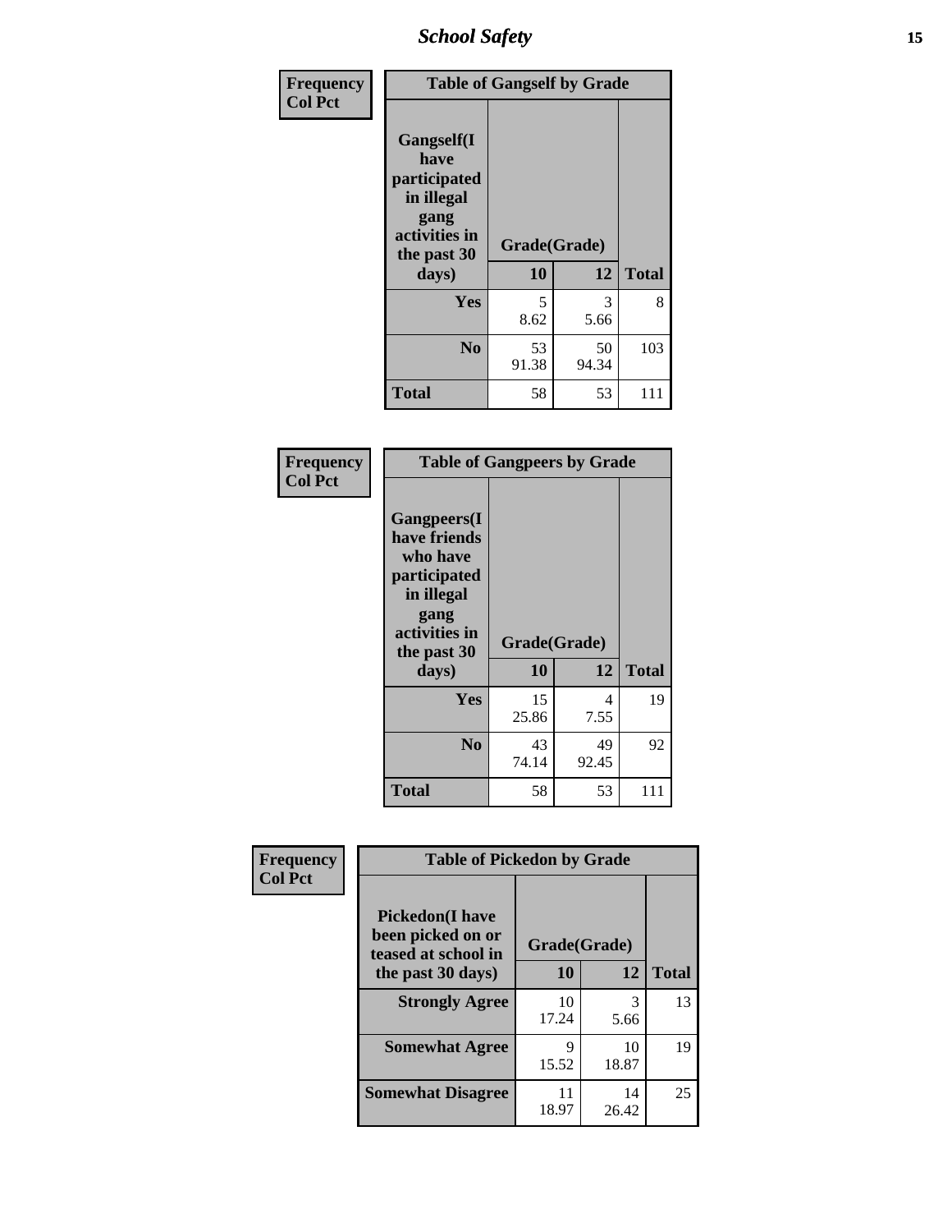| Frequency<br>Col Pct | Table of Gangself by Grade | | |
|---|---|---|---|
| Gangself(I have participated in illegal gang activities in the past 30 days) | Grade(Grade) | | |
| | 10 | 12 | Total |
| Yes | 5<br>8.62 | 3<br>5.66 | 8 |
| No | 53<br>91.38 | 50<br>94.34 | 103 |
| Total | 58 | 53 | 111 |

| Frequency<br>Col Pct | Table of Gangpeers by Grade | | |
|---|---|---|---|
| Gangpeers(I have friends who have participated in illegal gang activities in the past 30 days) | Grade(Grade) | | |
| | 10 | 12 | Total |
| Yes | 15<br>25.86 | 4<br>7.55 | 19 |
| No | 43<br>74.14 | 49<br>92.45 | 92 |
| Total | 58 | 53 | 111 |

| Frequency<br>Col Pct | Table of Pickedon by Grade | | |
|---|---|---|---|
| Pickedon(I have been picked on or teased at school in the past 30 days) | Grade(Grade) | | |
| | 10 | 12 | Total |
| Strongly Agree | 10<br>17.24 | 3<br>5.66 | 13 |
| Somewhat Agree | 9<br>15.52 | 10<br>18.87 | 19 |
| Somewhat Disagree | 11<br>18.97 | 14<br>26.42 | 25 |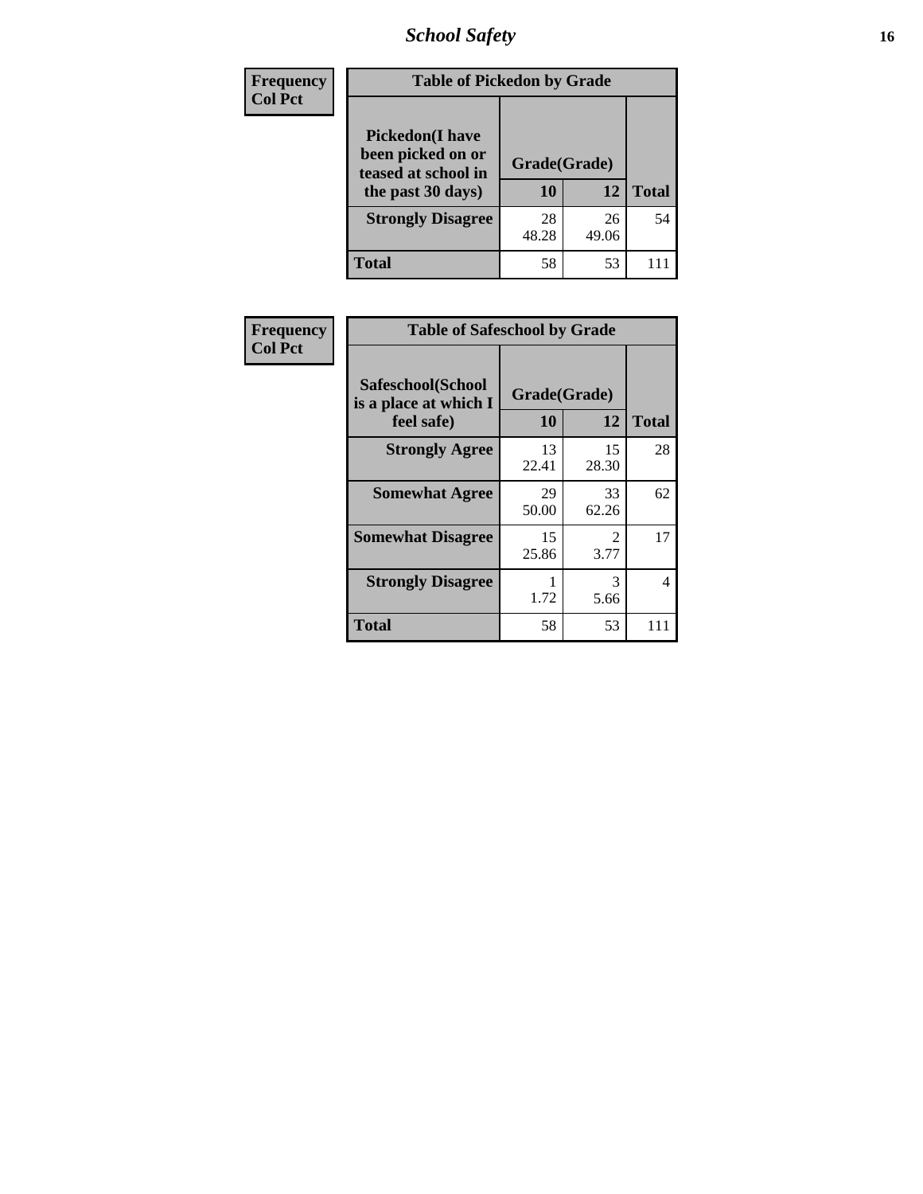| Frequency<br>Col Pct | | | |
|---|---|---|---|

**Table of Pickedon by Grade**

| Pickedon(I have been picked on or teased at school in the past 30 days) | Grade(Grade) | | |
|---|---|---|---|
| | 10 | 12 | Total |
| Strongly Disagree | 28<br>48.28 | 26<br>49.06 | 54 |
| Total | 58 | 53 | 111 |

| Frequency<br>Col Pct | | | |
|---|---|---|---|

**Table of Safeschool by Grade**

| Safeschool(School is a place at which I feel safe) | Grade(Grade) | | |
|---|---|---|---|
| | 10 | 12 | Total |
| Strongly Agree | 13<br>22.41 | 15<br>28.30 | 28 |
| Somewhat Agree | 29<br>50.00 | 33<br>62.26 | 62 |
| Somewhat Disagree | 15<br>25.86 | 2<br>3.77 | 17 |
| Strongly Disagree | 1<br>1.72 | 3<br>5.66 | 4 |
| Total | 58 | 53 | 111 |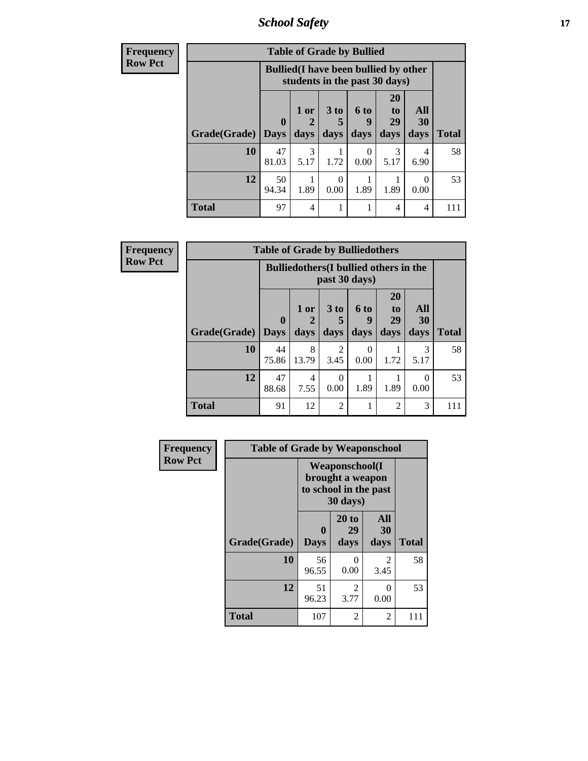| Frequency Row Pct | Table of Grade by Bullied | | | | | | |
|---|---|---|---|---|---|---|---|
| | Bullied(I have been bullied by other students in the past 30 days) | | | | | | |
| Grade(Grade) | 0 Days | 1 or 2 days | 3 to 5 days | 6 to 9 days | 20 to 29 days | All 30 days | Total |
| 10 | 47 81.03 | 3 5.17 | 1 1.72 | 0 0.00 | 3 5.17 | 4 6.90 | 58 |
| 12 | 50 94.34 | 1 1.89 | 0 0.00 | 1 1.89 | 1 1.89 | 0 0.00 | 53 |
| Total | 97 | 4 | 1 | 1 | 4 | 4 | 111 |

| Frequency Row Pct | Table of Grade by Bulliedothers | | | | | | |
|---|---|---|---|---|---|---|---|
| | Bulliedothers(I bullied others in the past 30 days) | | | | | | |
| Grade(Grade) | 0 Days | 1 or 2 days | 3 to 5 days | 6 to 9 days | 20 to 29 days | All 30 days | Total |
| 10 | 44 75.86 | 8 13.79 | 2 3.45 | 0 0.00 | 1 1.72 | 3 5.17 | 58 |
| 12 | 47 88.68 | 4 7.55 | 0 0.00 | 1 1.89 | 1 1.89 | 0 0.00 | 53 |
| Total | 91 | 12 | 2 | 1 | 2 | 3 | 111 |

| Frequency Row Pct | Table of Grade by Weaponschool | | | |
|---|---|---|---|---|
| | Weaponschool(I brought a weapon to school in the past 30 days) | | | |
| Grade(Grade) | 0 Days | 20 to 29 days | All 30 days | Total |
| 10 | 56 96.55 | 0 0.00 | 2 3.45 | 58 |
| 12 | 51 96.23 | 2 3.77 | 0 0.00 | 53 |
| Total | 107 | 2 | 2 | 111 |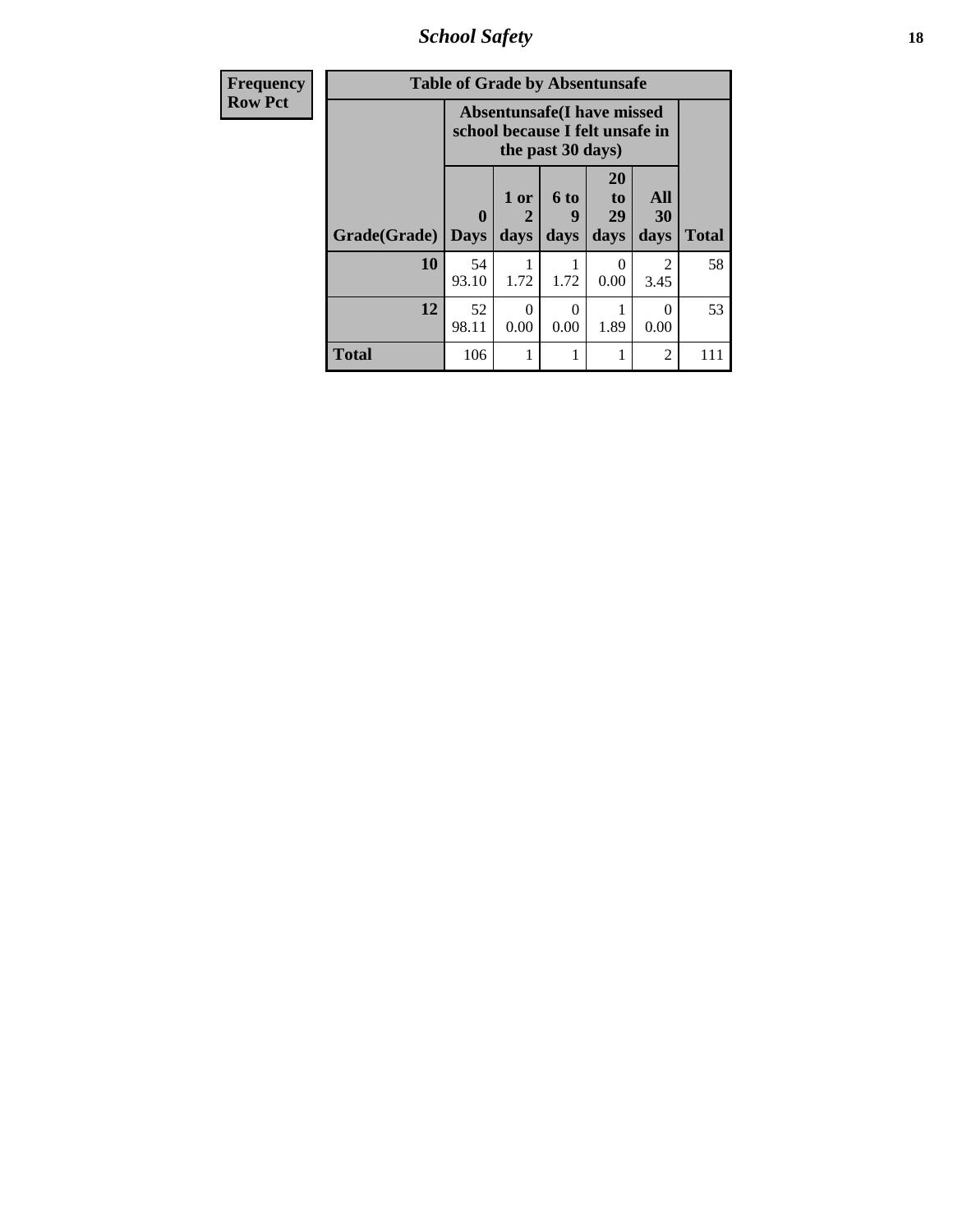| Frequency<br>Row Pct | | | | | | |
|---|---|---|---|---|---|---|

**Table of Grade by Absentunsafe**

| | Absentunsafe(I have missed school because I felt unsafe in the past 30 days) | | | | | |
|---|---|---|---|---|---|---|
| Grade(Grade) | 0 Days | 1 or 2 days | 6 to 9 days | 20 to 29 days | All 30 days | Total |
| 10 | 54<br>93.10 | 1<br>1.72 | 1<br>1.72 | 0<br>0.00 | 2<br>3.45 | 58 |
| 12 | 52<br>98.11 | 0<br>0.00 | 0<br>0.00 | 1<br>1.89 | 0<br>0.00 | 53 |
| Total | 106 | 1 | 1 | 1 | 2 | 111 |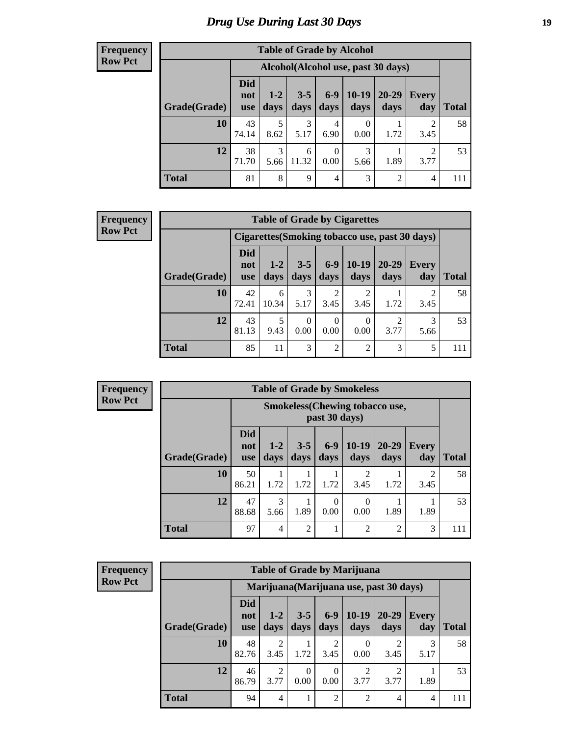# Drug Use During Last 30 Days

**Frequency**
**Row Pct**

| Table of Grade by Alcohol | | | | | | | | |
|---|---|---|---|---|---|---|---|---|
| | Alcohol(Alcohol use, past 30 days) | | | | | | | |
| Grade(Grade) | Did not use | 1-2 days | 3-5 days | 6-9 days | 10-19 days | 20-29 days | Every day | Total |
| 10 | 43<br>74.14 | 5<br>8.62 | 3<br>5.17 | 4<br>6.90 | 0<br>0.00 | 1<br>1.72 | 2<br>3.45 | 58 |
| 12 | 38<br>71.70 | 3<br>5.66 | 6<br>11.32 | 0<br>0.00 | 3<br>5.66 | 1<br>1.89 | 2<br>3.77 | 53 |
| Total | 81 | 8 | 9 | 4 | 3 | 2 | 4 | 111 |

**Frequency**
**Row Pct**

| Table of Grade by Cigarettes | | | | | | | | |
|---|---|---|---|---|---|---|---|---|
| | Cigarettes(Smoking tobacco use, past 30 days) | | | | | | | |
| Grade(Grade) | Did not use | 1-2 days | 3-5 days | 6-9 days | 10-19 days | 20-29 days | Every day | Total |
| 10 | 42<br>72.41 | 6<br>10.34 | 3<br>5.17 | 2<br>3.45 | 2<br>3.45 | 1<br>1.72 | 2<br>3.45 | 58 |
| 12 | 43<br>81.13 | 5<br>9.43 | 0<br>0.00 | 0<br>0.00 | 0<br>0.00 | 2<br>3.77 | 3<br>5.66 | 53 |
| Total | 85 | 11 | 3 | 2 | 2 | 3 | 5 | 111 |

**Frequency**
**Row Pct**

| Table of Grade by Smokeless | | | | | | | | |
|---|---|---|---|---|---|---|---|---|
| | Smokeless(Chewing tobacco use, past 30 days) | | | | | | | |
| Grade(Grade) | Did not use | 1-2 days | 3-5 days | 6-9 days | 10-19 days | 20-29 days | Every day | Total |
| 10 | 50<br>86.21 | 1<br>1.72 | 1<br>1.72 | 1<br>1.72 | 2<br>3.45 | 1<br>1.72 | 2<br>3.45 | 58 |
| 12 | 47<br>88.68 | 3<br>5.66 | 1<br>1.89 | 0<br>0.00 | 0<br>0.00 | 1<br>1.89 | 1<br>1.89 | 53 |
| Total | 97 | 4 | 2 | 1 | 2 | 2 | 3 | 111 |

**Frequency**
**Row Pct**

| Table of Grade by Marijuana | | | | | | | | |
|---|---|---|---|---|---|---|---|---|
| | Marijuana(Marijuana use, past 30 days) | | | | | | | |
| Grade(Grade) | Did not use | 1-2 days | 3-5 days | 6-9 days | 10-19 days | 20-29 days | Every day | Total |
| 10 | 48<br>82.76 | 2<br>3.45 | 1<br>1.72 | 2<br>3.45 | 0<br>0.00 | 2<br>3.45 | 3<br>5.17 | 58 |
| 12 | 46<br>86.79 | 2<br>3.77 | 0<br>0.00 | 0<br>0.00 | 2<br>3.77 | 2<br>3.77 | 1<br>1.89 | 53 |
| Total | 94 | 4 | 1 | 2 | 2 | 4 | 4 | 111 |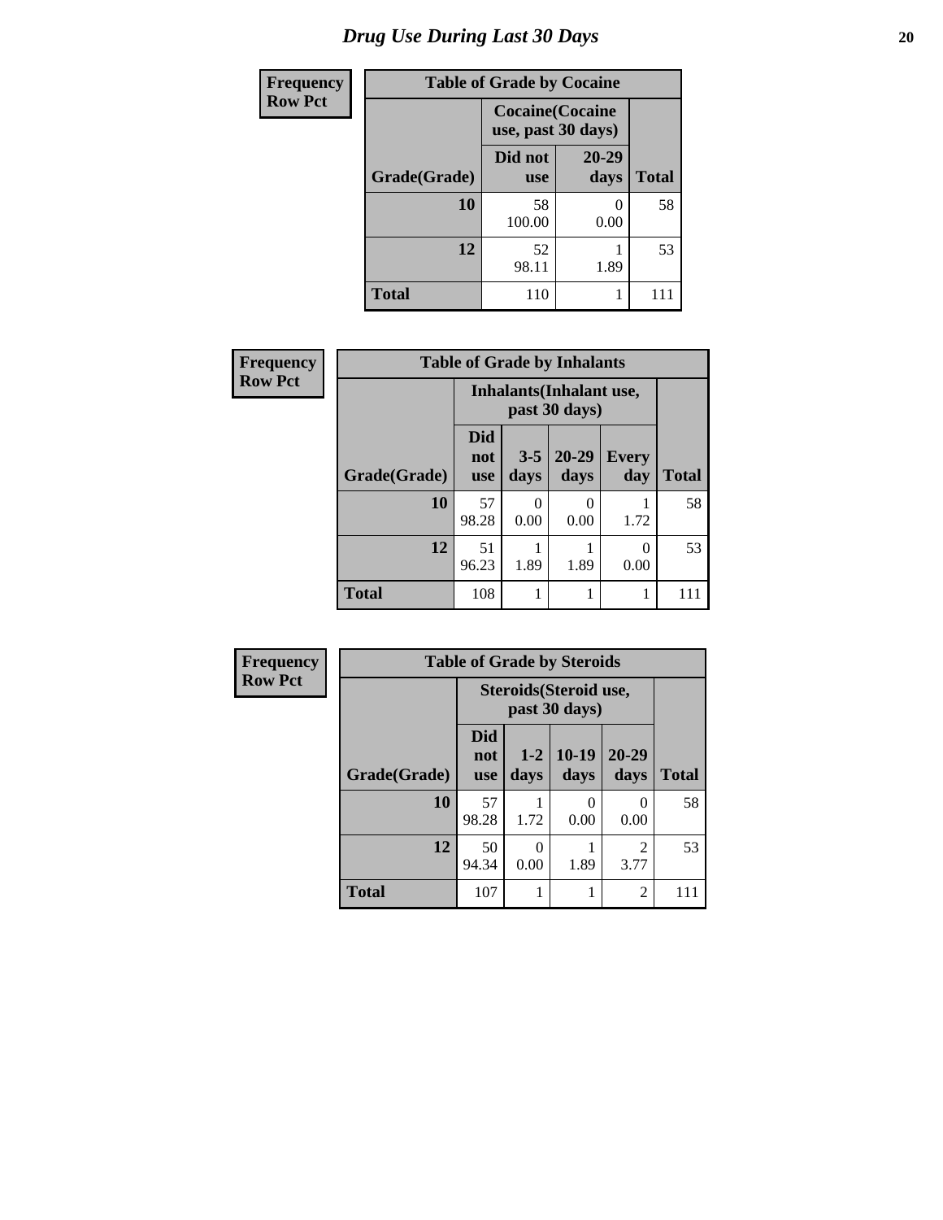# Drug Use During Last 30 Days

| Frequency Row Pct |
|---|

**Table of Grade by Cocaine**

| Grade(Grade) | Cocaine(Cocaine use, past 30 days) | | Total |
|---|---|---|---|
| | Did not use | 20-29 days | |
| 10 | 58<br>100.00 | 0<br>0.00 | 58 |
| 12 | 52<br>98.11 | 1<br>1.89 | 53 |
| Total | 110 | 1 | 111 |

| Frequency Row Pct |
|---|

**Table of Grade by Inhalants**

| Grade(Grade) | Inhalants(Inhalant use, past 30 days) | | | | Total |
|---|---|---|---|---|---|
| | Did not use | 3-5 days | 20-29 days | Every day | |
| 10 | 57<br>98.28 | 0<br>0.00 | 0<br>0.00 | 1<br>1.72 | 58 |
| 12 | 51<br>96.23 | 1<br>1.89 | 1<br>1.89 | 0<br>0.00 | 53 |
| Total | 108 | 1 | 1 | 1 | 111 |

| Frequency Row Pct |
|---|

**Table of Grade by Steroids**

| Grade(Grade) | Steroids(Steroid use, past 30 days) | | | | Total |
|---|---|---|---|---|---|
| | Did not use | 1-2 days | 10-19 days | 20-29 days | |
| 10 | 57<br>98.28 | 1<br>1.72 | 0<br>0.00 | 0<br>0.00 | 58 |
| 12 | 50<br>94.34 | 0<br>0.00 | 1<br>1.89 | 2<br>3.77 | 53 |
| Total | 107 | 1 | 1 | 2 | 111 |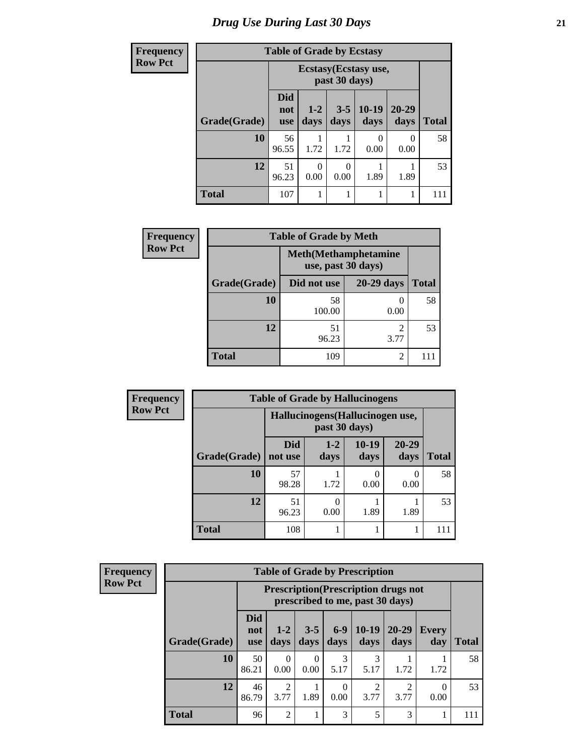# Drug Use During Last 30 Days

**Frequency**
**Row Pct**

| Table of Grade by Ecstasy | | | | | | |
|---|---|---|---|---|---|---|
| | Ecstasy(Ecstasy use, past 30 days) | | | | | |
| Grade(Grade) | Did not use | 1-2 days | 3-5 days | 10-19 days | 20-29 days | Total |
| 10 | 56<br>96.55 | 1<br>1.72 | 1<br>1.72 | 0<br>0.00 | 0<br>0.00 | 58 |
| 12 | 51<br>96.23 | 0<br>0.00 | 0<br>0.00 | 1<br>1.89 | 1<br>1.89 | 53 |
| Total | 107 | 1 | 1 | 1 | 1 | 111 |

**Frequency**
**Row Pct**

| Table of Grade by Meth | | | |
|---|---|---|---|
| | Meth(Methamphetamine use, past 30 days) | | |
| Grade(Grade) | Did not use | 20-29 days | Total |
| 10 | 58<br>100.00 | 0<br>0.00 | 58 |
| 12 | 51<br>96.23 | 2<br>3.77 | 53 |
| Total | 109 | 2 | 111 |

**Frequency**
**Row Pct**

| Table of Grade by Hallucinogens | | | | | |
|---|---|---|---|---|---|
| | Hallucinogens(Hallucinogen use, past 30 days) | | | | |
| Grade(Grade) | Did not use | 1-2 days | 10-19 days | 20-29 days | Total |
| 10 | 57<br>98.28 | 1<br>1.72 | 0<br>0.00 | 0<br>0.00 | 58 |
| 12 | 51<br>96.23 | 0<br>0.00 | 1<br>1.89 | 1<br>1.89 | 53 |
| Total | 108 | 1 | 1 | 1 | 111 |

**Frequency**
**Row Pct**

| Table of Grade by Prescription | | | | | | | | |
|---|---|---|---|---|---|---|---|---|
| | Prescription(Prescription drugs not prescribed to me, past 30 days) | | | | | | | |
| Grade(Grade) | Did not use | 1-2 days | 3-5 days | 6-9 days | 10-19 days | 20-29 days | Every day | Total |
| 10 | 50<br>86.21 | 0<br>0.00 | 0<br>0.00 | 3<br>5.17 | 3<br>5.17 | 1<br>1.72 | 1<br>1.72 | 58 |
| 12 | 46<br>86.79 | 2<br>3.77 | 1<br>1.89 | 0<br>0.00 | 2<br>3.77 | 2<br>3.77 | 0<br>0.00 | 53 |
| Total | 96 | 2 | 1 | 3 | 5 | 3 | 1 | 111 |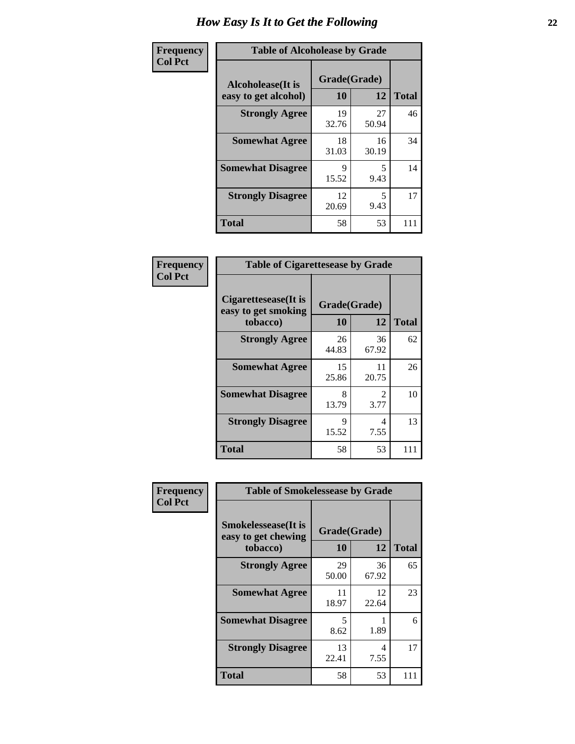# How Easy Is It to Get the Following

**Frequency**
**Col Pct**

**Table of Alcoholease by Grade**

| Alcoholease(It is easy to get alcohol) | Grade(Grade) | | Total |
|---|---|---|---|
| | 10 | 12 | |
| **Strongly Agree** | 19<br>32.76 | 27<br>50.94 | 46 |
| **Somewhat Agree** | 18<br>31.03 | 16<br>30.19 | 34 |
| **Somewhat Disagree** | 9<br>15.52 | 5<br>9.43 | 14 |
| **Strongly Disagree** | 12<br>20.69 | 5<br>9.43 | 17 |
| **Total** | 58 | 53 | 111 |

**Frequency**
**Col Pct**

**Table of Cigarettesease by Grade**

| Cigarettesease(It is easy to get smoking tobacco) | Grade(Grade) | | Total |
|---|---|---|---|
| | 10 | 12 | |
| **Strongly Agree** | 26<br>44.83 | 36<br>67.92 | 62 |
| **Somewhat Agree** | 15<br>25.86 | 11<br>20.75 | 26 |
| **Somewhat Disagree** | 8<br>13.79 | 2<br>3.77 | 10 |
| **Strongly Disagree** | 9<br>15.52 | 4<br>7.55 | 13 |
| **Total** | 58 | 53 | 111 |

**Frequency**
**Col Pct**

**Table of Smokelessease by Grade**

| Smokelessease(It is easy to get chewing tobacco) | Grade(Grade) | | Total |
|---|---|---|---|
| | 10 | 12 | |
| **Strongly Agree** | 29<br>50.00 | 36<br>67.92 | 65 |
| **Somewhat Agree** | 11<br>18.97 | 12<br>22.64 | 23 |
| **Somewhat Disagree** | 5<br>8.62 | 1<br>1.89 | 6 |
| **Strongly Disagree** | 13<br>22.41 | 4<br>7.55 | 17 |
| **Total** | 58 | 53 | 111 |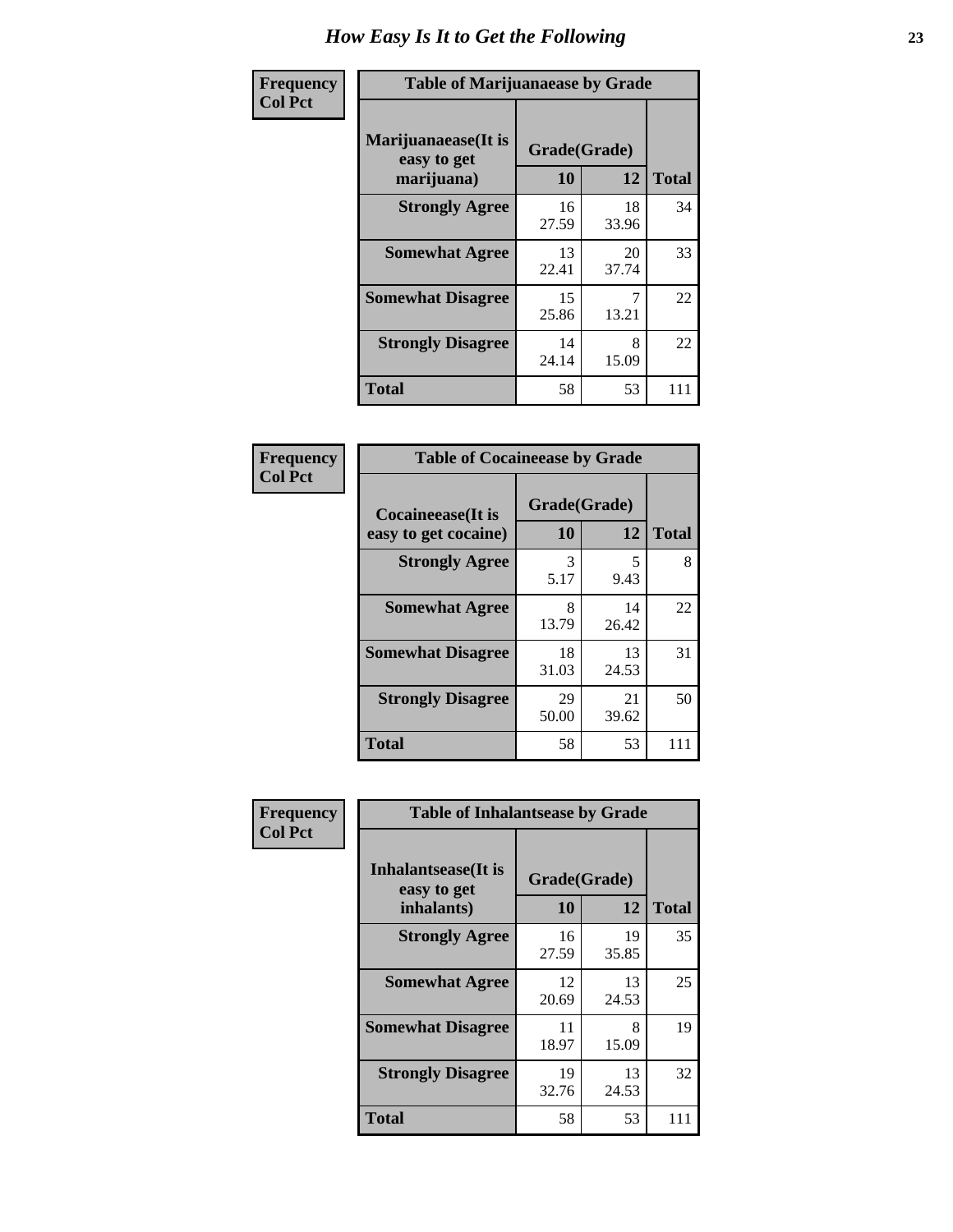# How Easy Is It to Get the Following

**Frequency**
**Col Pct**

**Table of Marijuanaease by Grade**

| Marijuanaease(It is easy to get marijuana) | Grade(Grade) | | Total |
|---|---|---|---|
| | 10 | 12 | |
| Strongly Agree | 16<br>27.59 | 18<br>33.96 | 34 |
| Somewhat Agree | 13<br>22.41 | 20<br>37.74 | 33 |
| Somewhat Disagree | 15<br>25.86 | 7<br>13.21 | 22 |
| Strongly Disagree | 14<br>24.14 | 8<br>15.09 | 22 |
| Total | 58 | 53 | 111 |

**Frequency**
**Col Pct**

**Table of Cocaineease by Grade**

| Cocaineease(It is easy to get cocaine) | Grade(Grade) | | Total |
|---|---|---|---|
| | 10 | 12 | |
| Strongly Agree | 3<br>5.17 | 5<br>9.43 | 8 |
| Somewhat Agree | 8<br>13.79 | 14<br>26.42 | 22 |
| Somewhat Disagree | 18<br>31.03 | 13<br>24.53 | 31 |
| Strongly Disagree | 29<br>50.00 | 21<br>39.62 | 50 |
| Total | 58 | 53 | 111 |

**Frequency**
**Col Pct**

**Table of Inhalantsease by Grade**

| Inhalantsease(It is easy to get inhalants) | Grade(Grade) | | Total |
|---|---|---|---|
| | 10 | 12 | |
| Strongly Agree | 16<br>27.59 | 19<br>35.85 | 35 |
| Somewhat Agree | 12<br>20.69 | 13<br>24.53 | 25 |
| Somewhat Disagree | 11<br>18.97 | 8<br>15.09 | 19 |
| Strongly Disagree | 19<br>32.76 | 13<br>24.53 | 32 |
| Total | 58 | 53 | 111 |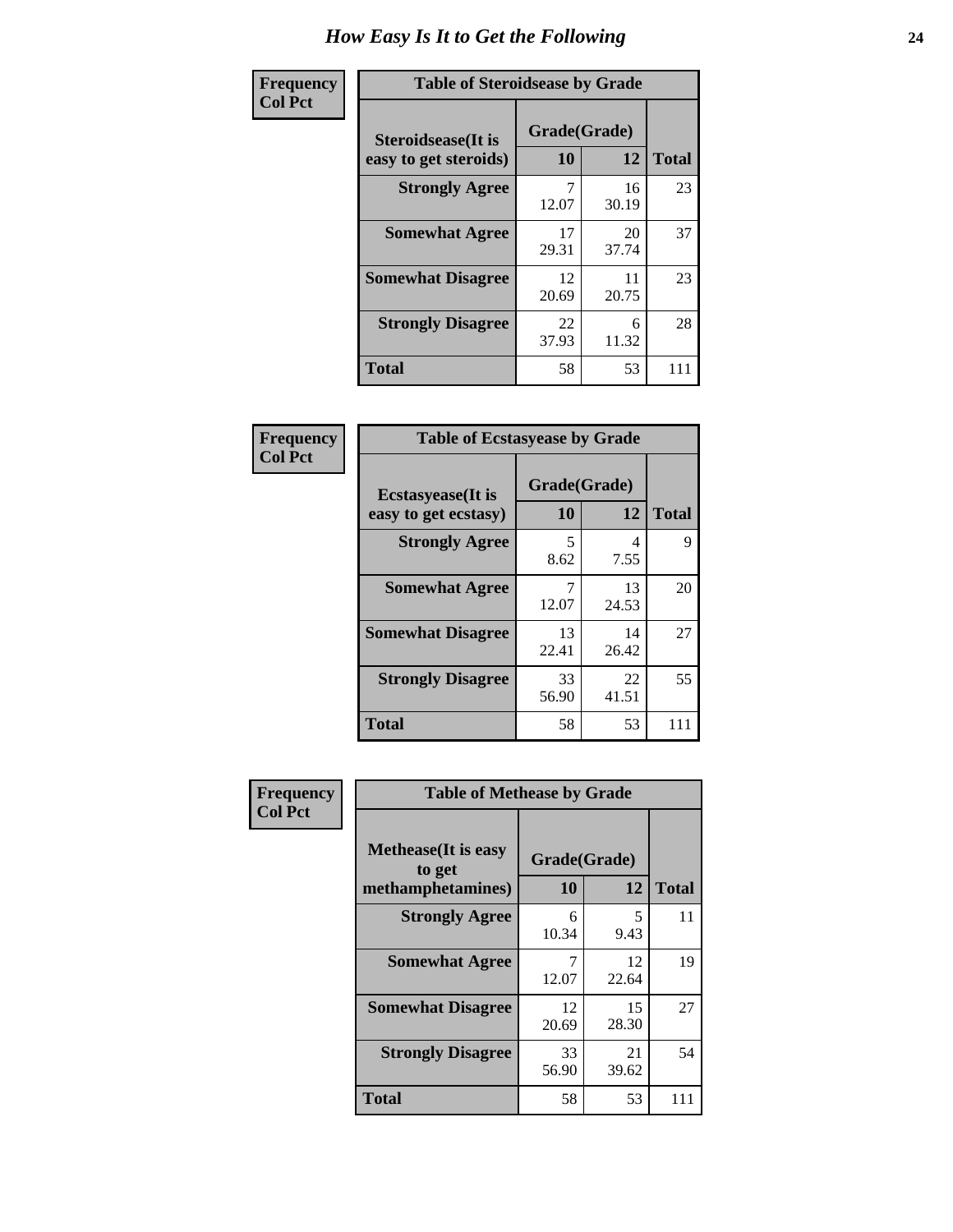# How Easy Is It to Get the Following

**Frequency Col Pct**

| Table of Steroidsease by Grade | | | |
|---|---|---|---|
| **Steroidsease(It is easy to get steroids)** | **Grade(Grade)** | | **Total** |
| | **10** | **12** | |
| **Strongly Agree** | 7<br>12.07 | 16<br>30.19 | 23 |
| **Somewhat Agree** | 17<br>29.31 | 20<br>37.74 | 37 |
| **Somewhat Disagree** | 12<br>20.69 | 11<br>20.75 | 23 |
| **Strongly Disagree** | 22<br>37.93 | 6<br>11.32 | 28 |
| **Total** | 58 | 53 | 111 |

**Frequency Col Pct**

| Table of Ecstasyease by Grade | | | |
|---|---|---|---|
| **Ecstasyease(It is easy to get ecstasy)** | **Grade(Grade)** | | **Total** |
| | **10** | **12** | |
| **Strongly Agree** | 5<br>8.62 | 4<br>7.55 | 9 |
| **Somewhat Agree** | 7<br>12.07 | 13<br>24.53 | 20 |
| **Somewhat Disagree** | 13<br>22.41 | 14<br>26.42 | 27 |
| **Strongly Disagree** | 33<br>56.90 | 22<br>41.51 | 55 |
| **Total** | 58 | 53 | 111 |

**Frequency Col Pct**

| Table of Methease by Grade | | | |
|---|---|---|---|
| **Methease(It is easy to get methamphetamines)** | **Grade(Grade)** | | **Total** |
| | **10** | **12** | |
| **Strongly Agree** | 6<br>10.34 | 5<br>9.43 | 11 |
| **Somewhat Agree** | 7<br>12.07 | 12<br>22.64 | 19 |
| **Somewhat Disagree** | 12<br>20.69 | 15<br>28.30 | 27 |
| **Strongly Disagree** | 33<br>56.90 | 21<br>39.62 | 54 |
| **Total** | 58 | 53 | 111 |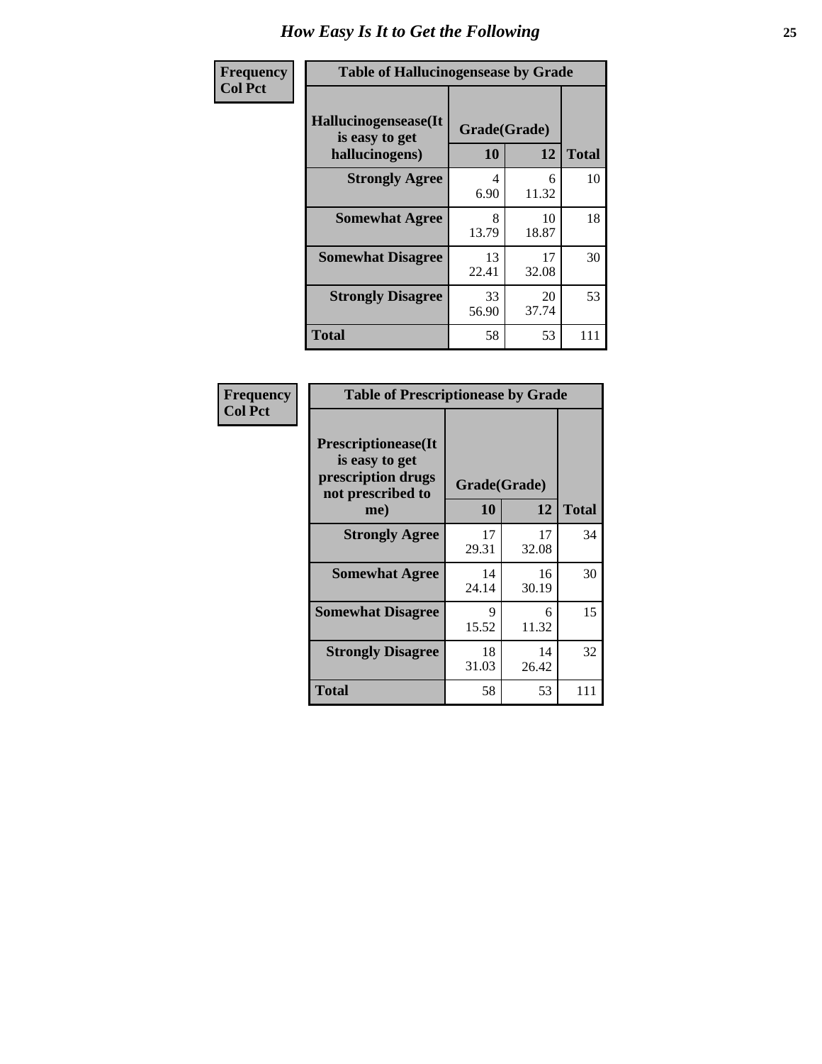# How Easy Is It to Get the Following

**Frequency**
**Col Pct**

| Table of Hallucinogensease by Grade | | | |
|---|---|---|---|
| **Hallucinogensease(It is easy to get hallucinogens)** | **Grade(Grade)** | | **Total** |
| | **10** | **12** | |
| **Strongly Agree** | 4<br>6.90 | 6<br>11.32 | 10 |
| **Somewhat Agree** | 8<br>13.79 | 10<br>18.87 | 18 |
| **Somewhat Disagree** | 13<br>22.41 | 17<br>32.08 | 30 |
| **Strongly Disagree** | 33<br>56.90 | 20<br>37.74 | 53 |
| **Total** | 58 | 53 | 111 |

**Frequency**
**Col Pct**

| Table of Prescriptionease by Grade | | | |
|---|---|---|---|
| **Prescriptionease(It is easy to get prescription drugs not prescribed to me)** | **Grade(Grade)** | | **Total** |
| | **10** | **12** | |
| **Strongly Agree** | 17<br>29.31 | 17<br>32.08 | 34 |
| **Somewhat Agree** | 14<br>24.14 | 16<br>30.19 | 30 |
| **Somewhat Disagree** | 9<br>15.52 | 6<br>11.32 | 15 |
| **Strongly Disagree** | 18<br>31.03 | 14<br>26.42 | 32 |
| **Total** | 58 | 53 | 111 |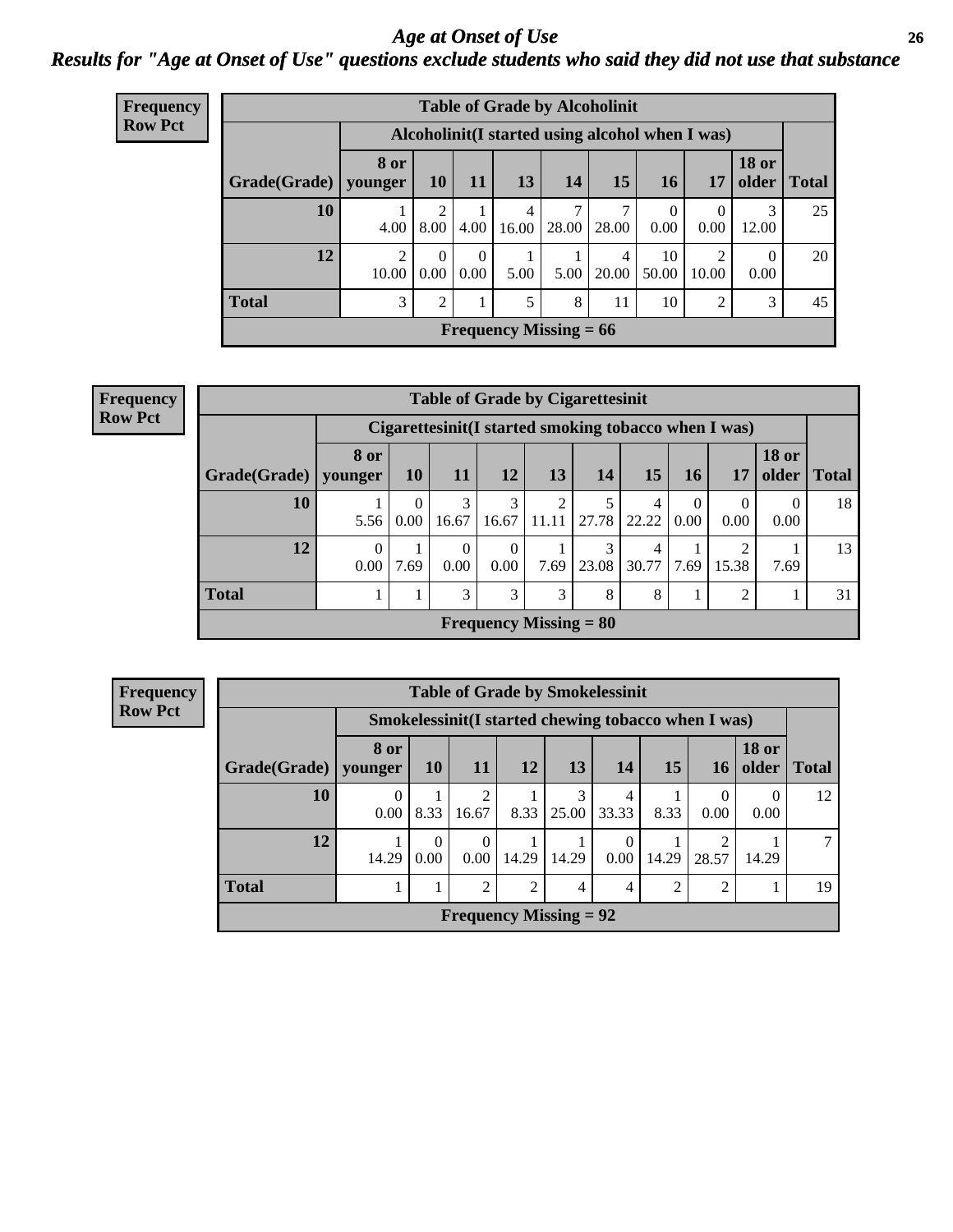# Age at Onset of Use

## *Results for "Age at Onset of Use" questions exclude students who said they did not use that substance*

**Frequency**
**Row Pct**

| Table of Grade by Alcoholinit | | | | | | | | | | |
|---|---|---|---|---|---|---|---|---|---|---|
| | Alcoholinit(I started using alcohol when I was) | | | | | | | | | |
| Grade(Grade) | 8 or younger | 10 | 11 | 13 | 14 | 15 | 16 | 17 | 18 or older | Total |
| 10 | 1<br>4.00 | 2<br>8.00 | 1<br>4.00 | 4<br>16.00 | 7<br>28.00 | 7<br>28.00 | 0<br>0.00 | 0<br>0.00 | 3<br>12.00 | 25 |
| 12 | 2<br>10.00 | 0<br>0.00 | 0<br>0.00 | 1<br>5.00 | 1<br>5.00 | 4<br>20.00 | 10<br>50.00 | 2<br>10.00 | 0<br>0.00 | 20 |
| Total | 3 | 2 | 1 | 5 | 8 | 11 | 10 | 2 | 3 | 45 |
| Frequency Missing = 66 | | | | | | | | | | |

**Frequency**
**Row Pct**

| Table of Grade by Cigarettesinit | | | | | | | | | | | |
|---|---|---|---|---|---|---|---|---|---|---|---|
| | Cigarettesinit(I started smoking tobacco when I was) | | | | | | | | | | |
| Grade(Grade) | 8 or younger | 10 | 11 | 12 | 13 | 14 | 15 | 16 | 17 | 18 or older | Total |
| 10 | 1<br>5.56 | 0<br>0.00 | 3<br>16.67 | 3<br>16.67 | 2<br>11.11 | 5<br>27.78 | 4<br>22.22 | 0<br>0.00 | 0<br>0.00 | 0<br>0.00 | 18 |
| 12 | 0<br>0.00 | 1<br>7.69 | 0<br>0.00 | 0<br>0.00 | 1<br>7.69 | 3<br>23.08 | 4<br>30.77 | 1<br>7.69 | 2<br>15.38 | 1<br>7.69 | 13 |
| Total | 1 | 1 | 3 | 3 | 3 | 8 | 8 | 1 | 2 | 1 | 31 |
| Frequency Missing = 80 | | | | | | | | | | | |

**Frequency**
**Row Pct**

| Table of Grade by Smokelessinit | | | | | | | | | | |
|---|---|---|---|---|---|---|---|---|---|---|
| | Smokelessinit(I started chewing tobacco when I was) | | | | | | | | | |
| Grade(Grade) | 8 or younger | 10 | 11 | 12 | 13 | 14 | 15 | 16 | 18 or older | Total |
| 10 | 0<br>0.00 | 1<br>8.33 | 2<br>16.67 | 1<br>8.33 | 3<br>25.00 | 4<br>33.33 | 1<br>8.33 | 0<br>0.00 | 0<br>0.00 | 12 |
| 12 | 1<br>14.29 | 0<br>0.00 | 0<br>0.00 | 1<br>14.29 | 1<br>14.29 | 0<br>0.00 | 1<br>14.29 | 2<br>28.57 | 1<br>14.29 | 7 |
| Total | 1 | 1 | 2 | 2 | 4 | 4 | 2 | 2 | 1 | 19 |
| Frequency Missing = 92 | | | | | | | | | | |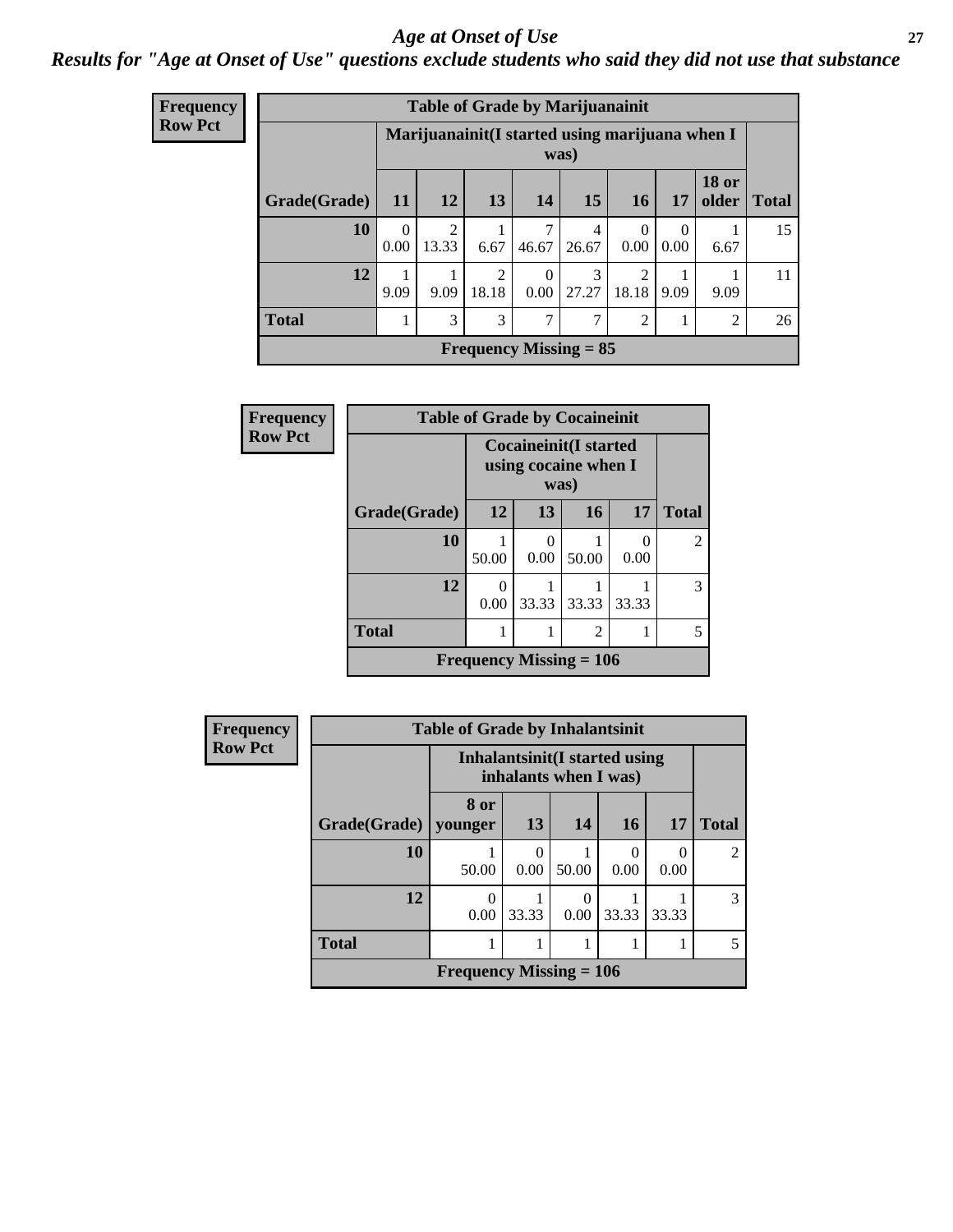# *Age at Onset of Use*

## *Results for "Age at Onset of Use" questions exclude students who said they did not use that substance*

**Frequency**
**Row Pct**

| Table of Grade by Marijuanainit | | | | | | | | | |
|---|---|---|---|---|---|---|---|---|---|
| | Marijuanainit(I started using marijuana when I was) | | | | | | | | |
| Grade(Grade) | 11 | 12 | 13 | 14 | 15 | 16 | 17 | 18 or older | Total |
| 10 | 0<br>0.00 | 2<br>13.33 | 1<br>6.67 | 7<br>46.67 | 4<br>26.67 | 0<br>0.00 | 0<br>0.00 | 1<br>6.67 | 15 |
| 12 | 1<br>9.09 | 1<br>9.09 | 2<br>18.18 | 0<br>0.00 | 3<br>27.27 | 2<br>18.18 | 1<br>9.09 | 1<br>9.09 | 11 |
| Total | 1 | 3 | 3 | 7 | 7 | 2 | 1 | 2 | 26 |
| Frequency Missing = 85 | | | | | | | | | |

**Frequency**
**Row Pct**

| Table of Grade by Cocaineinit | | | | | |
|---|---|---|---|---|---|
| | Cocaineinit(I started using cocaine when I was) | | | | |
| Grade(Grade) | 12 | 13 | 16 | 17 | Total |
| 10 | 1<br>50.00 | 0<br>0.00 | 1<br>50.00 | 0<br>0.00 | 2 |
| 12 | 0<br>0.00 | 1<br>33.33 | 1<br>33.33 | 1<br>33.33 | 3 |
| Total | 1 | 1 | 2 | 1 | 5 |
| Frequency Missing = 106 | | | | | |

**Frequency**
**Row Pct**

| Table of Grade by Inhalantsinit | | | | | | |
|---|---|---|---|---|---|---|
| | Inhalantsinit(I started using inhalants when I was) | | | | | |
| Grade(Grade) | 8 or younger | 13 | 14 | 16 | 17 | Total |
| 10 | 1<br>50.00 | 0<br>0.00 | 1<br>50.00 | 0<br>0.00 | 0<br>0.00 | 2 |
| 12 | 0<br>0.00 | 1<br>33.33 | 0<br>0.00 | 1<br>33.33 | 1<br>33.33 | 3 |
| Total | 1 | 1 | 1 | 1 | 1 | 5 |
| Frequency Missing = 106 | | | | | | |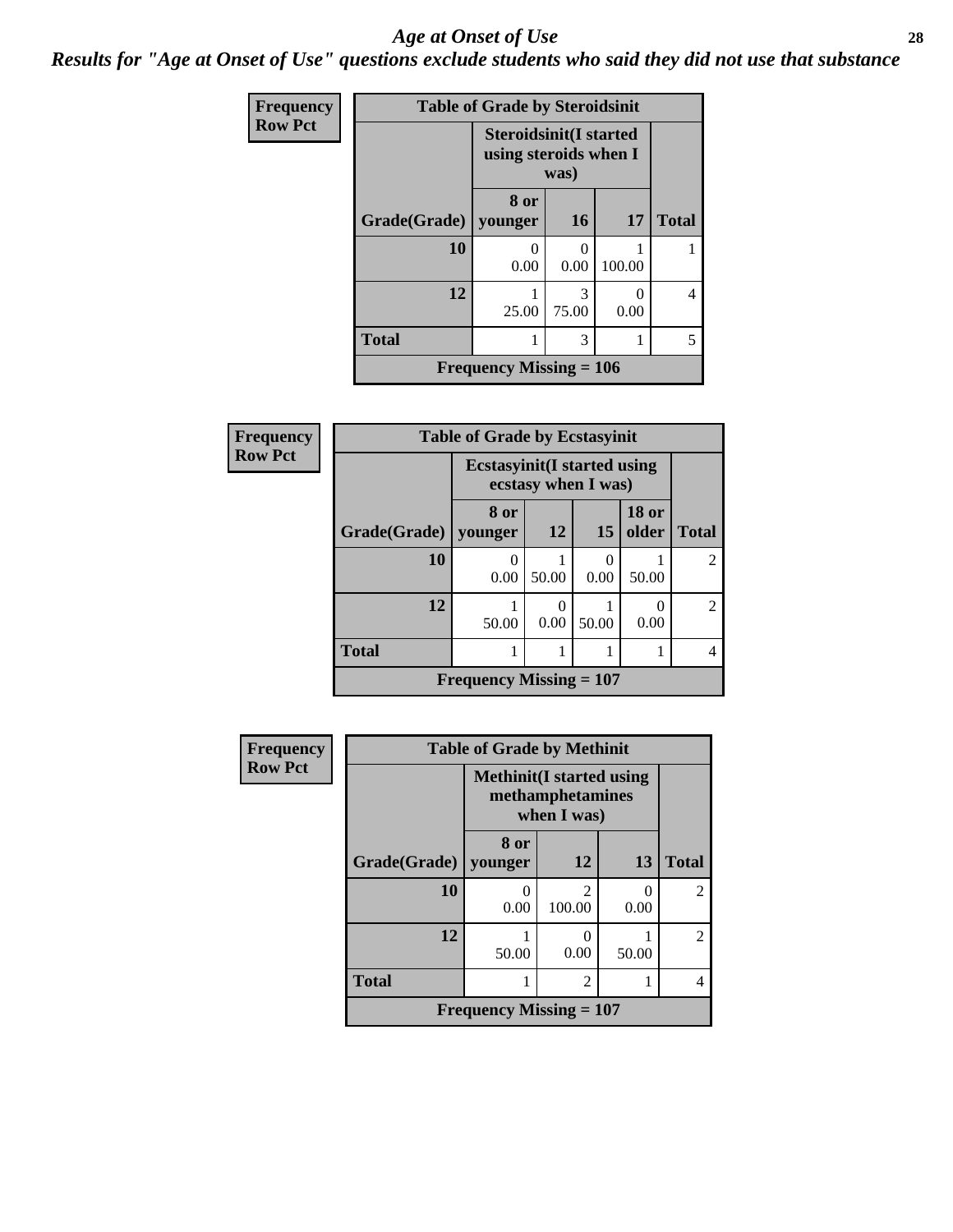## Age at Onset of Use

***Results for "Age at Onset of Use" questions exclude students who said they did not use that substance***

**Frequency**
**Row Pct**

**Table of Grade by Steroidsinit**

| Grade(Grade) | Steroidsinit(I started using steroids when I was) 8 or younger | 16 | 17 | Total |
|---|---|---|---|---|
| **10** | 0<br>0.00 | 0<br>0.00 | 1<br>100.00 | 1 |
| **12** | 1<br>25.00 | 3<br>75.00 | 0<br>0.00 | 4 |
| **Total** | 1 | 3 | 1 | 5 |

**Frequency Missing = 106**

**Frequency**
**Row Pct**

**Table of Grade by Ecstasyinit**

| Grade(Grade) | Ecstasyinit(I started using ecstasy when I was) 8 or younger | 12 | 15 | 18 or older | Total |
|---|---|---|---|---|---|
| **10** | 0<br>0.00 | 1<br>50.00 | 0<br>0.00 | 1<br>50.00 | 2 |
| **12** | 1<br>50.00 | 0<br>0.00 | 1<br>50.00 | 0<br>0.00 | 2 |
| **Total** | 1 | 1 | 1 | 1 | 4 |

**Frequency Missing = 107**

**Frequency**
**Row Pct**

**Table of Grade by Methinit**

| Grade(Grade) | Methinit(I started using methamphetamines when I was) 8 or younger | 12 | 13 | Total |
|---|---|---|---|---|
| **10** | 0<br>0.00 | 2<br>100.00 | 0<br>0.00 | 2 |
| **12** | 1<br>50.00 | 0<br>0.00 | 1<br>50.00 | 2 |
| **Total** | 1 | 2 | 1 | 4 |

**Frequency Missing = 107**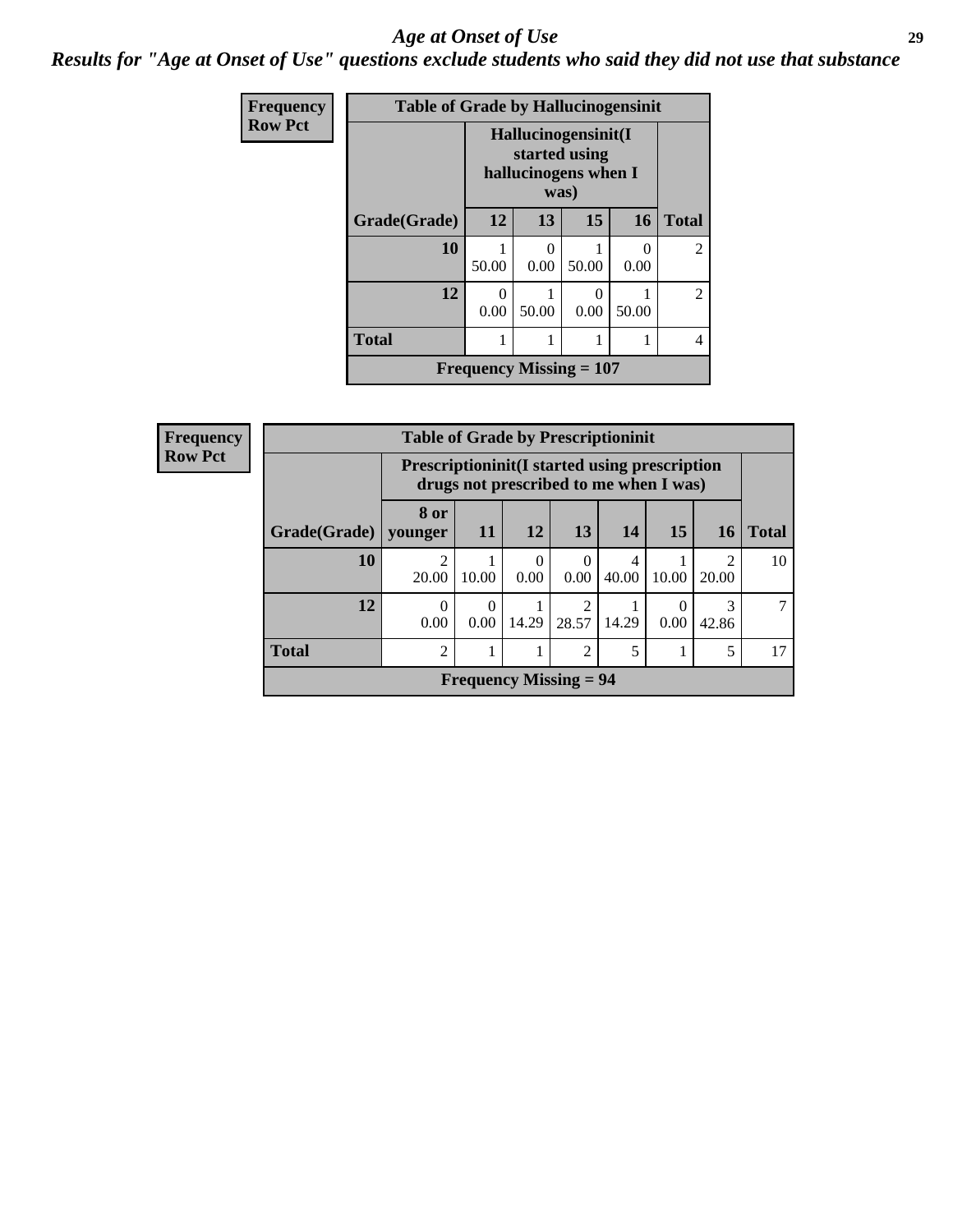# *Age at Onset of Use*

## *Results for "Age at Onset of Use" questions exclude students who said they did not use that substance*

**Frequency**
**Row Pct**

**Table of Grade by Hallucinogensinit**

| Grade(Grade) | Hallucinogensinit(I started using hallucinogens when I was) | | | | Total |
|---|---|---|---|---|---|
| | 12 | 13 | 15 | 16 | |
| **10** | 1<br>50.00 | 0<br>0.00 | 1<br>50.00 | 0<br>0.00 | 2 |
| **12** | 0<br>0.00 | 1<br>50.00 | 0<br>0.00 | 1<br>50.00 | 2 |
| **Total** | 1 | 1 | 1 | 1 | 4 |

**Frequency Missing = 107**

**Frequency**
**Row Pct**

**Table of Grade by Prescriptioninit**

| Grade(Grade) | Prescriptioninit(I started using prescription drugs not prescribed to me when I was) | | | | | | | Total |
|---|---|---|---|---|---|---|---|---|
| | 8 or younger | 11 | 12 | 13 | 14 | 15 | 16 | |
| **10** | 2<br>20.00 | 1<br>10.00 | 0<br>0.00 | 0<br>0.00 | 4<br>40.00 | 1<br>10.00 | 2<br>20.00 | 10 |
| **12** | 0<br>0.00 | 0<br>0.00 | 1<br>14.29 | 2<br>28.57 | 1<br>14.29 | 0<br>0.00 | 3<br>42.86 | 7 |
| **Total** | 2 | 1 | 1 | 2 | 5 | 1 | 5 | 17 |

**Frequency Missing = 94**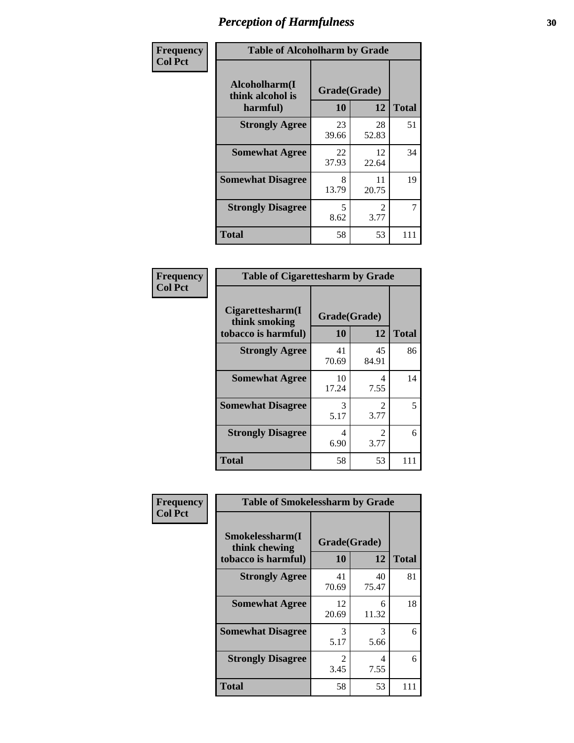# *Perception of Harmfulness*

**Frequency**
**Col Pct**

**Table of Alcoholharm by Grade**

| Alcoholharm(I think alcohol is harmful) | Grade(Grade) 10 | 12 | Total |
|---|---|---|---|
| **Strongly Agree** | 23<br>39.66 | 28<br>52.83 | 51 |
| **Somewhat Agree** | 22<br>37.93 | 12<br>22.64 | 34 |
| **Somewhat Disagree** | 8<br>13.79 | 11<br>20.75 | 19 |
| **Strongly Disagree** | 5<br>8.62 | 2<br>3.77 | 7 |
| **Total** | 58 | 53 | 111 |

**Frequency**
**Col Pct**

**Table of Cigarettesharm by Grade**

| Cigarettesharm(I think smoking tobacco is harmful) | Grade(Grade) 10 | 12 | Total |
|---|---|---|---|
| **Strongly Agree** | 41<br>70.69 | 45<br>84.91 | 86 |
| **Somewhat Agree** | 10<br>17.24 | 4<br>7.55 | 14 |
| **Somewhat Disagree** | 3<br>5.17 | 2<br>3.77 | 5 |
| **Strongly Disagree** | 4<br>6.90 | 2<br>3.77 | 6 |
| **Total** | 58 | 53 | 111 |

**Frequency**
**Col Pct**

**Table of Smokelessharm by Grade**

| Smokelessharm(I think chewing tobacco is harmful) | Grade(Grade) 10 | 12 | Total |
|---|---|---|---|
| **Strongly Agree** | 41<br>70.69 | 40<br>75.47 | 81 |
| **Somewhat Agree** | 12<br>20.69 | 6<br>11.32 | 18 |
| **Somewhat Disagree** | 3<br>5.17 | 3<br>5.66 | 6 |
| **Strongly Disagree** | 2<br>3.45 | 4<br>7.55 | 6 |
| **Total** | 58 | 53 | 111 |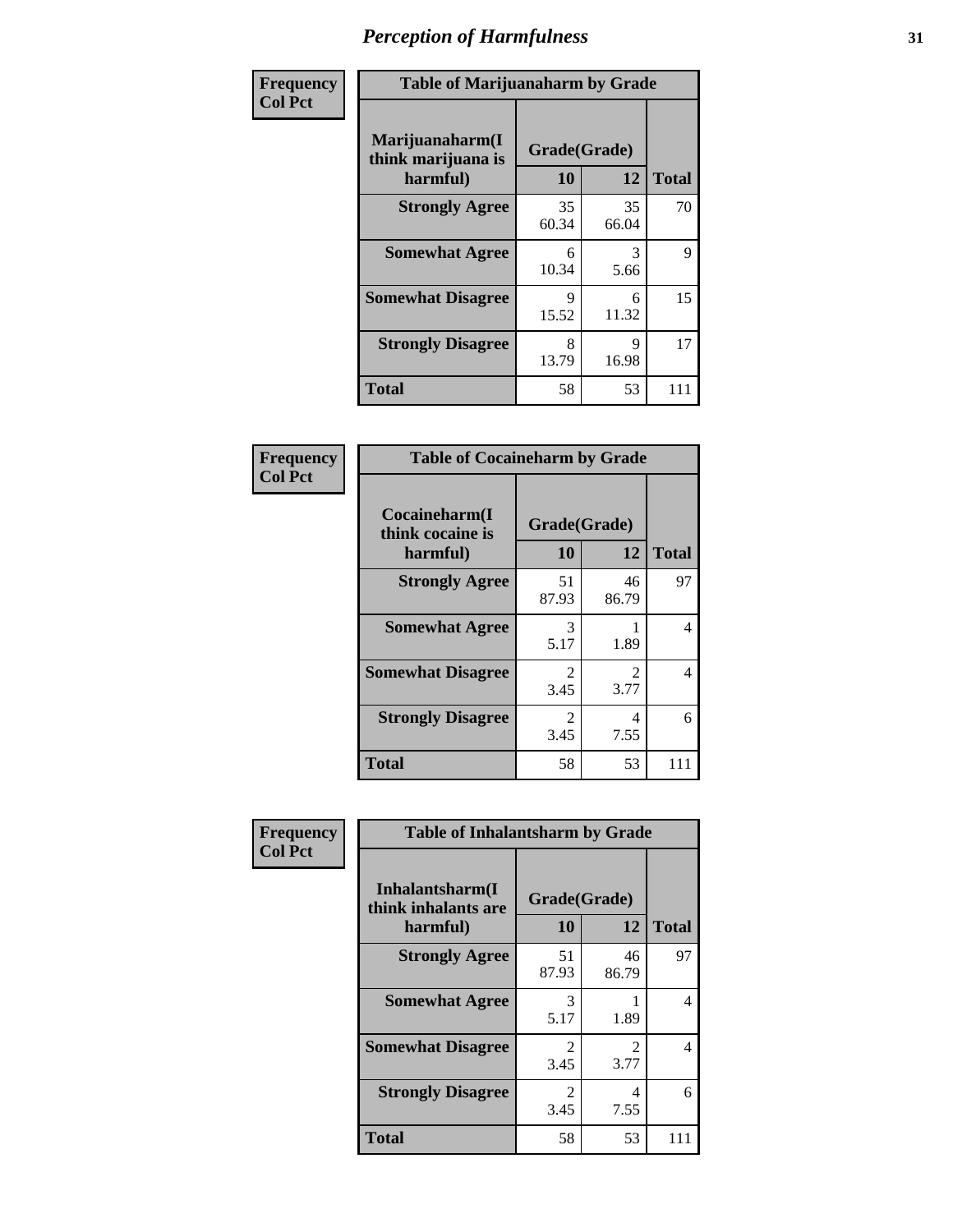# Perception of Harmfulness

| Frequency<br>Col Pct | Table of Marijuanaharm by Grade | | |
|---|---|---|---|
| Marijuanaharm(I think marijuana is harmful) | Grade(Grade) | | |
| | 10 | 12 | Total |
| Strongly Agree | 35<br>60.34 | 35<br>66.04 | 70 |
| Somewhat Agree | 6<br>10.34 | 3<br>5.66 | 9 |
| Somewhat Disagree | 9<br>15.52 | 6<br>11.32 | 15 |
| Strongly Disagree | 8<br>13.79 | 9<br>16.98 | 17 |
| Total | 58 | 53 | 111 |

| Frequency<br>Col Pct | Table of Cocaineharm by Grade | | |
|---|---|---|---|
| Cocaineharm(I think cocaine is harmful) | Grade(Grade) | | |
| | 10 | 12 | Total |
| Strongly Agree | 51<br>87.93 | 46<br>86.79 | 97 |
| Somewhat Agree | 3<br>5.17 | 1<br>1.89 | 4 |
| Somewhat Disagree | 2<br>3.45 | 2<br>3.77 | 4 |
| Strongly Disagree | 2<br>3.45 | 4<br>7.55 | 6 |
| Total | 58 | 53 | 111 |

| Frequency<br>Col Pct | Table of Inhalantsharm by Grade | | |
|---|---|---|---|
| Inhalantsharm(I think inhalants are harmful) | Grade(Grade) | | |
| | 10 | 12 | Total |
| Strongly Agree | 51<br>87.93 | 46<br>86.79 | 97 |
| Somewhat Agree | 3<br>5.17 | 1<br>1.89 | 4 |
| Somewhat Disagree | 2<br>3.45 | 2<br>3.77 | 4 |
| Strongly Disagree | 2<br>3.45 | 4<br>7.55 | 6 |
| Total | 58 | 53 | 111 |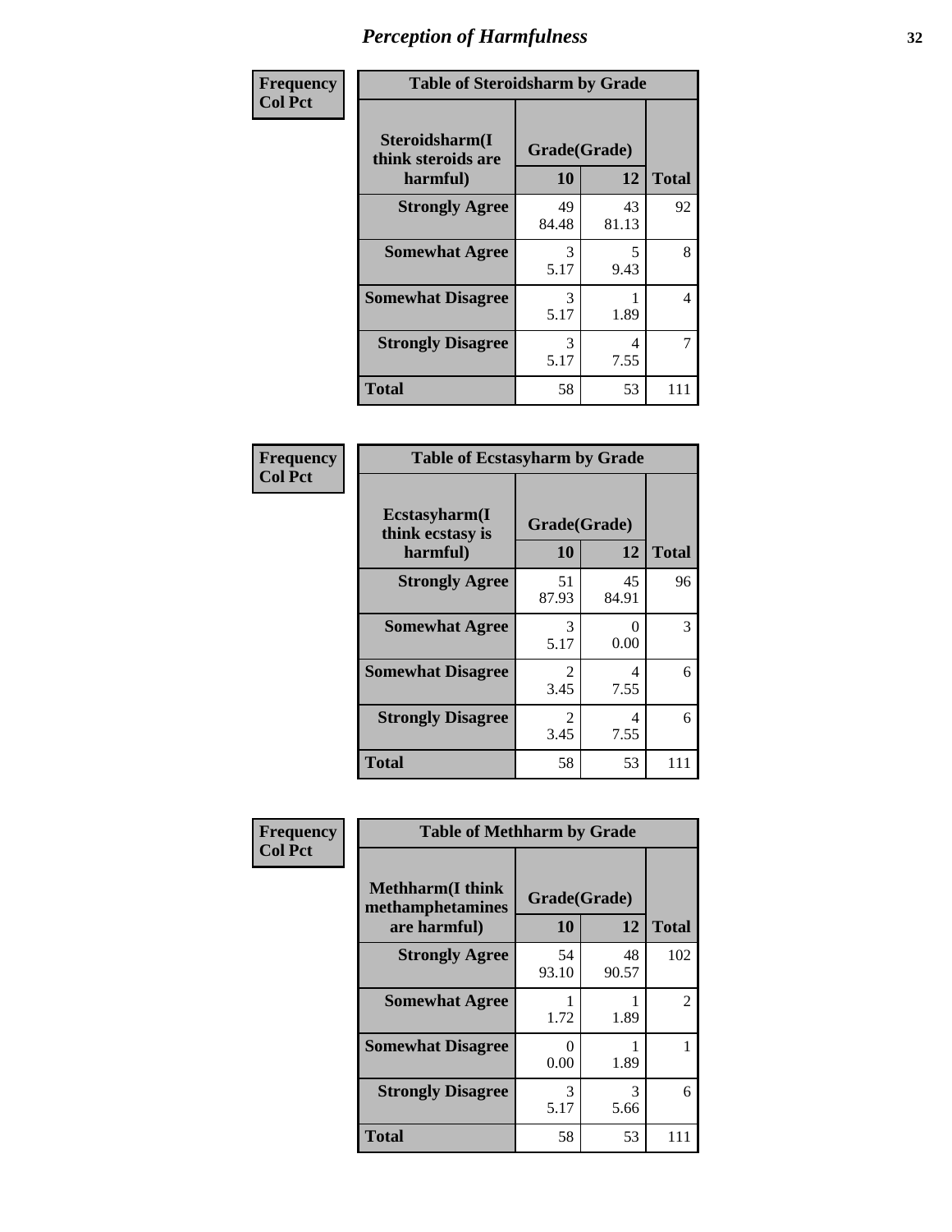# Perception of Harmfulness

**Frequency**
**Col Pct**

| Table of Steroidsharm by Grade | | | |
|---|---|---|---|
| **Steroidsharm(I think steroids are harmful)** | **Grade(Grade)** | | |
| | **10** | **12** | **Total** |
| **Strongly Agree** | 49<br>84.48 | 43<br>81.13 | 92 |
| **Somewhat Agree** | 3<br>5.17 | 5<br>9.43 | 8 |
| **Somewhat Disagree** | 3<br>5.17 | 1<br>1.89 | 4 |
| **Strongly Disagree** | 3<br>5.17 | 4<br>7.55 | 7 |
| **Total** | 58 | 53 | 111 |

**Frequency**
**Col Pct**

| Table of Ecstasyharm by Grade | | | |
|---|---|---|---|
| **Ecstasyharm(I think ecstasy is harmful)** | **Grade(Grade)** | | |
| | **10** | **12** | **Total** |
| **Strongly Agree** | 51<br>87.93 | 45<br>84.91 | 96 |
| **Somewhat Agree** | 3<br>5.17 | 0<br>0.00 | 3 |
| **Somewhat Disagree** | 2<br>3.45 | 4<br>7.55 | 6 |
| **Strongly Disagree** | 2<br>3.45 | 4<br>7.55 | 6 |
| **Total** | 58 | 53 | 111 |

**Frequency**
**Col Pct**

| Table of Methharm by Grade | | | |
|---|---|---|---|
| **Methharm(I think methamphetamines are harmful)** | **Grade(Grade)** | | |
| | **10** | **12** | **Total** |
| **Strongly Agree** | 54<br>93.10 | 48<br>90.57 | 102 |
| **Somewhat Agree** | 1<br>1.72 | 1<br>1.89 | 2 |
| **Somewhat Disagree** | 0<br>0.00 | 1<br>1.89 | 1 |
| **Strongly Disagree** | 3<br>5.17 | 3<br>5.66 | 6 |
| **Total** | 58 | 53 | 111 |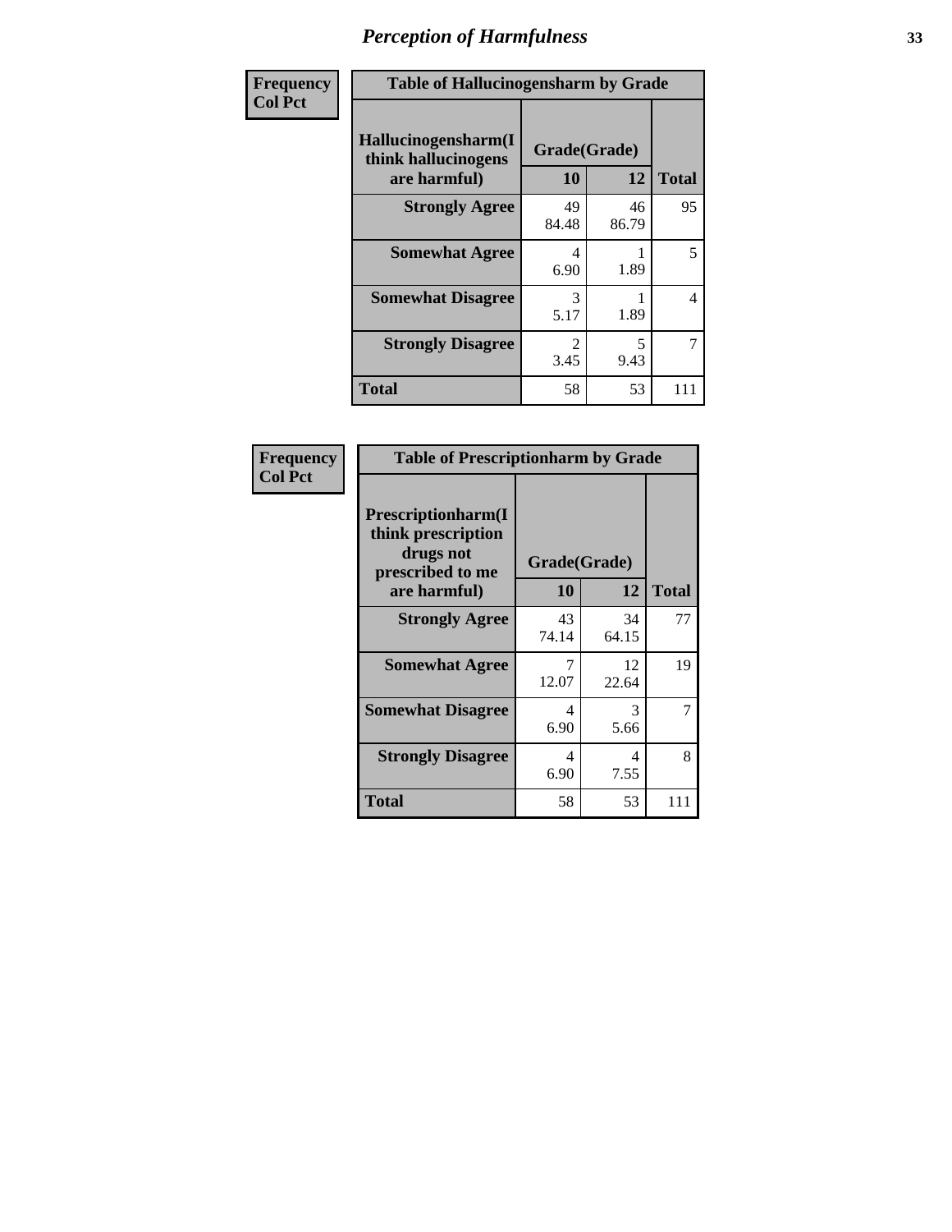# Perception of Harmfulness

**Frequency**
**Col Pct**

| Table of Hallucinogensharm by Grade | | | |
|---|---|---|---|
| Hallucinogensharm(I think hallucinogens are harmful) | Grade(Grade) | | |
| | 10 | 12 | Total |
| Strongly Agree | 49<br>84.48 | 46<br>86.79 | 95 |
| Somewhat Agree | 4<br>6.90 | 1<br>1.89 | 5 |
| Somewhat Disagree | 3<br>5.17 | 1<br>1.89 | 4 |
| Strongly Disagree | 2<br>3.45 | 5<br>9.43 | 7 |
| Total | 58 | 53 | 111 |

**Frequency**
**Col Pct**

| Table of Prescriptionharm by Grade | | | |
|---|---|---|---|
| Prescriptionharm(I think prescription drugs not prescribed to me are harmful) | Grade(Grade) | | |
| | 10 | 12 | Total |
| Strongly Agree | 43<br>74.14 | 34<br>64.15 | 77 |
| Somewhat Agree | 7<br>12.07 | 12<br>22.64 | 19 |
| Somewhat Disagree | 4<br>6.90 | 3<br>5.66 | 7 |
| Strongly Disagree | 4<br>6.90 | 4<br>7.55 | 8 |
| Total | 58 | 53 | 111 |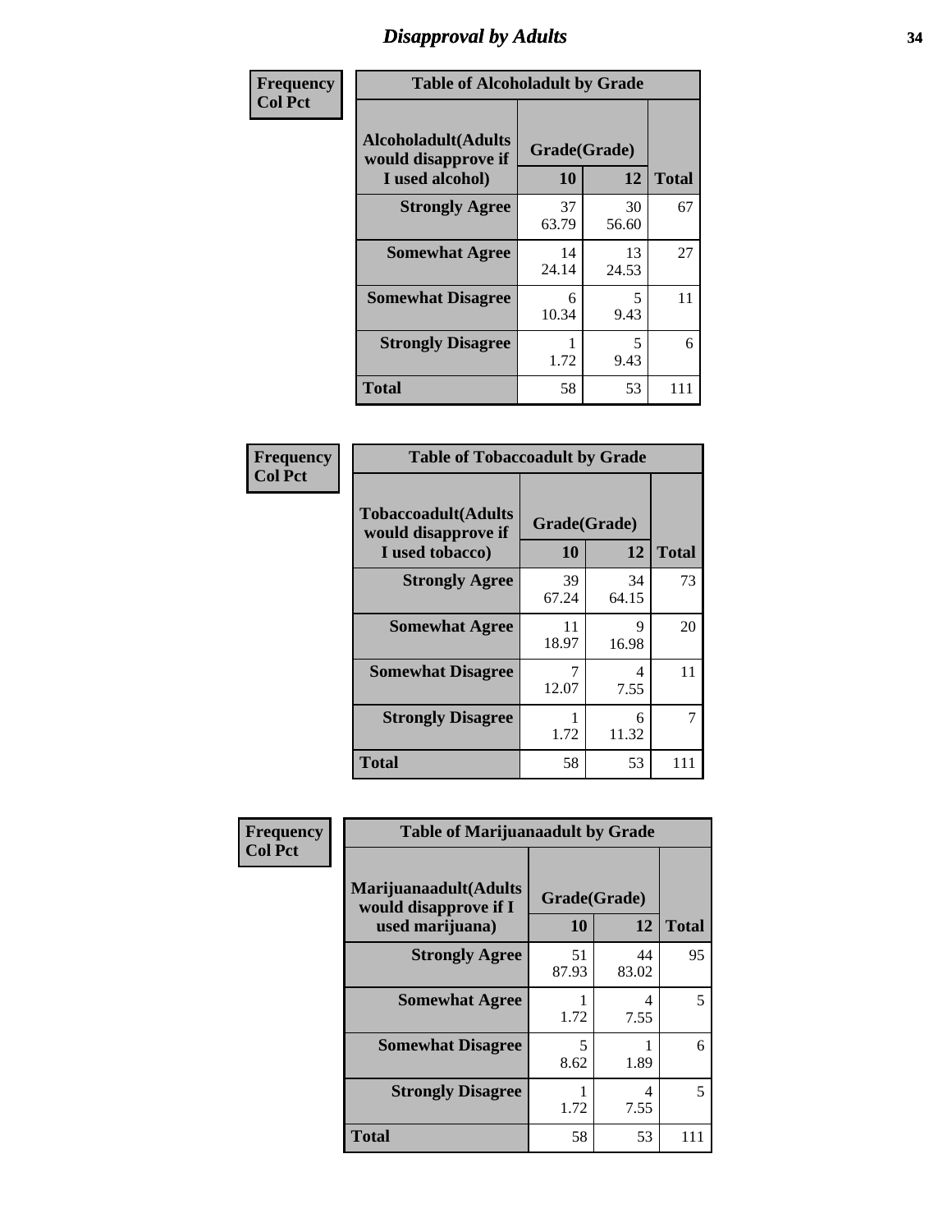# Disapproval by Adults

**Frequency**
**Col Pct**

| Table of Alcoholadult by Grade | | | |
|---|---|---|---|
| **Alcoholadult(Adults would disapprove if I used alcohol)** | **Grade(Grade)** | | **Total** |
| | **10** | **12** | |
| **Strongly Agree** | 37<br>63.79 | 30<br>56.60 | 67 |
| **Somewhat Agree** | 14<br>24.14 | 13<br>24.53 | 27 |
| **Somewhat Disagree** | 6<br>10.34 | 5<br>9.43 | 11 |
| **Strongly Disagree** | 1<br>1.72 | 5<br>9.43 | 6 |
| **Total** | 58 | 53 | 111 |

**Frequency**
**Col Pct**

| Table of Tobaccoadult by Grade | | | |
|---|---|---|---|
| **Tobaccoadult(Adults would disapprove if I used tobacco)** | **Grade(Grade)** | | **Total** |
| | **10** | **12** | |
| **Strongly Agree** | 39<br>67.24 | 34<br>64.15 | 73 |
| **Somewhat Agree** | 11<br>18.97 | 9<br>16.98 | 20 |
| **Somewhat Disagree** | 7<br>12.07 | 4<br>7.55 | 11 |
| **Strongly Disagree** | 1<br>1.72 | 6<br>11.32 | 7 |
| **Total** | 58 | 53 | 111 |

**Frequency**
**Col Pct**

| Table of Marijuanaadult by Grade | | | |
|---|---|---|---|
| **Marijuanaadult(Adults would disapprove if I used marijuana)** | **Grade(Grade)** | | **Total** |
| | **10** | **12** | |
| **Strongly Agree** | 51<br>87.93 | 44<br>83.02 | 95 |
| **Somewhat Agree** | 1<br>1.72 | 4<br>7.55 | 5 |
| **Somewhat Disagree** | 5<br>8.62 | 1<br>1.89 | 6 |
| **Strongly Disagree** | 1<br>1.72 | 4<br>7.55 | 5 |
| **Total** | 58 | 53 | 111 |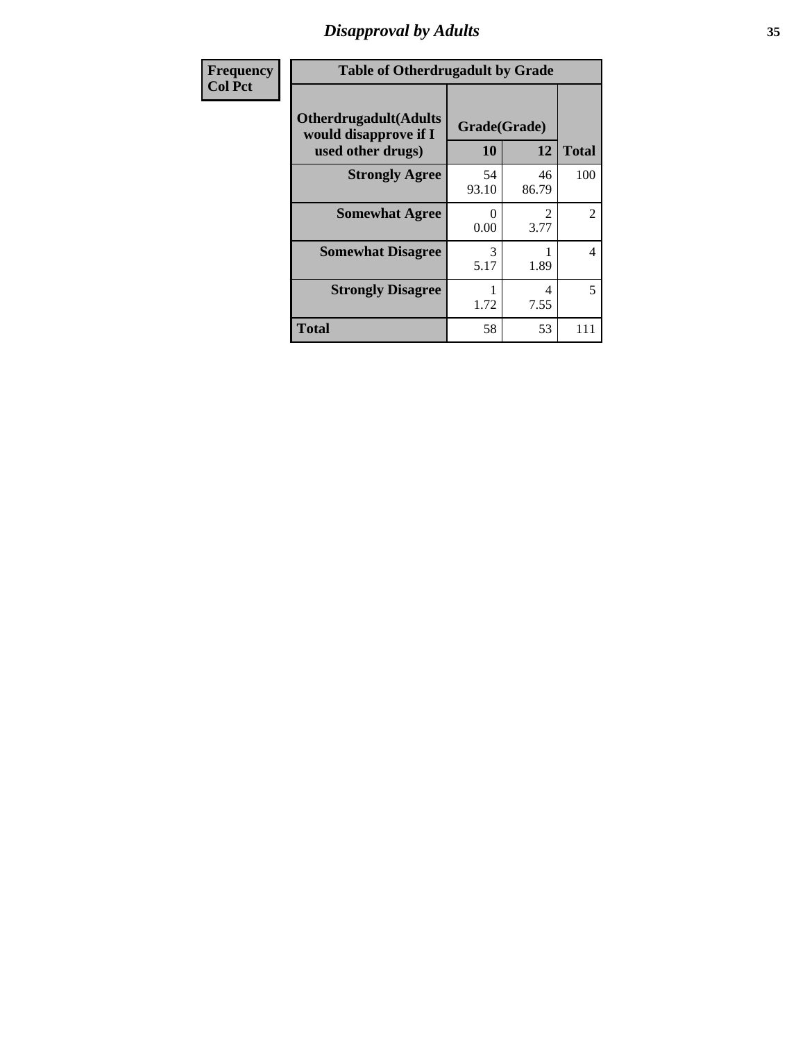## Disapproval by Adults

| Frequency<br>Col Pct |
|---|

**Table of Otherdrugadult by Grade**

| Otherdrugadult(Adults would disapprove if I used other drugs) | Grade(Grade) | | Total |
|---|---|---|---|
| | 10 | 12 | |
| **Strongly Agree** | 54<br>93.10 | 46<br>86.79 | 100 |
| **Somewhat Agree** | 0<br>0.00 | 2<br>3.77 | 2 |
| **Somewhat Disagree** | 3<br>5.17 | 1<br>1.89 | 4 |
| **Strongly Disagree** | 1<br>1.72 | 4<br>7.55 | 5 |
| **Total** | 58 | 53 | 111 |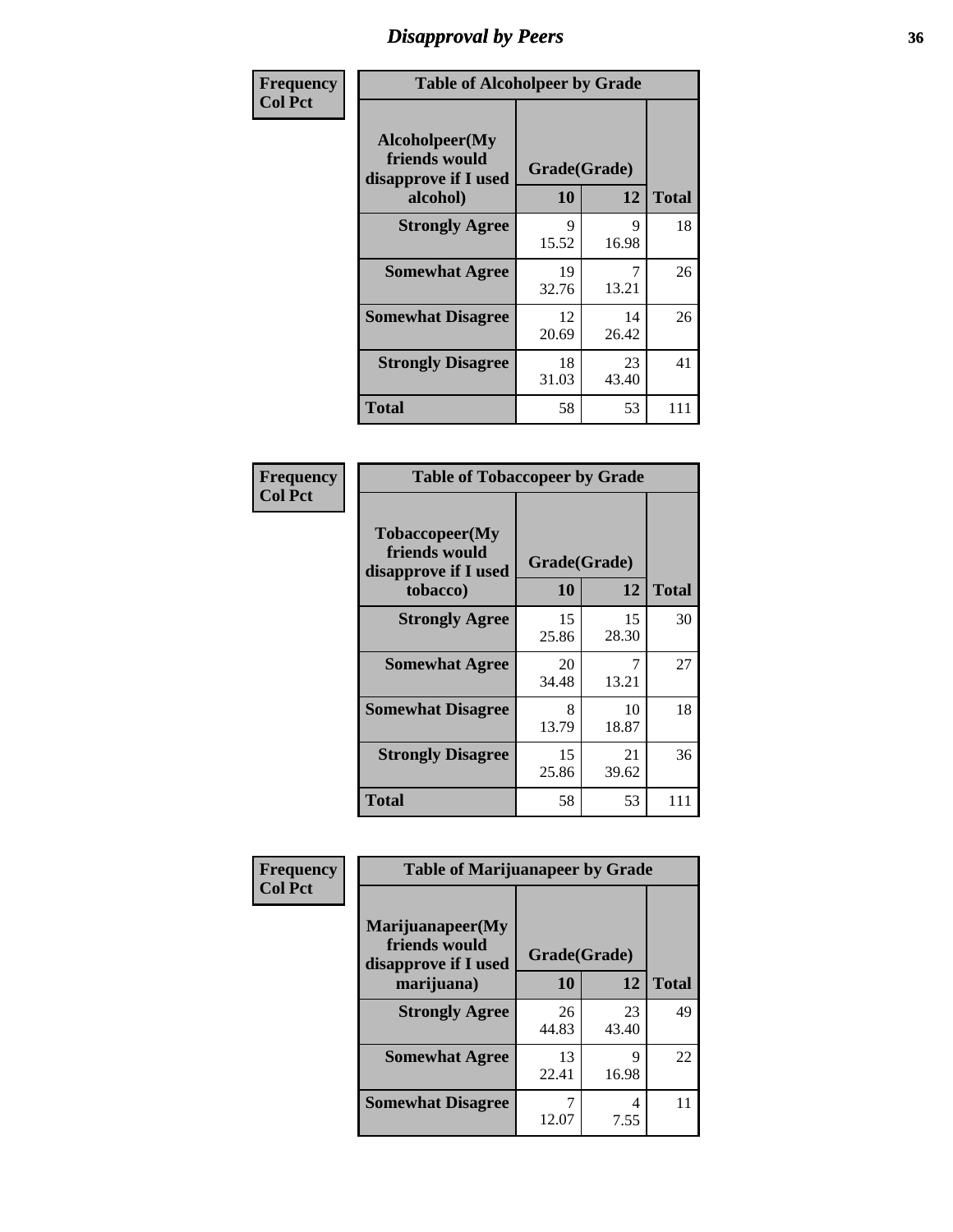# Disapproval by Peers

**Frequency**
**Col Pct**

| Table of Alcoholpeer by Grade | | | |
|---|---|---|---|
| **Alcoholpeer(My friends would disapprove if I used alcohol)** | **Grade(Grade)** | | |
| | **10** | **12** | **Total** |
| **Strongly Agree** | 9<br>15.52 | 9<br>16.98 | 18 |
| **Somewhat Agree** | 19<br>32.76 | 7<br>13.21 | 26 |
| **Somewhat Disagree** | 12<br>20.69 | 14<br>26.42 | 26 |
| **Strongly Disagree** | 18<br>31.03 | 23<br>43.40 | 41 |
| **Total** | 58 | 53 | 111 |

**Frequency**
**Col Pct**

| Table of Tobaccopeer by Grade | | | |
|---|---|---|---|
| **Tobaccopeer(My friends would disapprove if I used tobacco)** | **Grade(Grade)** | | |
| | **10** | **12** | **Total** |
| **Strongly Agree** | 15<br>25.86 | 15<br>28.30 | 30 |
| **Somewhat Agree** | 20<br>34.48 | 7<br>13.21 | 27 |
| **Somewhat Disagree** | 8<br>13.79 | 10<br>18.87 | 18 |
| **Strongly Disagree** | 15<br>25.86 | 21<br>39.62 | 36 |
| **Total** | 58 | 53 | 111 |

**Frequency**
**Col Pct**

| Table of Marijuanapeer by Grade | | | |
|---|---|---|---|
| **Marijuanapeer(My friends would disapprove if I used marijuana)** | **Grade(Grade)** | | |
| | **10** | **12** | **Total** |
| **Strongly Agree** | 26<br>44.83 | 23<br>43.40 | 49 |
| **Somewhat Agree** | 13<br>22.41 | 9<br>16.98 | 22 |
| **Somewhat Disagree** | 7<br>12.07 | 4<br>7.55 | 11 |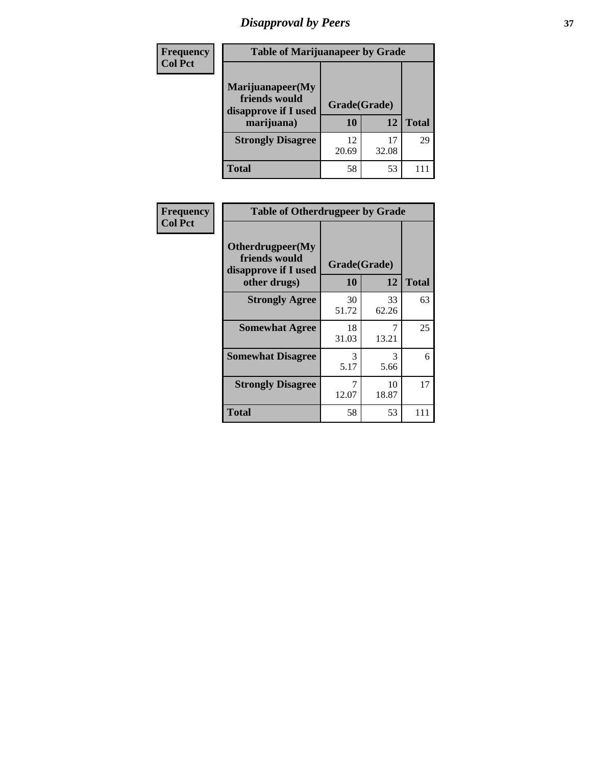# Disapproval by Peers

| Frequency<br>Col Pct | Table of Marijuanapeer by Grade | | |
|---|---|---|---|
| Marijuanapeer(My friends would disapprove if I used marijuana) | Grade(Grade) | | |
| | 10 | 12 | Total |
| Strongly Disagree | 12<br>20.69 | 17<br>32.08 | 29 |
| Total | 58 | 53 | 111 |

| Frequency<br>Col Pct | Table of Otherdrugpeer by Grade | | |
|---|---|---|---|
| Otherdrugpeer(My friends would disapprove if I used other drugs) | Grade(Grade) | | |
| | 10 | 12 | Total |
| Strongly Agree | 30<br>51.72 | 33<br>62.26 | 63 |
| Somewhat Agree | 18<br>31.03 | 7<br>13.21 | 25 |
| Somewhat Disagree | 3<br>5.17 | 3<br>5.66 | 6 |
| Strongly Disagree | 7<br>12.07 | 10<br>18.87 | 17 |
| Total | 58 | 53 | 111 |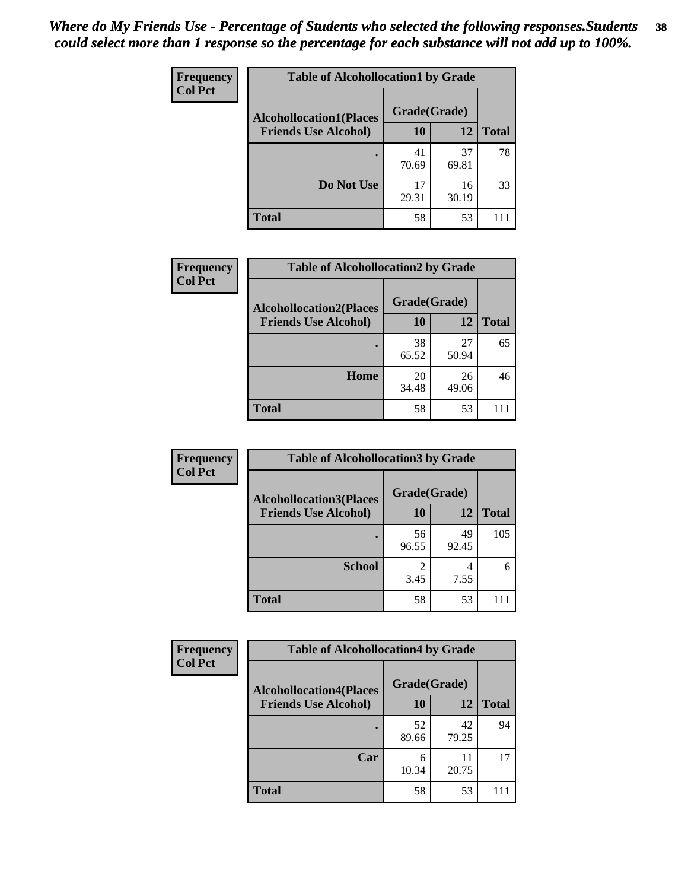*Where do My Friends Use - Percentage of Students who selected the following responses.Students could select more than 1 response so the percentage for each substance will not add up to 100%.*

| Frequency Col Pct | Table of Alcohollocation1 by Grade | | |
|---|---|---|---|
| Alcohollocation1(Places Friends Use Alcohol) | Grade(Grade) | | Total |
| | 10 | 12 | |
| . | 41<br>70.69 | 37<br>69.81 | 78 |
| Do Not Use | 17<br>29.31 | 16<br>30.19 | 33 |
| Total | 58 | 53 | 111 |

| Frequency Col Pct | Table of Alcohollocation2 by Grade | | |
|---|---|---|---|
| Alcohollocation2(Places Friends Use Alcohol) | Grade(Grade) | | Total |
| | 10 | 12 | |
| . | 38<br>65.52 | 27<br>50.94 | 65 |
| Home | 20<br>34.48 | 26<br>49.06 | 46 |
| Total | 58 | 53 | 111 |

| Frequency Col Pct | Table of Alcohollocation3 by Grade | | |
|---|---|---|---|
| Alcohollocation3(Places Friends Use Alcohol) | Grade(Grade) | | Total |
| | 10 | 12 | |
| . | 56<br>96.55 | 49<br>92.45 | 105 |
| School | 2<br>3.45 | 4<br>7.55 | 6 |
| Total | 58 | 53 | 111 |

| Frequency Col Pct | Table of Alcohollocation4 by Grade | | |
|---|---|---|---|
| Alcohollocation4(Places Friends Use Alcohol) | Grade(Grade) | | Total |
| | 10 | 12 | |
| . | 52<br>89.66 | 42<br>79.25 | 94 |
| Car | 6<br>10.34 | 11<br>20.75 | 17 |
| Total | 58 | 53 | 111 |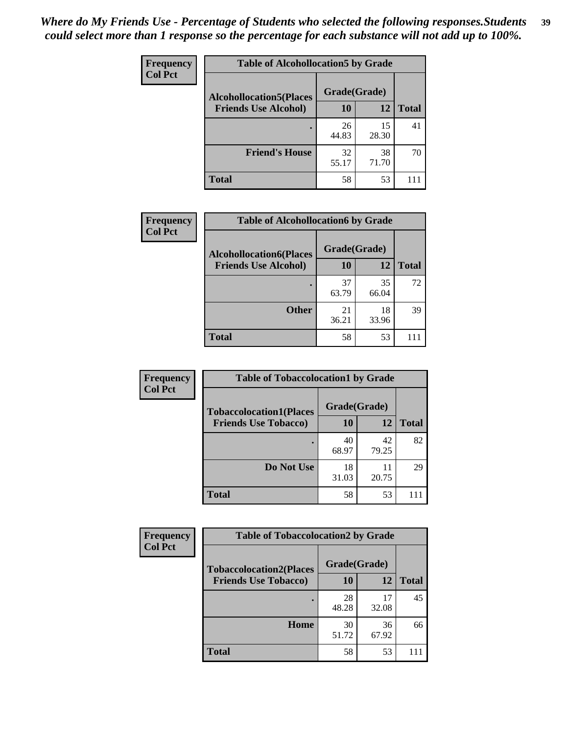*Where do My Friends Use - Percentage of Students who selected the following responses.Students could select more than 1 response so the percentage for each substance will not add up to 100%.*

| Frequency<br>Col Pct | Table of Alcohollocation5 by Grade | | |
|---|---|---|---|
| **Alcohollocation5(Places Friends Use Alcohol)** | **Grade(Grade)** | | |
| | **10** | **12** | **Total** |
| **.** | 26<br>44.83 | 15<br>28.30 | 41 |
| **Friend's House** | 32<br>55.17 | 38<br>71.70 | 70 |
| **Total** | 58 | 53 | 111 |

| Frequency<br>Col Pct | Table of Alcohollocation6 by Grade | | |
|---|---|---|---|
| **Alcohollocation6(Places Friends Use Alcohol)** | **Grade(Grade)** | | |
| | **10** | **12** | **Total** |
| **.** | 37<br>63.79 | 35<br>66.04 | 72 |
| **Other** | 21<br>36.21 | 18<br>33.96 | 39 |
| **Total** | 58 | 53 | 111 |

| Frequency<br>Col Pct | Table of Tobaccolocation1 by Grade | | |
|---|---|---|---|
| **Tobaccolocation1(Places Friends Use Tobacco)** | **Grade(Grade)** | | |
| | **10** | **12** | **Total** |
| **.** | 40<br>68.97 | 42<br>79.25 | 82 |
| **Do Not Use** | 18<br>31.03 | 11<br>20.75 | 29 |
| **Total** | 58 | 53 | 111 |

| Frequency<br>Col Pct | Table of Tobaccolocation2 by Grade | | |
|---|---|---|---|
| **Tobaccolocation2(Places Friends Use Tobacco)** | **Grade(Grade)** | | |
| | **10** | **12** | **Total** |
| **.** | 28<br>48.28 | 17<br>32.08 | 45 |
| **Home** | 30<br>51.72 | 36<br>67.92 | 66 |
| **Total** | 58 | 53 | 111 |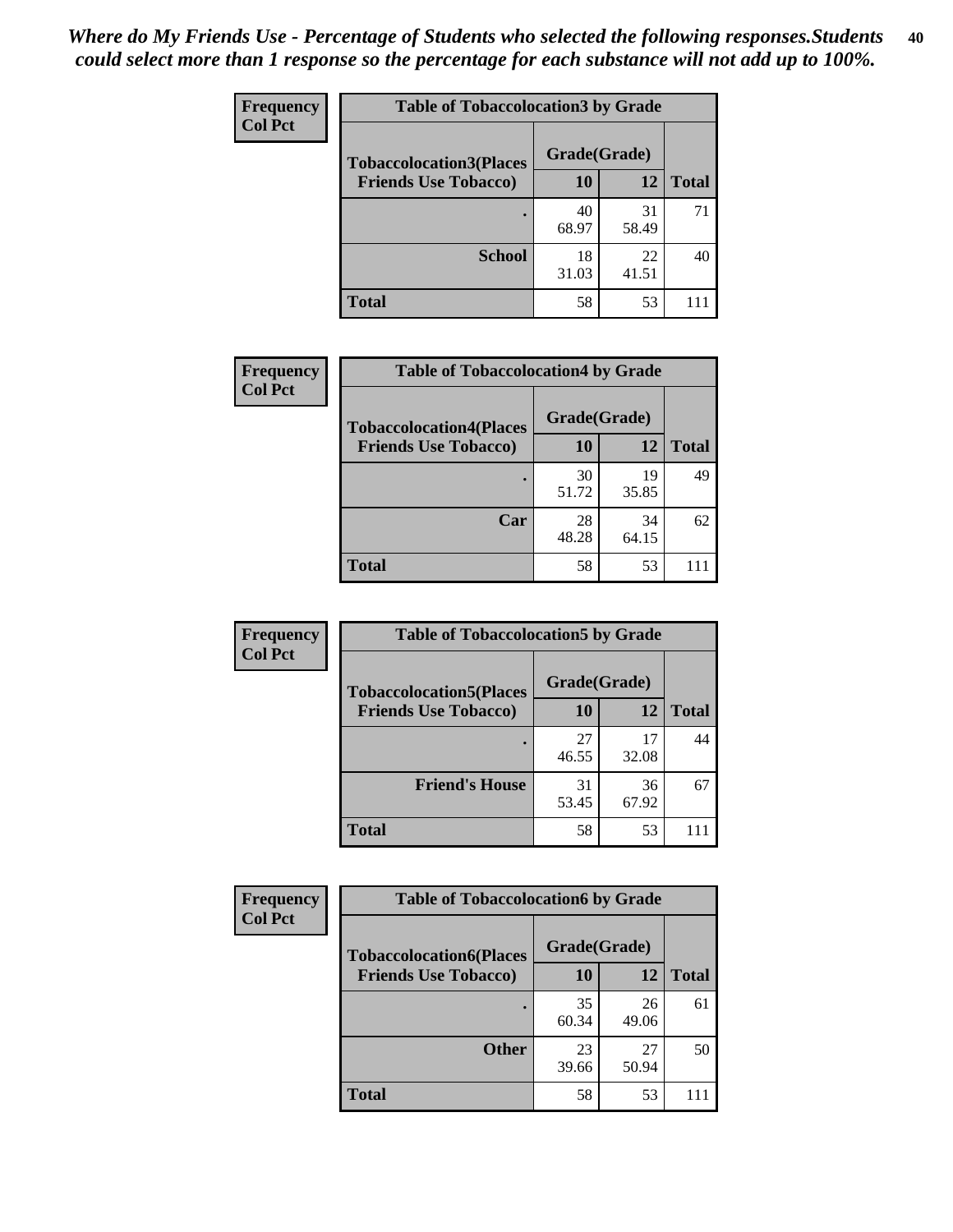*Where do My Friends Use - Percentage of Students who selected the following responses.Students could select more than 1 response so the percentage for each substance will not add up to 100%.*

**Frequency**
**Col Pct**

| Table of Tobaccolocation3 by Grade | | | |
|---|---|---|---|
| **Tobaccolocation3(Places Friends Use Tobacco)** | **Grade(Grade)** | | **Total** |
| | **10** | **12** | |
| **.** | 40<br>68.97 | 31<br>58.49 | 71 |
| **School** | 18<br>31.03 | 22<br>41.51 | 40 |
| **Total** | 58 | 53 | 111 |

**Frequency**
**Col Pct**

| Table of Tobaccolocation4 by Grade | | | |
|---|---|---|---|
| **Tobaccolocation4(Places Friends Use Tobacco)** | **Grade(Grade)** | | **Total** |
| | **10** | **12** | |
| **.** | 30<br>51.72 | 19<br>35.85 | 49 |
| **Car** | 28<br>48.28 | 34<br>64.15 | 62 |
| **Total** | 58 | 53 | 111 |

**Frequency**
**Col Pct**

| Table of Tobaccolocation5 by Grade | | | |
|---|---|---|---|
| **Tobaccolocation5(Places Friends Use Tobacco)** | **Grade(Grade)** | | **Total** |
| | **10** | **12** | |
| **.** | 27<br>46.55 | 17<br>32.08 | 44 |
| **Friend's House** | 31<br>53.45 | 36<br>67.92 | 67 |
| **Total** | 58 | 53 | 111 |

**Frequency**
**Col Pct**

| Table of Tobaccolocation6 by Grade | | | |
|---|---|---|---|
| **Tobaccolocation6(Places Friends Use Tobacco)** | **Grade(Grade)** | | **Total** |
| | **10** | **12** | |
| **.** | 35<br>60.34 | 26<br>49.06 | 61 |
| **Other** | 23<br>39.66 | 27<br>50.94 | 50 |
| **Total** | 58 | 53 | 111 |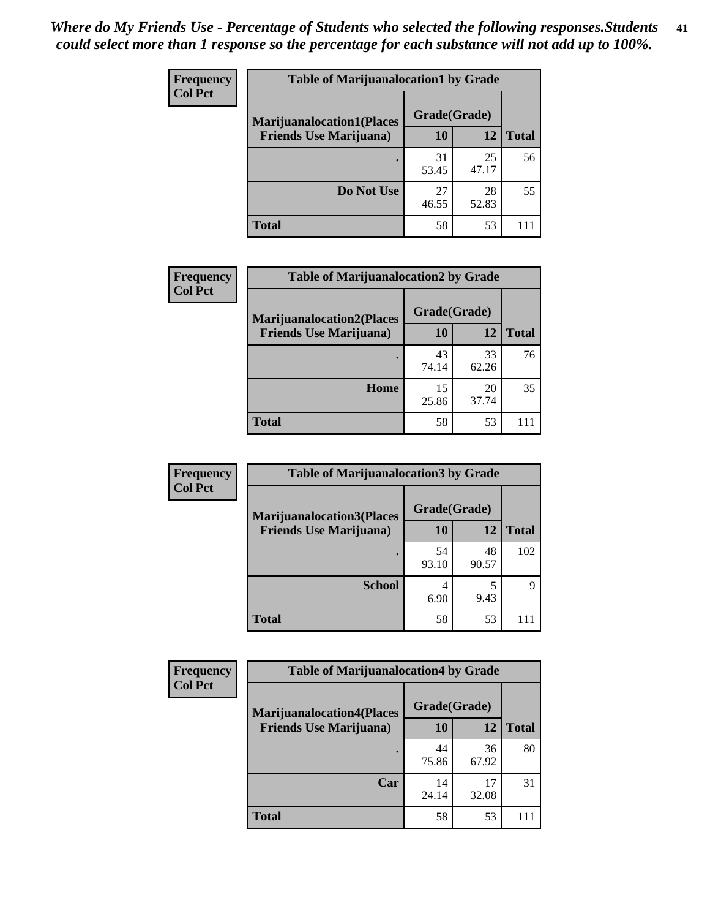*Where do My Friends Use - Percentage of Students who selected the following responses.Students could select more than 1 response so the percentage for each substance will not add up to 100%.*

**Frequency**
**Col Pct**

| Table of Marijuanalocation1 by Grade | | | |
|---|---|---|---|
| **Marijuanalocation1(Places Friends Use Marijuana)** | **Grade(Grade)** | | |
| | **10** | **12** | **Total** |
| **.** | 31<br>53.45 | 25<br>47.17 | 56 |
| **Do Not Use** | 27<br>46.55 | 28<br>52.83 | 55 |
| **Total** | 58 | 53 | 111 |

**Frequency**
**Col Pct**

| Table of Marijuanalocation2 by Grade | | | |
|---|---|---|---|
| **Marijuanalocation2(Places Friends Use Marijuana)** | **Grade(Grade)** | | |
| | **10** | **12** | **Total** |
| **.** | 43<br>74.14 | 33<br>62.26 | 76 |
| **Home** | 15<br>25.86 | 20<br>37.74 | 35 |
| **Total** | 58 | 53 | 111 |

**Frequency**
**Col Pct**

| Table of Marijuanalocation3 by Grade | | | |
|---|---|---|---|
| **Marijuanalocation3(Places Friends Use Marijuana)** | **Grade(Grade)** | | |
| | **10** | **12** | **Total** |
| **.** | 54<br>93.10 | 48<br>90.57 | 102 |
| **School** | 4<br>6.90 | 5<br>9.43 | 9 |
| **Total** | 58 | 53 | 111 |

**Frequency**
**Col Pct**

| Table of Marijuanalocation4 by Grade | | | |
|---|---|---|---|
| **Marijuanalocation4(Places Friends Use Marijuana)** | **Grade(Grade)** | | |
| | **10** | **12** | **Total** |
| **.** | 44<br>75.86 | 36<br>67.92 | 80 |
| **Car** | 14<br>24.14 | 17<br>32.08 | 31 |
| **Total** | 58 | 53 | 111 |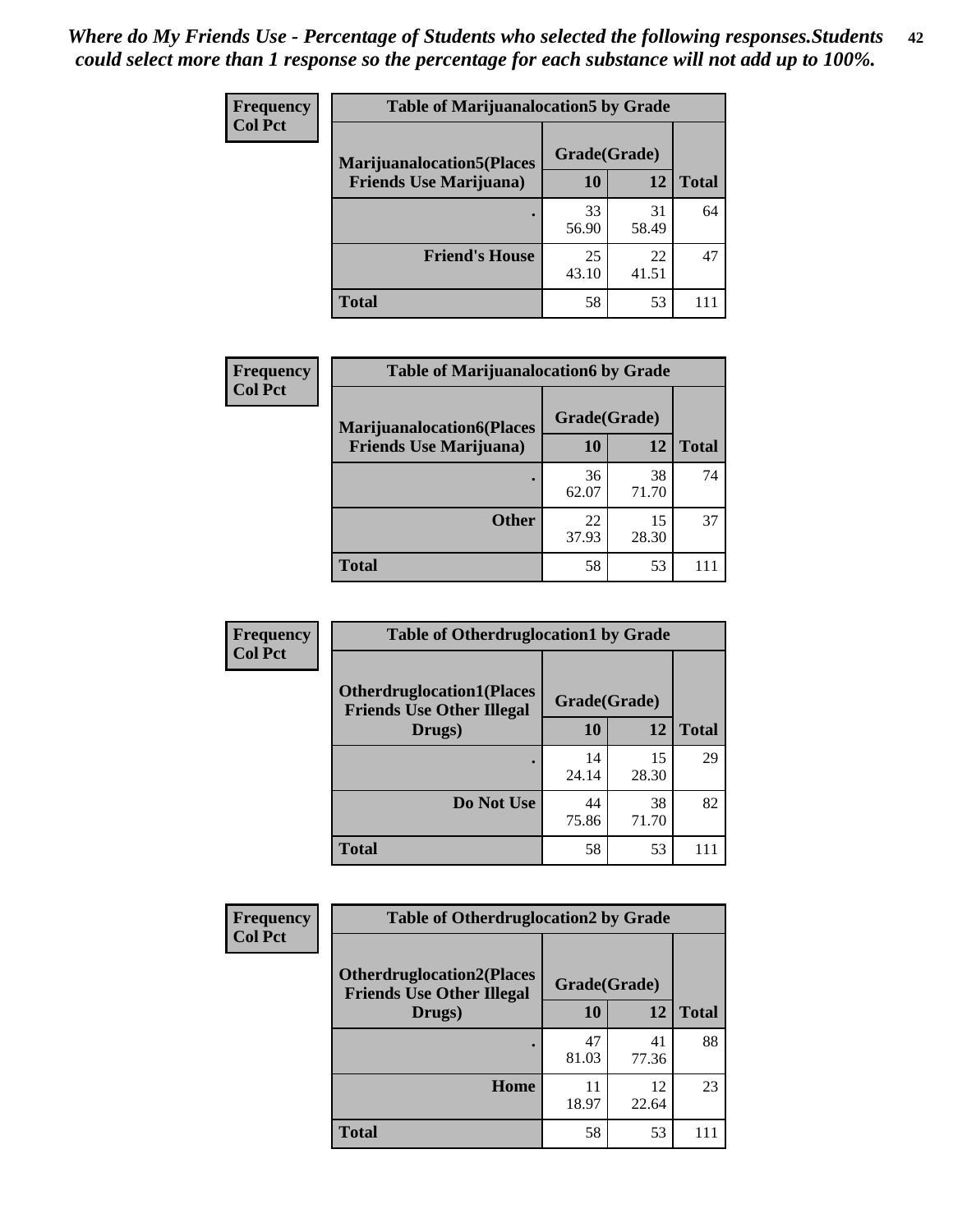*Where do My Friends Use - Percentage of Students who selected the following responses.Students could select more than 1 response so the percentage for each substance will not add up to 100%.*

**Frequency**
**Col Pct**

| Table of Marijuanalocation5 by Grade | | | |
|---|---|---|---|
| **Marijuanalocation5(Places Friends Use Marijuana)** | **Grade(Grade)** | | **Total** |
| | **10** | **12** | |
| **.** | 33<br>56.90 | 31<br>58.49 | 64 |
| **Friend's House** | 25<br>43.10 | 22<br>41.51 | 47 |
| **Total** | 58 | 53 | 111 |

**Frequency**
**Col Pct**

| Table of Marijuanalocation6 by Grade | | | |
|---|---|---|---|
| **Marijuanalocation6(Places Friends Use Marijuana)** | **Grade(Grade)** | | **Total** |
| | **10** | **12** | |
| **.** | 36<br>62.07 | 38<br>71.70 | 74 |
| **Other** | 22<br>37.93 | 15<br>28.30 | 37 |
| **Total** | 58 | 53 | 111 |

**Frequency**
**Col Pct**

| Table of Otherdruglocation1 by Grade | | | |
|---|---|---|---|
| **Otherdruglocation1(Places Friends Use Other Illegal Drugs)** | **Grade(Grade)** | | **Total** |
| | **10** | **12** | |
| **.** | 14<br>24.14 | 15<br>28.30 | 29 |
| **Do Not Use** | 44<br>75.86 | 38<br>71.70 | 82 |
| **Total** | 58 | 53 | 111 |

**Frequency**
**Col Pct**

| Table of Otherdruglocation2 by Grade | | | |
|---|---|---|---|
| **Otherdruglocation2(Places Friends Use Other Illegal Drugs)** | **Grade(Grade)** | | **Total** |
| | **10** | **12** | |
| **.** | 47<br>81.03 | 41<br>77.36 | 88 |
| **Home** | 11<br>18.97 | 12<br>22.64 | 23 |
| **Total** | 58 | 53 | 111 |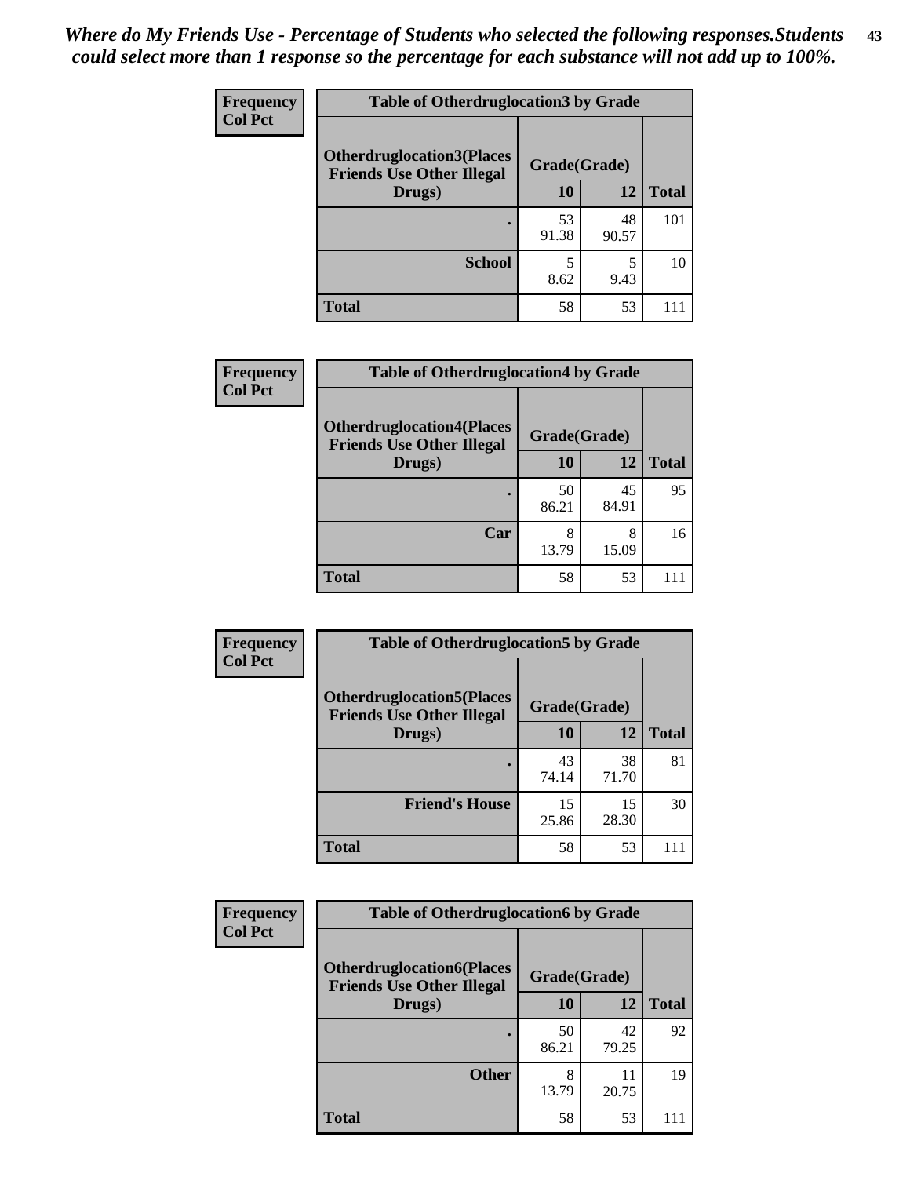*Where do My Friends Use - Percentage of Students who selected the following responses.Students could select more than 1 response so the percentage for each substance will not add up to 100%.*

**Frequency**
**Col Pct**

| Table of Otherdruglocation3 by Grade | | | |
|---|---|---|---|
| **Otherdruglocation3(Places Friends Use Other Illegal Drugs)** | **Grade(Grade)** | | |
| | **10** | **12** | **Total** |
| **.** | 53<br>91.38 | 48<br>90.57 | 101 |
| **School** | 5<br>8.62 | 5<br>9.43 | 10 |
| **Total** | 58 | 53 | 111 |

**Frequency**
**Col Pct**

| Table of Otherdruglocation4 by Grade | | | |
|---|---|---|---|
| **Otherdruglocation4(Places Friends Use Other Illegal Drugs)** | **Grade(Grade)** | | |
| | **10** | **12** | **Total** |
| **.** | 50<br>86.21 | 45<br>84.91 | 95 |
| **Car** | 8<br>13.79 | 8<br>15.09 | 16 |
| **Total** | 58 | 53 | 111 |

**Frequency**
**Col Pct**

| Table of Otherdruglocation5 by Grade | | | |
|---|---|---|---|
| **Otherdruglocation5(Places Friends Use Other Illegal Drugs)** | **Grade(Grade)** | | |
| | **10** | **12** | **Total** |
| **.** | 43<br>74.14 | 38<br>71.70 | 81 |
| **Friend's House** | 15<br>25.86 | 15<br>28.30 | 30 |
| **Total** | 58 | 53 | 111 |

**Frequency**
**Col Pct**

| Table of Otherdruglocation6 by Grade | | | |
|---|---|---|---|
| **Otherdruglocation6(Places Friends Use Other Illegal Drugs)** | **Grade(Grade)** | | |
| | **10** | **12** | **Total** |
| **.** | 50<br>86.21 | 42<br>79.25 | 92 |
| **Other** | 8<br>13.79 | 11<br>20.75 | 19 |
| **Total** | 58 | 53 | 111 |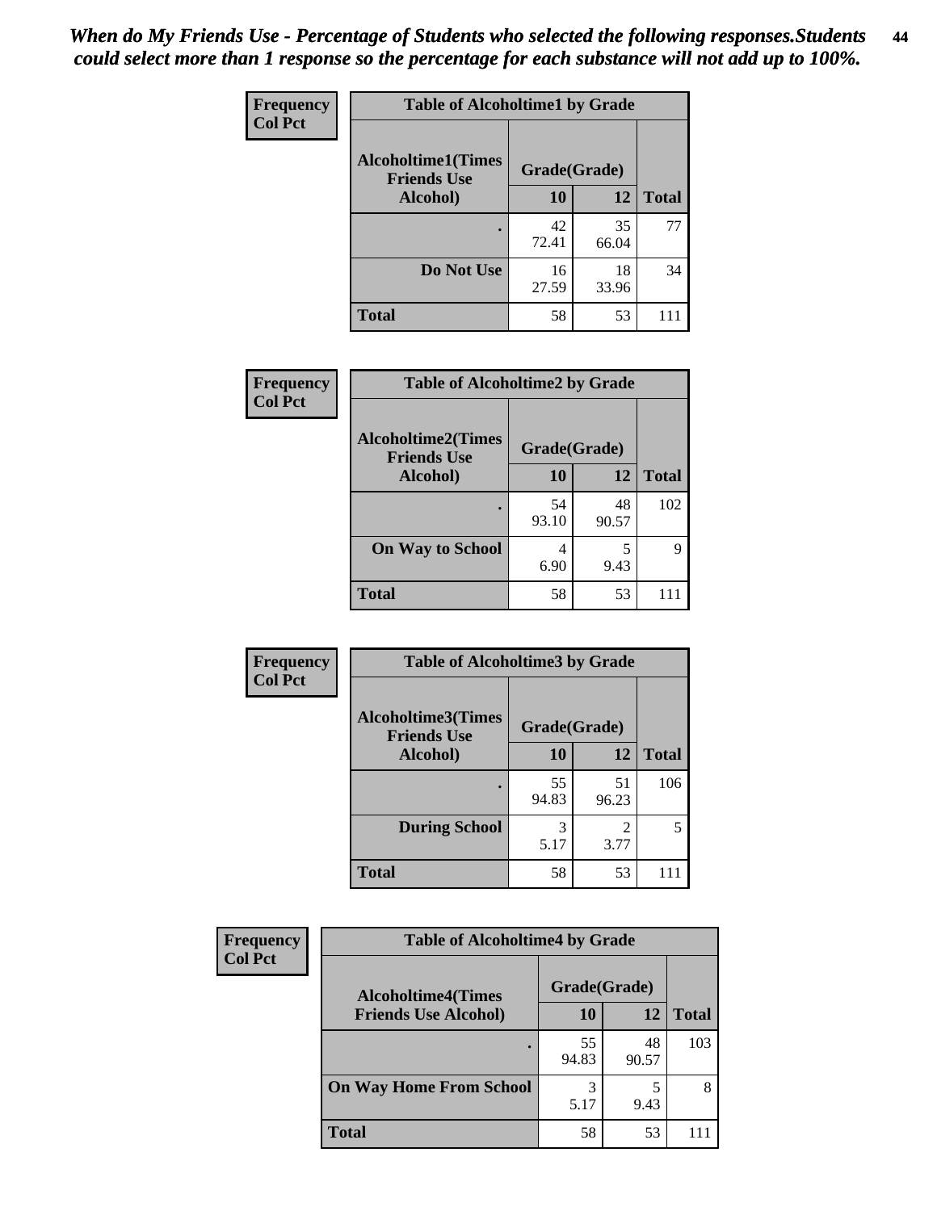*When do My Friends Use - Percentage of Students who selected the following responses.Students could select more than 1 response so the percentage for each substance will not add up to 100%.*

**Frequency**
**Col Pct**

| Table of Alcoholtime1 by Grade | | | |
|---|---|---|---|
| Alcoholtime1(Times Friends Use Alcohol) | Grade(Grade) | | |
| | 10 | 12 | Total |
| . | 42<br>72.41 | 35<br>66.04 | 77 |
| Do Not Use | 16<br>27.59 | 18<br>33.96 | 34 |
| Total | 58 | 53 | 111 |

**Frequency**
**Col Pct**

| Table of Alcoholtime2 by Grade | | | |
|---|---|---|---|
| Alcoholtime2(Times Friends Use Alcohol) | Grade(Grade) | | |
| | 10 | 12 | Total |
| . | 54<br>93.10 | 48<br>90.57 | 102 |
| On Way to School | 4<br>6.90 | 5<br>9.43 | 9 |
| Total | 58 | 53 | 111 |

**Frequency**
**Col Pct**

| Table of Alcoholtime3 by Grade | | | |
|---|---|---|---|
| Alcoholtime3(Times Friends Use Alcohol) | Grade(Grade) | | |
| | 10 | 12 | Total |
| . | 55<br>94.83 | 51<br>96.23 | 106 |
| During School | 3<br>5.17 | 2<br>3.77 | 5 |
| Total | 58 | 53 | 111 |

**Frequency**
**Col Pct**

| Table of Alcoholtime4 by Grade | | | |
|---|---|---|---|
| Alcoholtime4(Times Friends Use Alcohol) | Grade(Grade) | | |
| | 10 | 12 | Total |
| . | 55<br>94.83 | 48<br>90.57 | 103 |
| On Way Home From School | 3<br>5.17 | 5<br>9.43 | 8 |
| Total | 58 | 53 | 111 |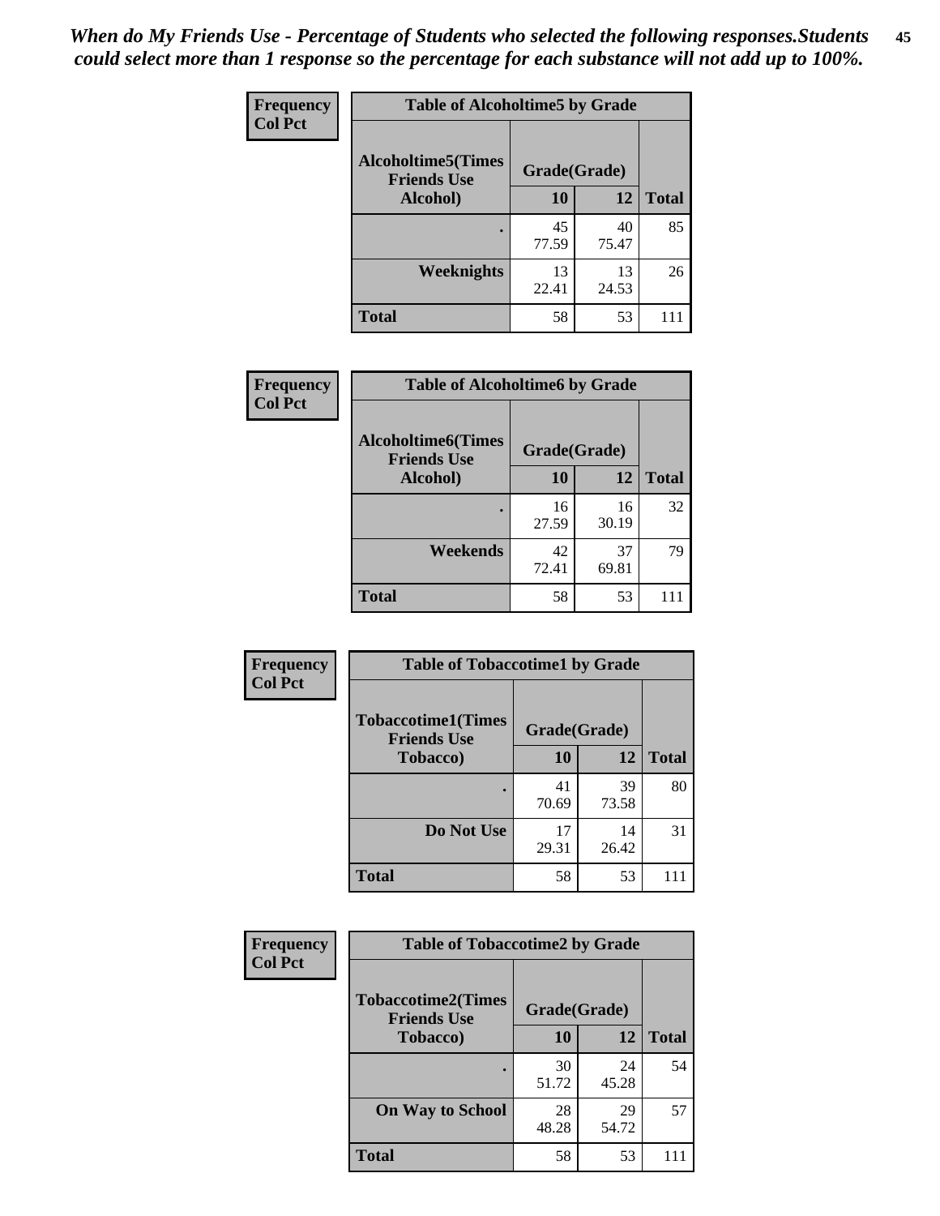*When do My Friends Use - Percentage of Students who selected the following responses.Students could select more than 1 response so the percentage for each substance will not add up to 100%.*

**Frequency**
**Col Pct**

| Table of Alcoholtime5 by Grade | | | |
|---|---|---|---|
| **Alcoholtime5(Times Friends Use Alcohol)** | **Grade(Grade)** | | **Total** |
| | **10** | **12** | |
| **.** | 45<br>77.59 | 40<br>75.47 | 85 |
| **Weeknights** | 13<br>22.41 | 13<br>24.53 | 26 |
| **Total** | 58 | 53 | 111 |

**Frequency**
**Col Pct**

| Table of Alcoholtime6 by Grade | | | |
|---|---|---|---|
| **Alcoholtime6(Times Friends Use Alcohol)** | **Grade(Grade)** | | **Total** |
| | **10** | **12** | |
| **.** | 16<br>27.59 | 16<br>30.19 | 32 |
| **Weekends** | 42<br>72.41 | 37<br>69.81 | 79 |
| **Total** | 58 | 53 | 111 |

**Frequency**
**Col Pct**

| Table of Tobaccotime1 by Grade | | | |
|---|---|---|---|
| **Tobaccotime1(Times Friends Use Tobacco)** | **Grade(Grade)** | | **Total** |
| | **10** | **12** | |
| **.** | 41<br>70.69 | 39<br>73.58 | 80 |
| **Do Not Use** | 17<br>29.31 | 14<br>26.42 | 31 |
| **Total** | 58 | 53 | 111 |

**Frequency**
**Col Pct**

| Table of Tobaccotime2 by Grade | | | |
|---|---|---|---|
| **Tobaccotime2(Times Friends Use Tobacco)** | **Grade(Grade)** | | **Total** |
| | **10** | **12** | |
| **.** | 30<br>51.72 | 24<br>45.28 | 54 |
| **On Way to School** | 28<br>48.28 | 29<br>54.72 | 57 |
| **Total** | 58 | 53 | 111 |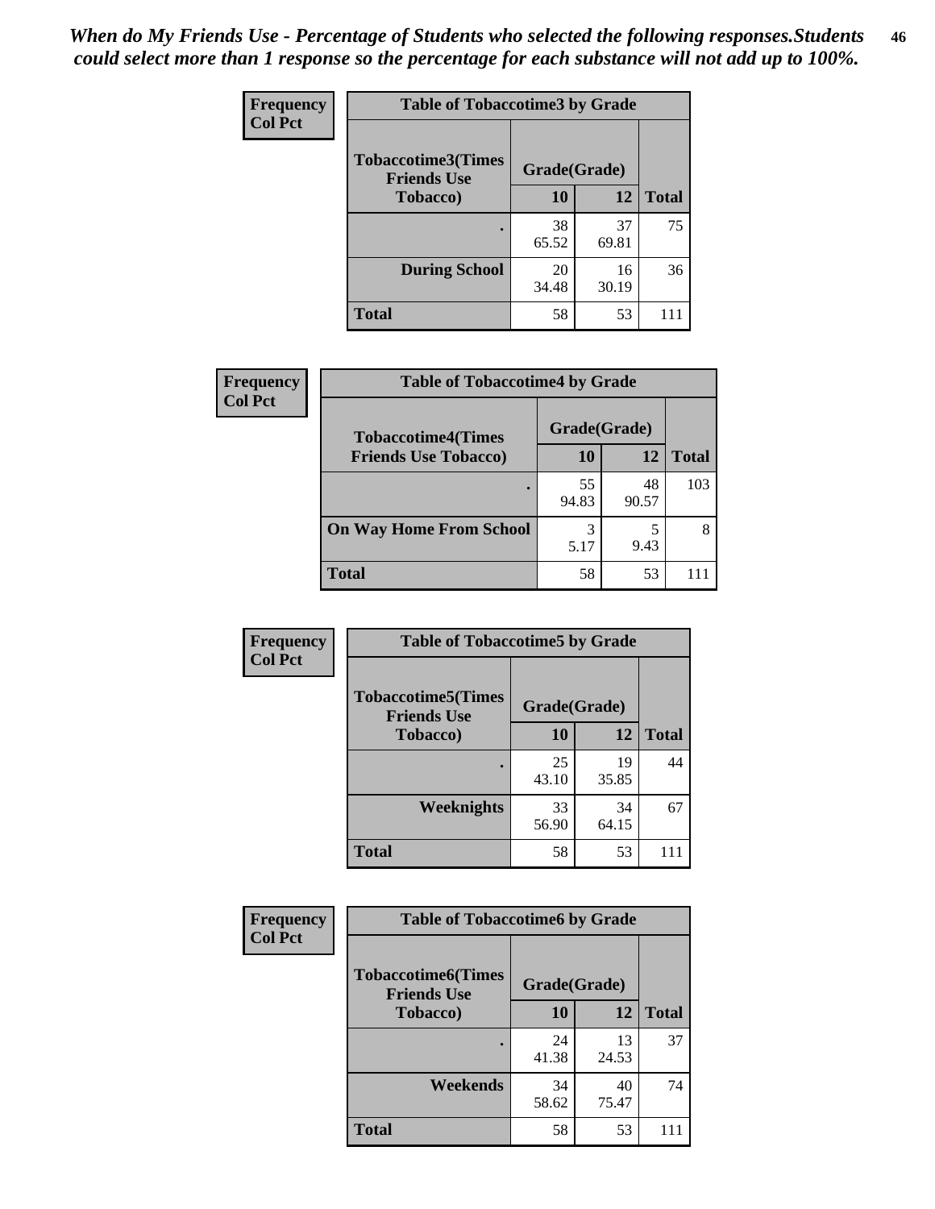*When do My Friends Use - Percentage of Students who selected the following responses.Students could select more than 1 response so the percentage for each substance will not add up to 100%.*

**Frequency**
**Col Pct**

**Table of Tobaccotime3 by Grade**

| Tobaccotime3(Times Friends Use Tobacco) | Grade(Grade) | | Total |
|---|---|---|---|
| | 10 | 12 | |
| . | 38<br>65.52 | 37<br>69.81 | 75 |
| During School | 20<br>34.48 | 16<br>30.19 | 36 |
| Total | 58 | 53 | 111 |

**Frequency**
**Col Pct**

**Table of Tobaccotime4 by Grade**

| Tobaccotime4(Times Friends Use Tobacco) | Grade(Grade) | | Total |
|---|---|---|---|
| | 10 | 12 | |
| . | 55<br>94.83 | 48<br>90.57 | 103 |
| On Way Home From School | 3<br>5.17 | 5<br>9.43 | 8 |
| Total | 58 | 53 | 111 |

**Frequency**
**Col Pct**

**Table of Tobaccotime5 by Grade**

| Tobaccotime5(Times Friends Use Tobacco) | Grade(Grade) | | Total |
|---|---|---|---|
| | 10 | 12 | |
| . | 25<br>43.10 | 19<br>35.85 | 44 |
| Weeknights | 33<br>56.90 | 34<br>64.15 | 67 |
| Total | 58 | 53 | 111 |

**Frequency**
**Col Pct**

**Table of Tobaccotime6 by Grade**

| Tobaccotime6(Times Friends Use Tobacco) | Grade(Grade) | | Total |
|---|---|---|---|
| | 10 | 12 | |
| . | 24<br>41.38 | 13<br>24.53 | 37 |
| Weekends | 34<br>58.62 | 40<br>75.47 | 74 |
| Total | 58 | 53 | 111 |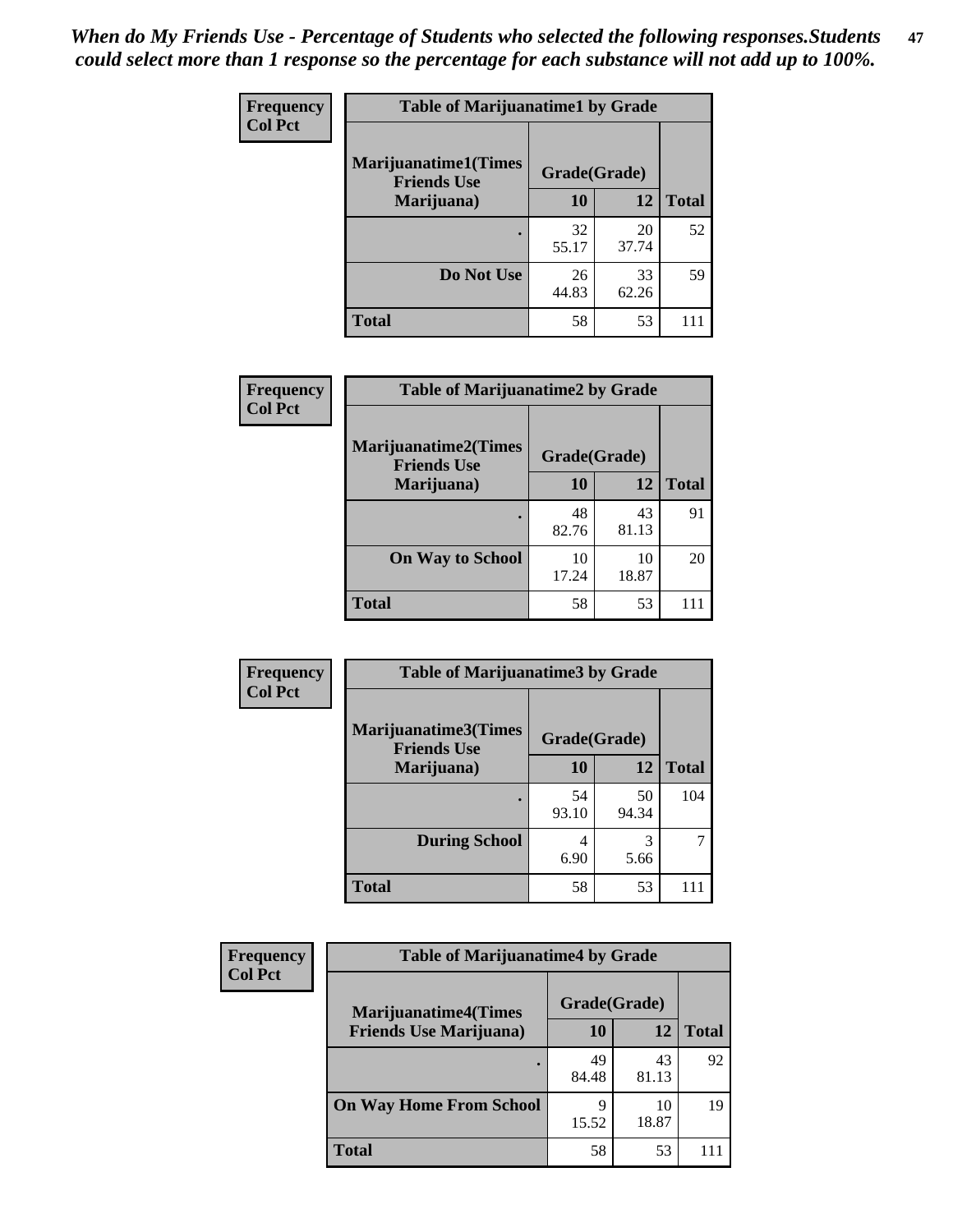*When do My Friends Use - Percentage of Students who selected the following responses.Students could select more than 1 response so the percentage for each substance will not add up to 100%.*

**Frequency**
**Col Pct**

| Table of Marijuanatime1 by Grade | | | |
|---|---|---|---|
| **Marijuanatime1(Times Friends Use Marijuana)** | **Grade(Grade)** | | |
| | **10** | **12** | **Total** |
| **.** | 32<br>55.17 | 20<br>37.74 | 52 |
| **Do Not Use** | 26<br>44.83 | 33<br>62.26 | 59 |
| **Total** | 58 | 53 | 111 |

**Frequency**
**Col Pct**

| Table of Marijuanatime2 by Grade | | | |
|---|---|---|---|
| **Marijuanatime2(Times Friends Use Marijuana)** | **Grade(Grade)** | | |
| | **10** | **12** | **Total** |
| **.** | 48<br>82.76 | 43<br>81.13 | 91 |
| **On Way to School** | 10<br>17.24 | 10<br>18.87 | 20 |
| **Total** | 58 | 53 | 111 |

**Frequency**
**Col Pct**

| Table of Marijuanatime3 by Grade | | | |
|---|---|---|---|
| **Marijuanatime3(Times Friends Use Marijuana)** | **Grade(Grade)** | | |
| | **10** | **12** | **Total** |
| **.** | 54<br>93.10 | 50<br>94.34 | 104 |
| **During School** | 4<br>6.90 | 3<br>5.66 | 7 |
| **Total** | 58 | 53 | 111 |

**Frequency**
**Col Pct**

| Table of Marijuanatime4 by Grade | | | |
|---|---|---|---|
| **Marijuanatime4(Times Friends Use Marijuana)** | **Grade(Grade)** | | |
| | **10** | **12** | **Total** |
| **.** | 49<br>84.48 | 43<br>81.13 | 92 |
| **On Way Home From School** | 9<br>15.52 | 10<br>18.87 | 19 |
| **Total** | 58 | 53 | 111 |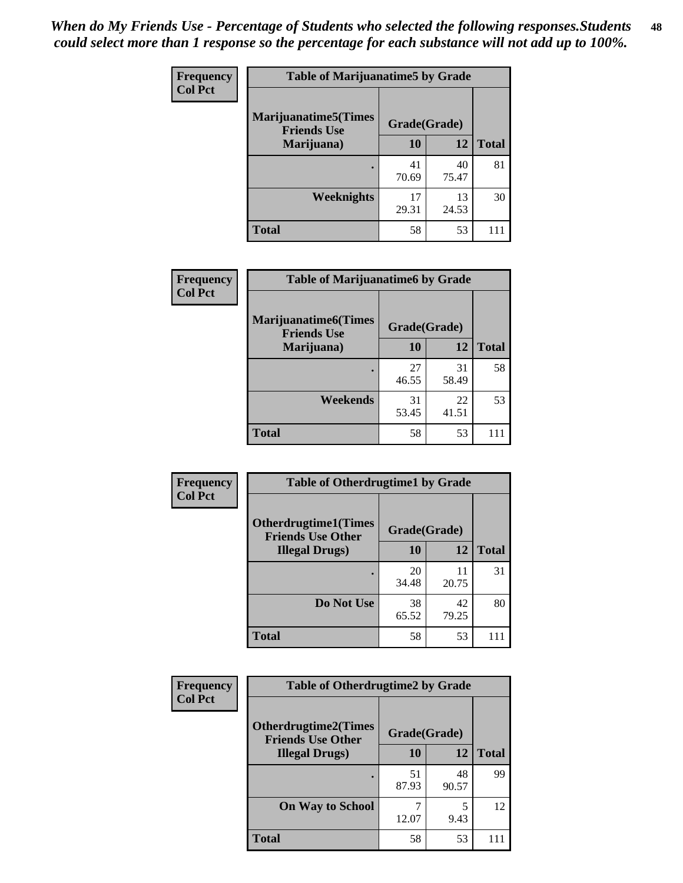*When do My Friends Use - Percentage of Students who selected the following responses.Students could select more than 1 response so the percentage for each substance will not add up to 100%.*

**Frequency**
**Col Pct**

| Table of Marijuanatime5 by Grade | | | |
|---|---|---|---|
| **Marijuanatime5(Times Friends Use Marijuana)** | **Grade(Grade)** | | **Total** |
| | **10** | **12** | |
| **.** | 41<br>70.69 | 40<br>75.47 | 81 |
| **Weeknights** | 17<br>29.31 | 13<br>24.53 | 30 |
| **Total** | 58 | 53 | 111 |

**Frequency**
**Col Pct**

| Table of Marijuanatime6 by Grade | | | |
|---|---|---|---|
| **Marijuanatime6(Times Friends Use Marijuana)** | **Grade(Grade)** | | **Total** |
| | **10** | **12** | |
| **.** | 27<br>46.55 | 31<br>58.49 | 58 |
| **Weekends** | 31<br>53.45 | 22<br>41.51 | 53 |
| **Total** | 58 | 53 | 111 |

**Frequency**
**Col Pct**

| Table of Otherdrugtime1 by Grade | | | |
|---|---|---|---|
| **Otherdrugtime1(Times Friends Use Other Illegal Drugs)** | **Grade(Grade)** | | **Total** |
| | **10** | **12** | |
| **.** | 20<br>34.48 | 11<br>20.75 | 31 |
| **Do Not Use** | 38<br>65.52 | 42<br>79.25 | 80 |
| **Total** | 58 | 53 | 111 |

**Frequency**
**Col Pct**

| Table of Otherdrugtime2 by Grade | | | |
|---|---|---|---|
| **Otherdrugtime2(Times Friends Use Other Illegal Drugs)** | **Grade(Grade)** | | **Total** |
| | **10** | **12** | |
| **.** | 51<br>87.93 | 48<br>90.57 | 99 |
| **On Way to School** | 7<br>12.07 | 5<br>9.43 | 12 |
| **Total** | 58 | 53 | 111 |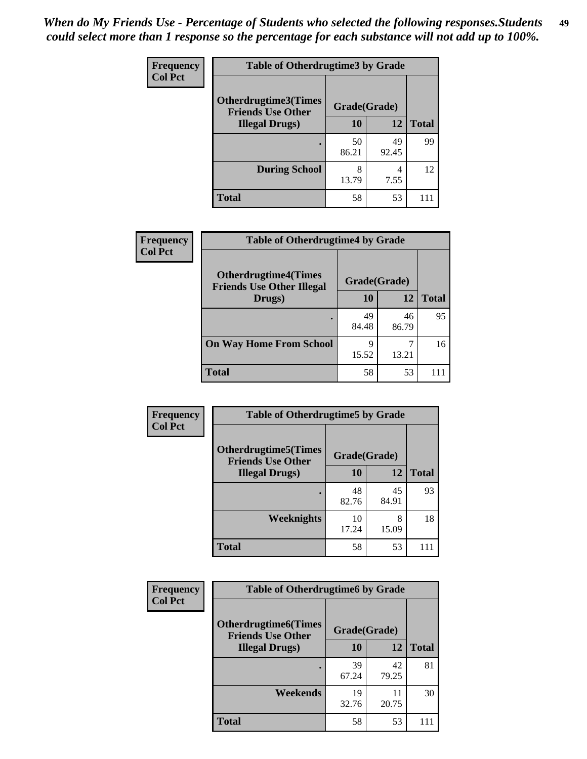*When do My Friends Use - Percentage of Students who selected the following responses.Students could select more than 1 response so the percentage for each substance will not add up to 100%.*

**Frequency**
**Col Pct**

| Table of Otherdrugtime3 by Grade | | | |
|---|---|---|---|
| **Otherdrugtime3(Times Friends Use Other Illegal Drugs)** | **Grade(Grade)** | | |
| | **10** | **12** | **Total** |
| **.** | 50<br>86.21 | 49<br>92.45 | 99 |
| **During School** | 8<br>13.79 | 4<br>7.55 | 12 |
| **Total** | 58 | 53 | 111 |

**Frequency**
**Col Pct**

| Table of Otherdrugtime4 by Grade | | | |
|---|---|---|---|
| **Otherdrugtime4(Times Friends Use Other Illegal Drugs)** | **Grade(Grade)** | | |
| | **10** | **12** | **Total** |
| **.** | 49<br>84.48 | 46<br>86.79 | 95 |
| **On Way Home From School** | 9<br>15.52 | 7<br>13.21 | 16 |
| **Total** | 58 | 53 | 111 |

**Frequency**
**Col Pct**

| Table of Otherdrugtime5 by Grade | | | |
|---|---|---|---|
| **Otherdrugtime5(Times Friends Use Other Illegal Drugs)** | **Grade(Grade)** | | |
| | **10** | **12** | **Total** |
| **.** | 48<br>82.76 | 45<br>84.91 | 93 |
| **Weeknights** | 10<br>17.24 | 8<br>15.09 | 18 |
| **Total** | 58 | 53 | 111 |

**Frequency**
**Col Pct**

| Table of Otherdrugtime6 by Grade | | | |
|---|---|---|---|
| **Otherdrugtime6(Times Friends Use Other Illegal Drugs)** | **Grade(Grade)** | | |
| | **10** | **12** | **Total** |
| **.** | 39<br>67.24 | 42<br>79.25 | 81 |
| **Weekends** | 19<br>32.76 | 11<br>20.75 | 30 |
| **Total** | 58 | 53 | 111 |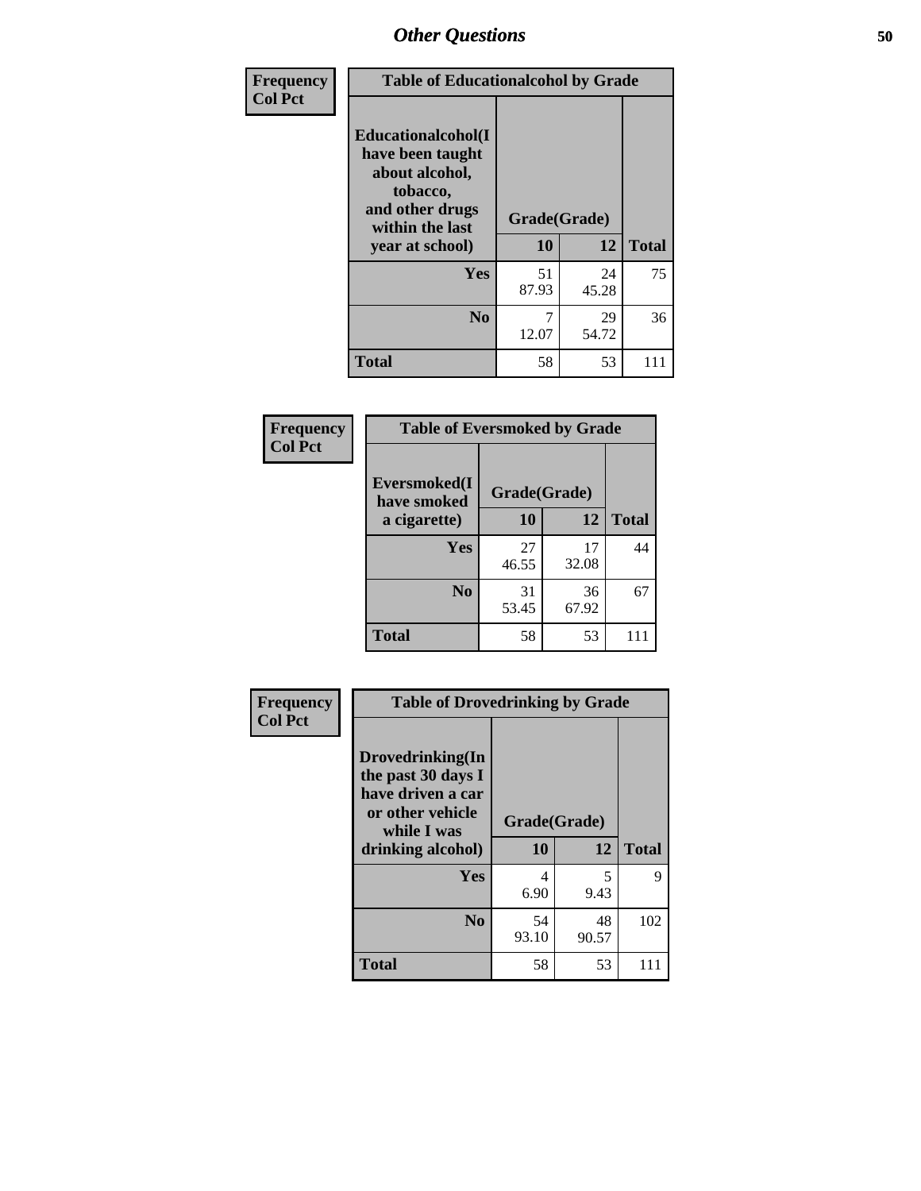## Other Questions

| Frequency<br>Col Pct | Table of Educationalalcohol by Grade | | |
|---|---|---|---|
| Educationalalcohol(I have been taught about alcohol, tobacco, and other drugs within the last year at school) | Grade(Grade) | | |
| | 10 | 12 | Total |
| Yes | 51<br>87.93 | 24<br>45.28 | 75 |
| No | 7<br>12.07 | 29<br>54.72 | 36 |
| Total | 58 | 53 | 111 |

| Frequency<br>Col Pct | Table of Eversmoked by Grade | | |
|---|---|---|---|
| Eversmoked(I have smoked a cigarette) | Grade(Grade) | | |
| | 10 | 12 | Total |
| Yes | 27<br>46.55 | 17<br>32.08 | 44 |
| No | 31<br>53.45 | 36<br>67.92 | 67 |
| Total | 58 | 53 | 111 |

| Frequency<br>Col Pct | Table of Drovedrinking by Grade | | |
|---|---|---|---|
| Drovedrinking(In the past 30 days I have driven a car or other vehicle while I was drinking alcohol) | Grade(Grade) | | |
| | 10 | 12 | Total |
| Yes | 4<br>6.90 | 5<br>9.43 | 9 |
| No | 54<br>93.10 | 48<br>90.57 | 102 |
| Total | 58 | 53 | 111 |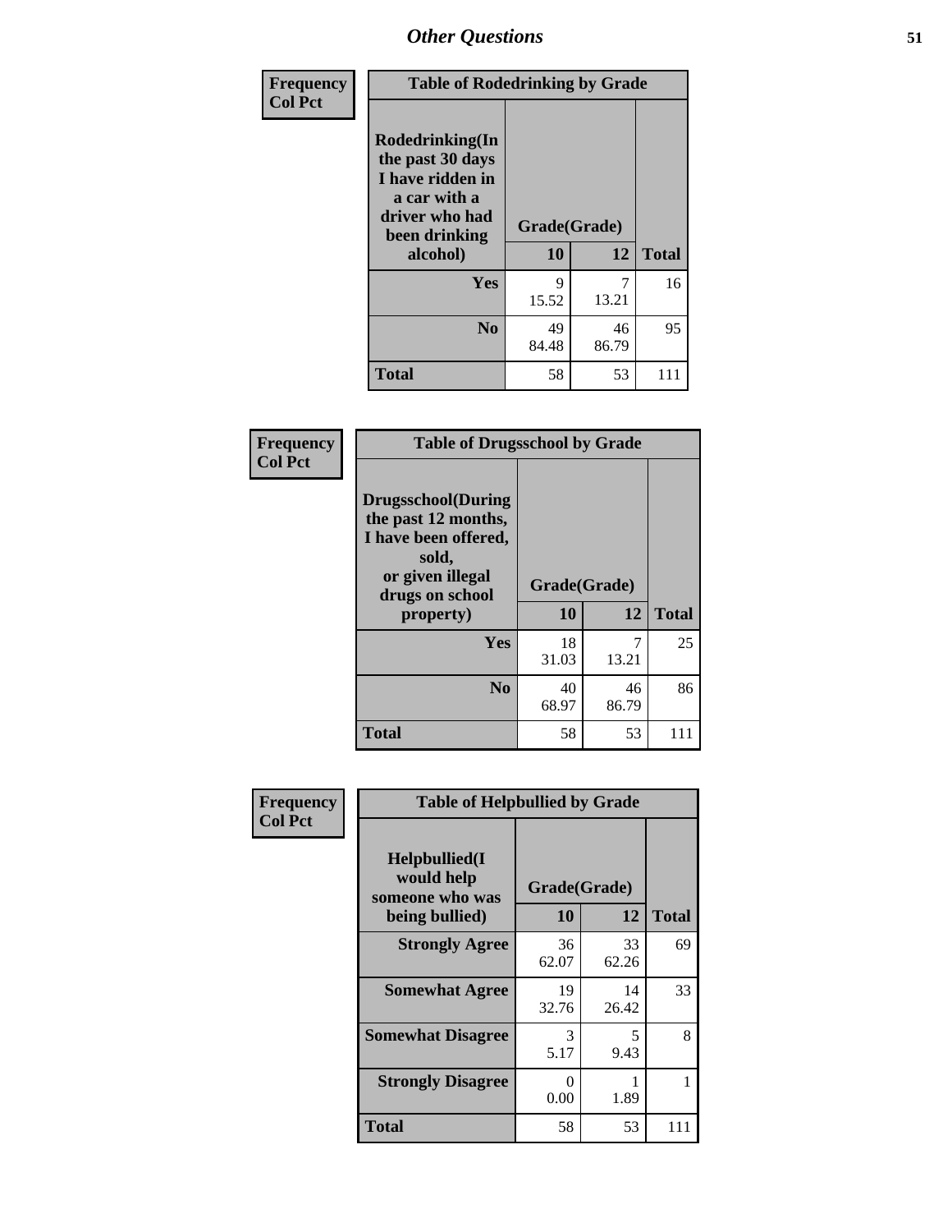| Frequency<br>Col Pct | Table of Rodedrinking by Grade | | |
|---|---|---|---|
| Rodedrinking(In the past 30 days I have ridden in a car with a driver who had been drinking alcohol) | Grade(Grade) | | |
| | 10 | 12 | Total |
| Yes | 9<br>15.52 | 7<br>13.21 | 16 |
| No | 49<br>84.48 | 46<br>86.79 | 95 |
| Total | 58 | 53 | 111 |

| Frequency<br>Col Pct | Table of Drugsschool by Grade | | |
|---|---|---|---|
| Drugsschool(During the past 12 months, I have been offered, sold, or given illegal drugs on school property) | Grade(Grade) | | |
| | 10 | 12 | Total |
| Yes | 18<br>31.03 | 7<br>13.21 | 25 |
| No | 40<br>68.97 | 46<br>86.79 | 86 |
| Total | 58 | 53 | 111 |

| Frequency<br>Col Pct | Table of Helpbullied by Grade | | |
|---|---|---|---|
| Helpbullied(I would help someone who was being bullied) | Grade(Grade) | | |
| | 10 | 12 | Total |
| Strongly Agree | 36<br>62.07 | 33<br>62.26 | 69 |
| Somewhat Agree | 19<br>32.76 | 14<br>26.42 | 33 |
| Somewhat Disagree | 3<br>5.17 | 5<br>9.43 | 8 |
| Strongly Disagree | 0<br>0.00 | 1<br>1.89 | 1 |
| Total | 58 | 53 | 111 |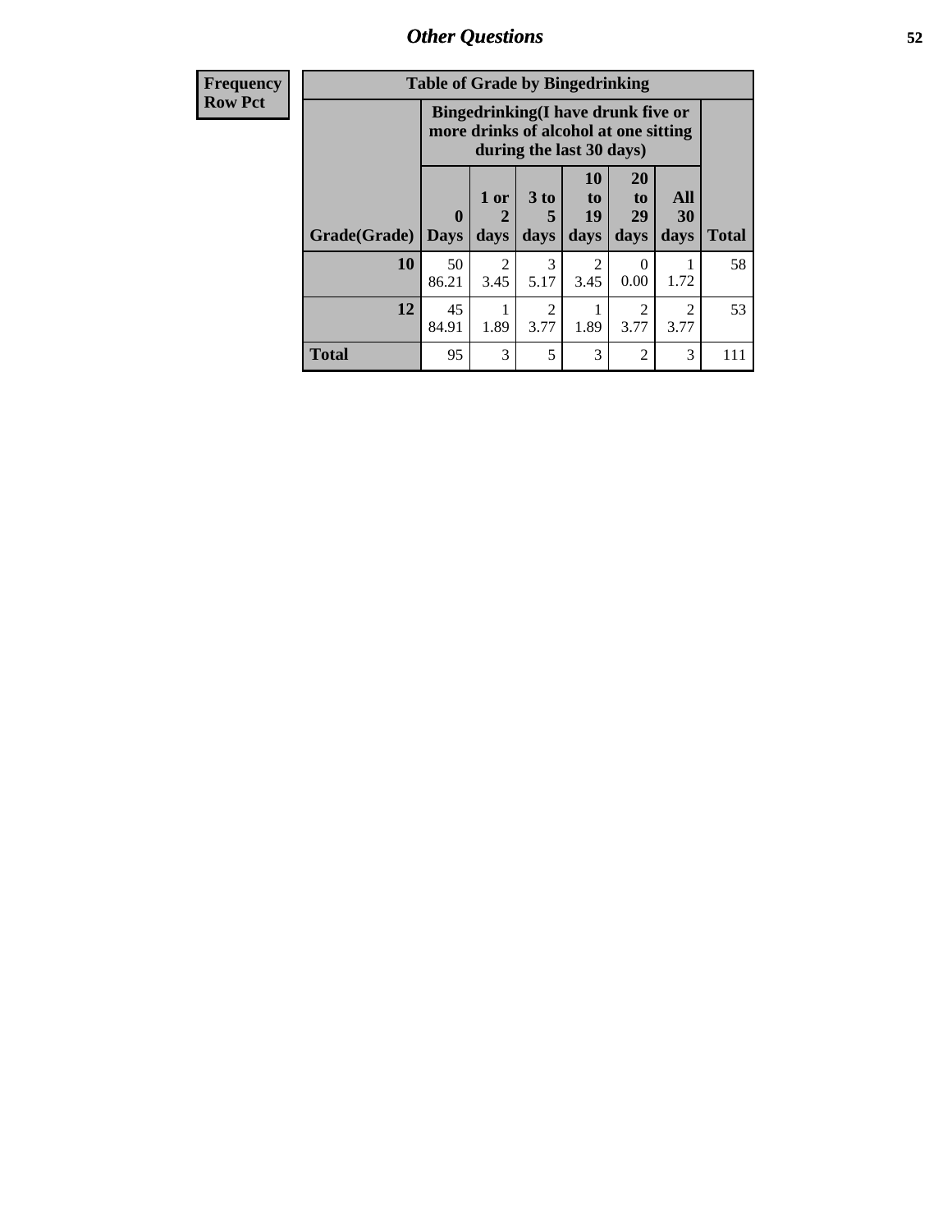| Frequency<br>Row Pct | Table of Grade by Bingedrinking | | | | | | |
|---|---|---|---|---|---|---|---|
| | Bingedrinking(I have drunk five or more drinks of alcohol at one sitting during the last 30 days) | | | | | | |
| Grade(Grade) | 0 Days | 1 or 2 days | 3 to 5 days | 10 to 19 days | 20 to 29 days | All 30 days | Total |
| 10 | 50<br>86.21 | 2<br>3.45 | 3<br>5.17 | 2<br>3.45 | 0<br>0.00 | 1<br>1.72 | 58 |
| 12 | 45<br>84.91 | 1<br>1.89 | 2<br>3.77 | 1<br>1.89 | 2<br>3.77 | 2<br>3.77 | 53 |
| Total | 95 | 3 | 5 | 3 | 2 | 3 | 111 |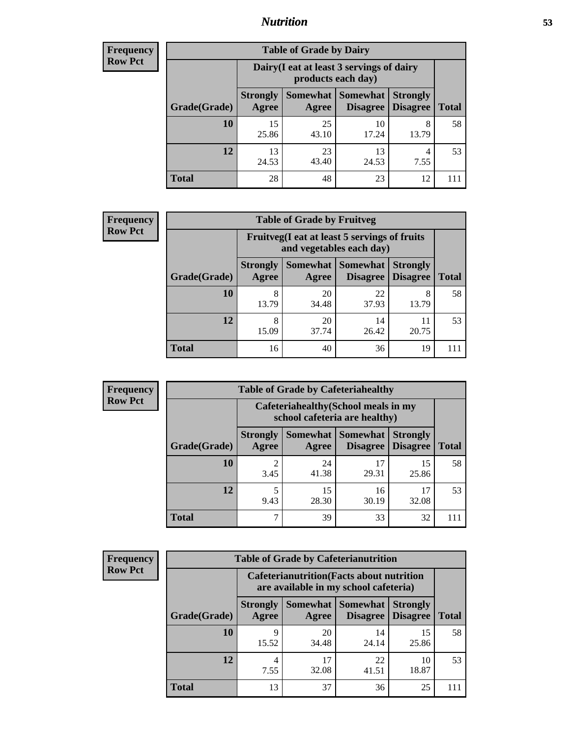| Frequency Row Pct | Table of Grade by Dairy | | | | |
|---|---|---|---|---|---|
| | Dairy(I eat at least 3 servings of dairy products each day) | | | | |
| Grade(Grade) | Strongly Agree | Somewhat Agree | Somewhat Disagree | Strongly Disagree | Total |
| 10 | 15<br>25.86 | 25<br>43.10 | 10<br>17.24 | 8<br>13.79 | 58 |
| 12 | 13<br>24.53 | 23<br>43.40 | 13<br>24.53 | 4<br>7.55 | 53 |
| Total | 28 | 48 | 23 | 12 | 111 |

| Frequency Row Pct | Table of Grade by Fruitveg | | | | |
|---|---|---|---|---|---|
| | Fruitveg(I eat at least 5 servings of fruits and vegetables each day) | | | | |
| Grade(Grade) | Strongly Agree | Somewhat Agree | Somewhat Disagree | Strongly Disagree | Total |
| 10 | 8<br>13.79 | 20<br>34.48 | 22<br>37.93 | 8<br>13.79 | 58 |
| 12 | 8<br>15.09 | 20<br>37.74 | 14<br>26.42 | 11<br>20.75 | 53 |
| Total | 16 | 40 | 36 | 19 | 111 |

| Frequency Row Pct | Table of Grade by Cafeteriahealthy | | | | |
|---|---|---|---|---|---|
| | Cafeteriahealthy(School meals in my school cafeteria are healthy) | | | | |
| Grade(Grade) | Strongly Agree | Somewhat Agree | Somewhat Disagree | Strongly Disagree | Total |
| 10 | 2<br>3.45 | 24<br>41.38 | 17<br>29.31 | 15<br>25.86 | 58 |
| 12 | 5<br>9.43 | 15<br>28.30 | 16<br>30.19 | 17<br>32.08 | 53 |
| Total | 7 | 39 | 33 | 32 | 111 |

| Frequency Row Pct | Table of Grade by Cafeterianutrition | | | | |
|---|---|---|---|---|---|
| | Cafeterianutrition(Facts about nutrition are available in my school cafeteria) | | | | |
| Grade(Grade) | Strongly Agree | Somewhat Agree | Somewhat Disagree | Strongly Disagree | Total |
| 10 | 9<br>15.52 | 20<br>34.48 | 14<br>24.14 | 15<br>25.86 | 58 |
| 12 | 4<br>7.55 | 17<br>32.08 | 22<br>41.51 | 10<br>18.87 | 53 |
| Total | 13 | 37 | 36 | 25 | 111 |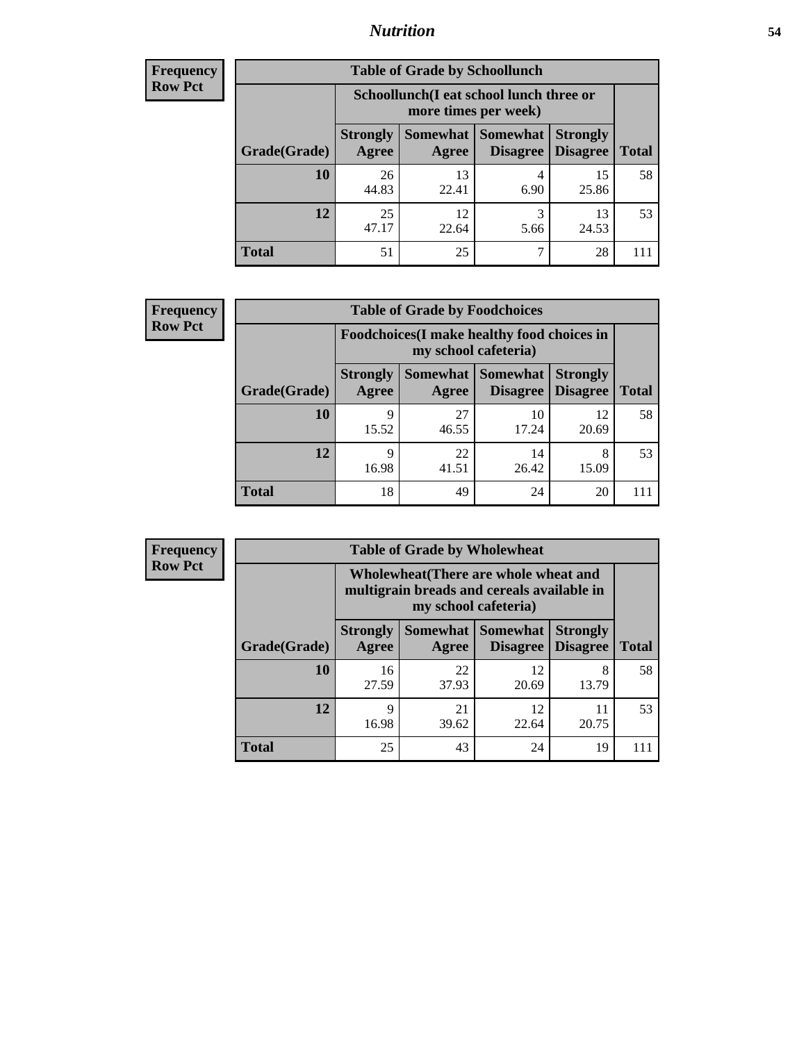# Nutrition

**Frequency**
**Row Pct**

| Table of Grade by Schoollunch | | | | | |
|---|---|---|---|---|---|
| | Schoollunch(I eat school lunch three or more times per week) | | | | |
| Grade(Grade) | Strongly Agree | Somewhat Agree | Somewhat Disagree | Strongly Disagree | Total |
| 10 | 26<br>44.83 | 13<br>22.41 | 4<br>6.90 | 15<br>25.86 | 58 |
| 12 | 25<br>47.17 | 12<br>22.64 | 3<br>5.66 | 13<br>24.53 | 53 |
| Total | 51 | 25 | 7 | 28 | 111 |

**Frequency**
**Row Pct**

| Table of Grade by Foodchoices | | | | | |
|---|---|---|---|---|---|
| | Foodchoices(I make healthy food choices in my school cafeteria) | | | | |
| Grade(Grade) | Strongly Agree | Somewhat Agree | Somewhat Disagree | Strongly Disagree | Total |
| 10 | 9<br>15.52 | 27<br>46.55 | 10<br>17.24 | 12<br>20.69 | 58 |
| 12 | 9<br>16.98 | 22<br>41.51 | 14<br>26.42 | 8<br>15.09 | 53 |
| Total | 18 | 49 | 24 | 20 | 111 |

**Frequency**
**Row Pct**

| Table of Grade by Wholewheat | | | | | |
|---|---|---|---|---|---|
| | Wholewheat(There are whole wheat and multigrain breads and cereals available in my school cafeteria) | | | | |
| Grade(Grade) | Strongly Agree | Somewhat Agree | Somewhat Disagree | Strongly Disagree | Total |
| 10 | 16<br>27.59 | 22<br>37.93 | 12<br>20.69 | 8<br>13.79 | 58 |
| 12 | 9<br>16.98 | 21<br>39.62 | 12<br>22.64 | 11<br>20.75 | 53 |
| Total | 25 | 43 | 24 | 19 | 111 |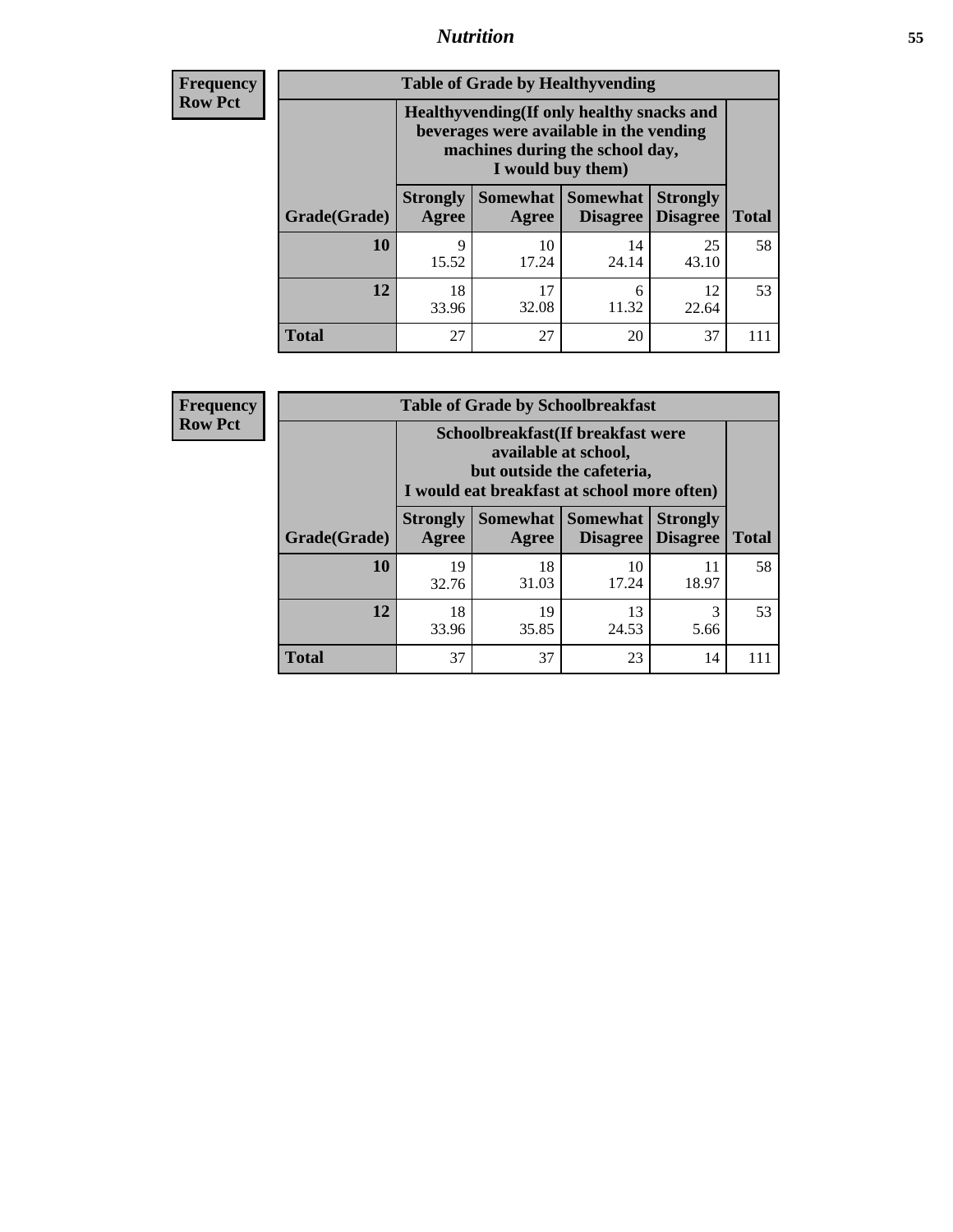| Frequency<br>Row Pct |
|---|

**Table of Grade by Healthyvending**

| | Healthyvending(If only healthy snacks and beverages were available in the vending machines during the school day, I would buy them) | | | | |
|---|---|---|---|---|---|
| Grade(Grade) | Strongly Agree | Somewhat Agree | Somewhat Disagree | Strongly Disagree | Total |
| **10** | 9<br>15.52 | 10<br>17.24 | 14<br>24.14 | 25<br>43.10 | 58 |
| **12** | 18<br>33.96 | 17<br>32.08 | 6<br>11.32 | 12<br>22.64 | 53 |
| **Total** | 27 | 27 | 20 | 37 | 111 |

| Frequency<br>Row Pct |
|---|

**Table of Grade by Schoolbreakfast**

| | Schoolbreakfast(If breakfast were available at school, but outside the cafeteria, I would eat breakfast at school more often) | | | | |
|---|---|---|---|---|---|
| Grade(Grade) | Strongly Agree | Somewhat Agree | Somewhat Disagree | Strongly Disagree | Total |
| **10** | 19<br>32.76 | 18<br>31.03 | 10<br>17.24 | 11<br>18.97 | 58 |
| **12** | 18<br>33.96 | 19<br>35.85 | 13<br>24.53 | 3<br>5.66 | 53 |
| **Total** | 37 | 37 | 23 | 14 | 111 |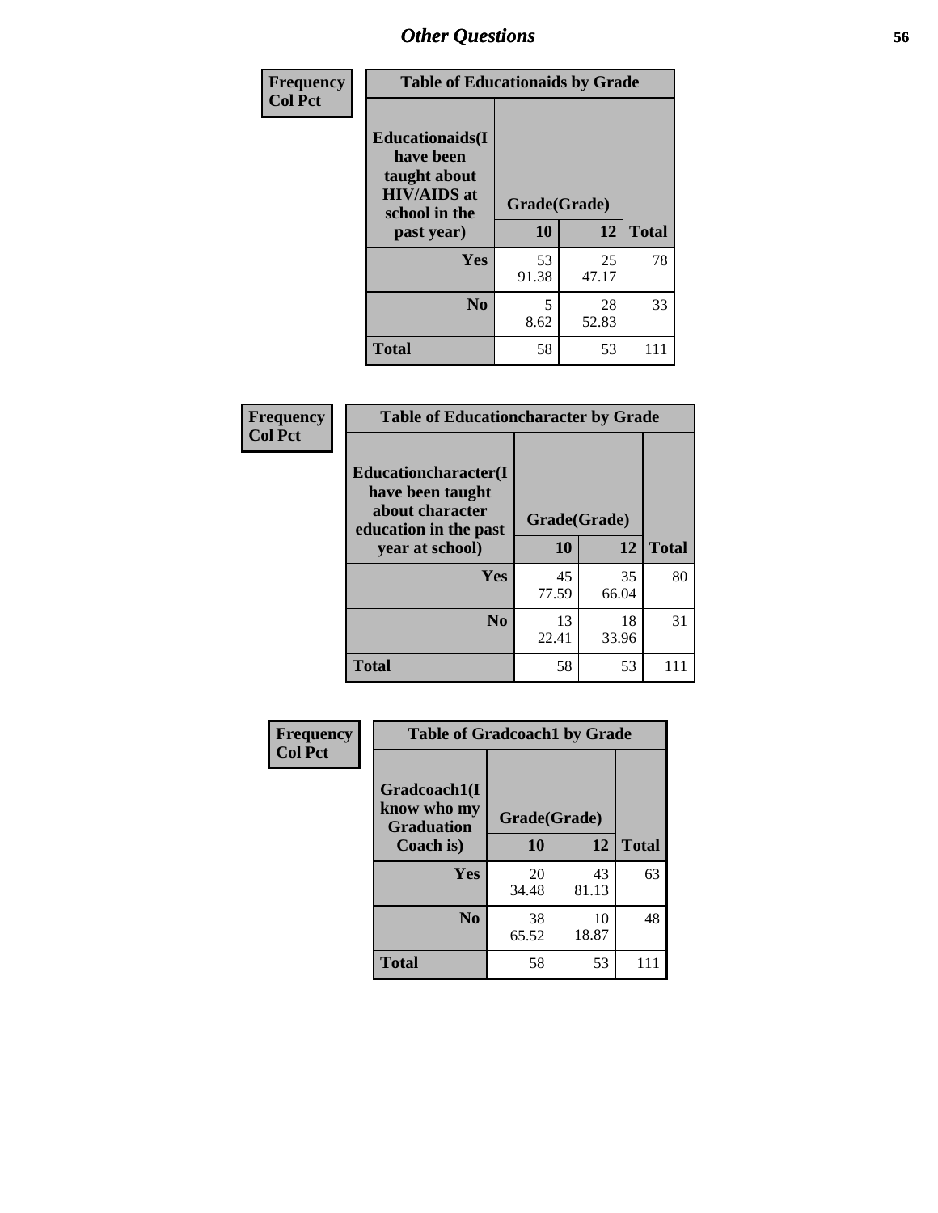## Other Questions

| Frequency<br>Col Pct | | | |
|---|---|---|---|

**Table of Educationaids by Grade**

| Educationaids(I have been taught about HIV/AIDS at school in the past year) | Grade(Grade) | | |
|---|---|---|---|
| | 10 | 12 | Total |
| Yes | 53<br>91.38 | 25<br>47.17 | 78 |
| No | 5<br>8.62 | 28<br>52.83 | 33 |
| Total | 58 | 53 | 111 |

| Frequency<br>Col Pct | | | |
|---|---|---|---|

**Table of Educationcharacter by Grade**

| Educationcharacter(I have been taught about character education in the past year at school) | Grade(Grade) | | |
|---|---|---|---|
| | 10 | 12 | Total |
| Yes | 45<br>77.59 | 35<br>66.04 | 80 |
| No | 13<br>22.41 | 18<br>33.96 | 31 |
| Total | 58 | 53 | 111 |

| Frequency<br>Col Pct | | | |
|---|---|---|---|

**Table of Gradcoach1 by Grade**

| Gradcoach1(I know who my Graduation Coach is) | Grade(Grade) | | |
|---|---|---|---|
| | 10 | 12 | Total |
| Yes | 20<br>34.48 | 43<br>81.13 | 63 |
| No | 38<br>65.52 | 10<br>18.87 | 48 |
| Total | 58 | 53 | 111 |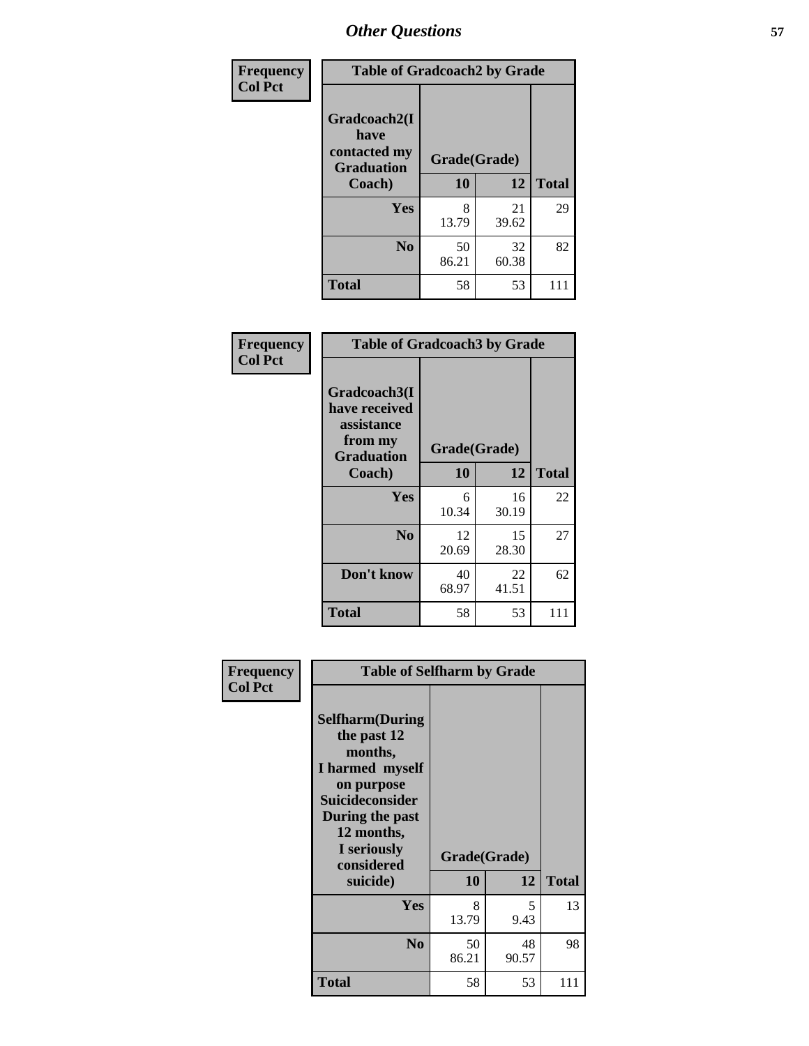## Other Questions

**Frequency**
**Col Pct**

| Table of Gradcoach2 by Grade | | | |
|---|---|---|---|
| **Gradcoach2(I have contacted my Graduation Coach)** | **Grade(Grade)** | | |
| | **10** | **12** | **Total** |
| **Yes** | 8<br>13.79 | 21<br>39.62 | 29 |
| **No** | 50<br>86.21 | 32<br>60.38 | 82 |
| **Total** | 58 | 53 | 111 |

**Frequency**
**Col Pct**

| Table of Gradcoach3 by Grade | | | |
|---|---|---|---|
| **Gradcoach3(I have received assistance from my Graduation Coach)** | **Grade(Grade)** | | |
| | **10** | **12** | **Total** |
| **Yes** | 6<br>10.34 | 16<br>30.19 | 22 |
| **No** | 12<br>20.69 | 15<br>28.30 | 27 |
| **Don't know** | 40<br>68.97 | 22<br>41.51 | 62 |
| **Total** | 58 | 53 | 111 |

**Frequency**
**Col Pct**

| Table of Selfharm by Grade | | | |
|---|---|---|---|
| **Selfharm(During the past 12 months, I harmed myself on purpose Suicideconsider During the past 12 months, I seriously considered suicide)** | **Grade(Grade)** | | |
| | **10** | **12** | **Total** |
| **Yes** | 8<br>13.79 | 5<br>9.43 | 13 |
| **No** | 50<br>86.21 | 48<br>90.57 | 98 |
| **Total** | 58 | 53 | 111 |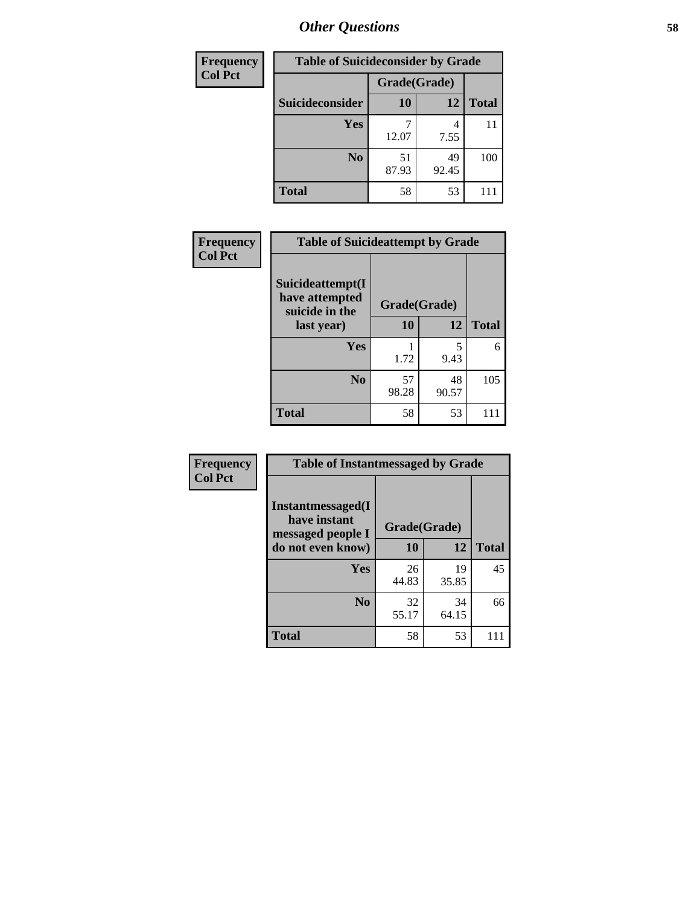# Other Questions

| Frequency<br>Col Pct |
|---|

**Table of Suicideconsider by Grade**

| Suicideconsider | Grade(Grade) 10 | 12 | Total |
|---|---|---|---|
| Yes | 7<br>12.07 | 4<br>7.55 | 11 |
| No | 51<br>87.93 | 49<br>92.45 | 100 |
| Total | 58 | 53 | 111 |

| Frequency<br>Col Pct |
|---|

**Table of Suicideattempt by Grade**

| Suicideattempt(I have attempted suicide in the last year) | Grade(Grade) 10 | 12 | Total |
|---|---|---|---|
| Yes | 1<br>1.72 | 5<br>9.43 | 6 |
| No | 57<br>98.28 | 48<br>90.57 | 105 |
| Total | 58 | 53 | 111 |

| Frequency<br>Col Pct |
|---|

**Table of Instantmessaged by Grade**

| Instantmessaged(I have instant messaged people I do not even know) | Grade(Grade) 10 | 12 | Total |
|---|---|---|---|
| Yes | 26<br>44.83 | 19<br>35.85 | 45 |
| No | 32<br>55.17 | 34<br>64.15 | 66 |
| Total | 58 | 53 | 111 |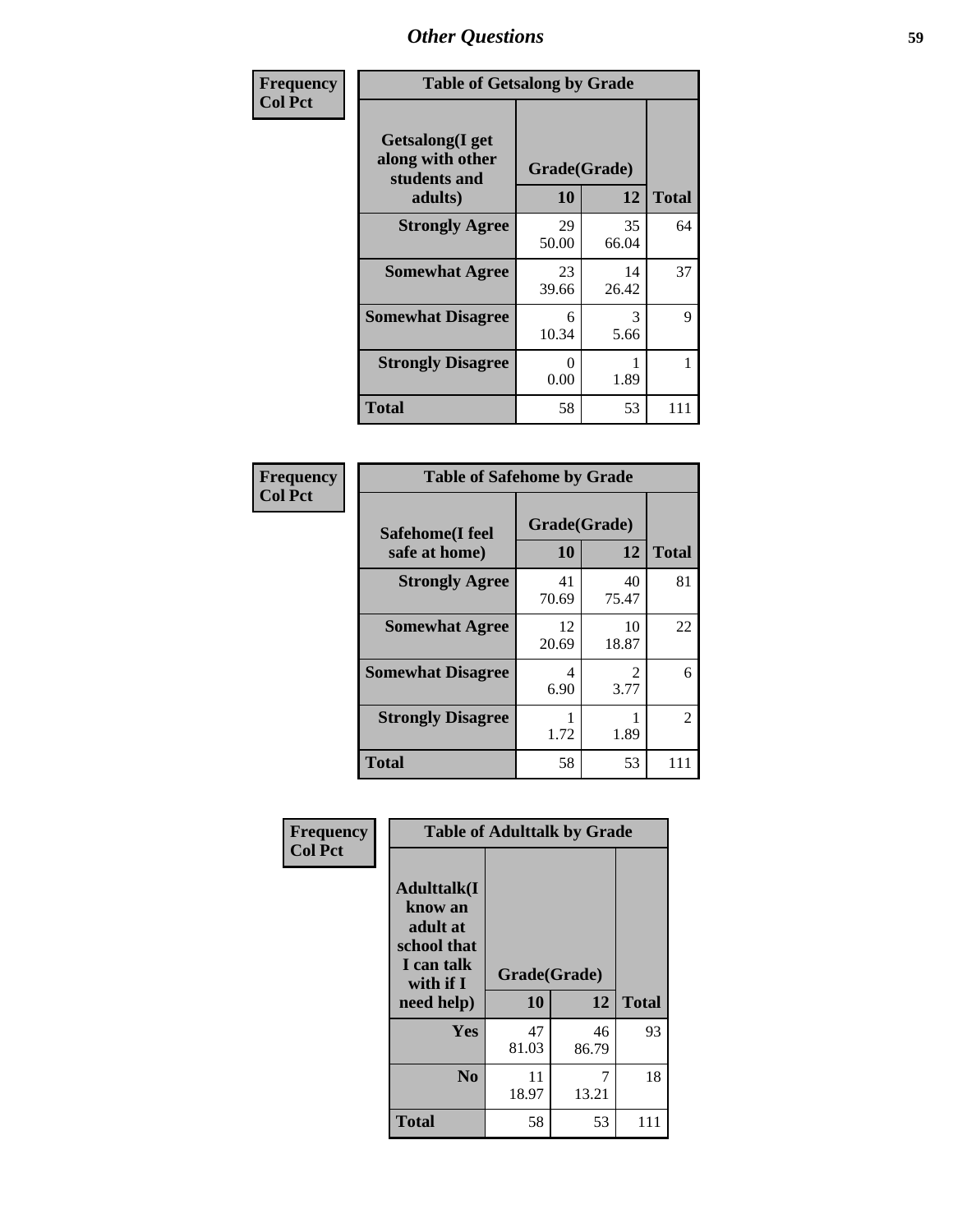## Other Questions

**Frequency**
**Col Pct**

| Table of Getsalong by Grade | | | |
|---|---|---|---|
| Getsalong(I get along with other students and adults) | Grade(Grade) | | |
| | 10 | 12 | Total |
| **Strongly Agree** | 29<br>50.00 | 35<br>66.04 | 64 |
| **Somewhat Agree** | 23<br>39.66 | 14<br>26.42 | 37 |
| **Somewhat Disagree** | 6<br>10.34 | 3<br>5.66 | 9 |
| **Strongly Disagree** | 0<br>0.00 | 1<br>1.89 | 1 |
| **Total** | 58 | 53 | 111 |

**Frequency**
**Col Pct**

| Table of Safehome by Grade | | | |
|---|---|---|---|
| Safehome(I feel safe at home) | Grade(Grade) | | |
| | 10 | 12 | Total |
| **Strongly Agree** | 41<br>70.69 | 40<br>75.47 | 81 |
| **Somewhat Agree** | 12<br>20.69 | 10<br>18.87 | 22 |
| **Somewhat Disagree** | 4<br>6.90 | 2<br>3.77 | 6 |
| **Strongly Disagree** | 1<br>1.72 | 1<br>1.89 | 2 |
| **Total** | 58 | 53 | 111 |

**Frequency**
**Col Pct**

| Table of Adulttalk by Grade | | | |
|---|---|---|---|
| Adulttalk(I know an adult at school that I can talk with if I need help) | Grade(Grade) | | |
| | 10 | 12 | Total |
| **Yes** | 47<br>81.03 | 46<br>86.79 | 93 |
| **No** | 11<br>18.97 | 7<br>13.21 | 18 |
| **Total** | 58 | 53 | 111 |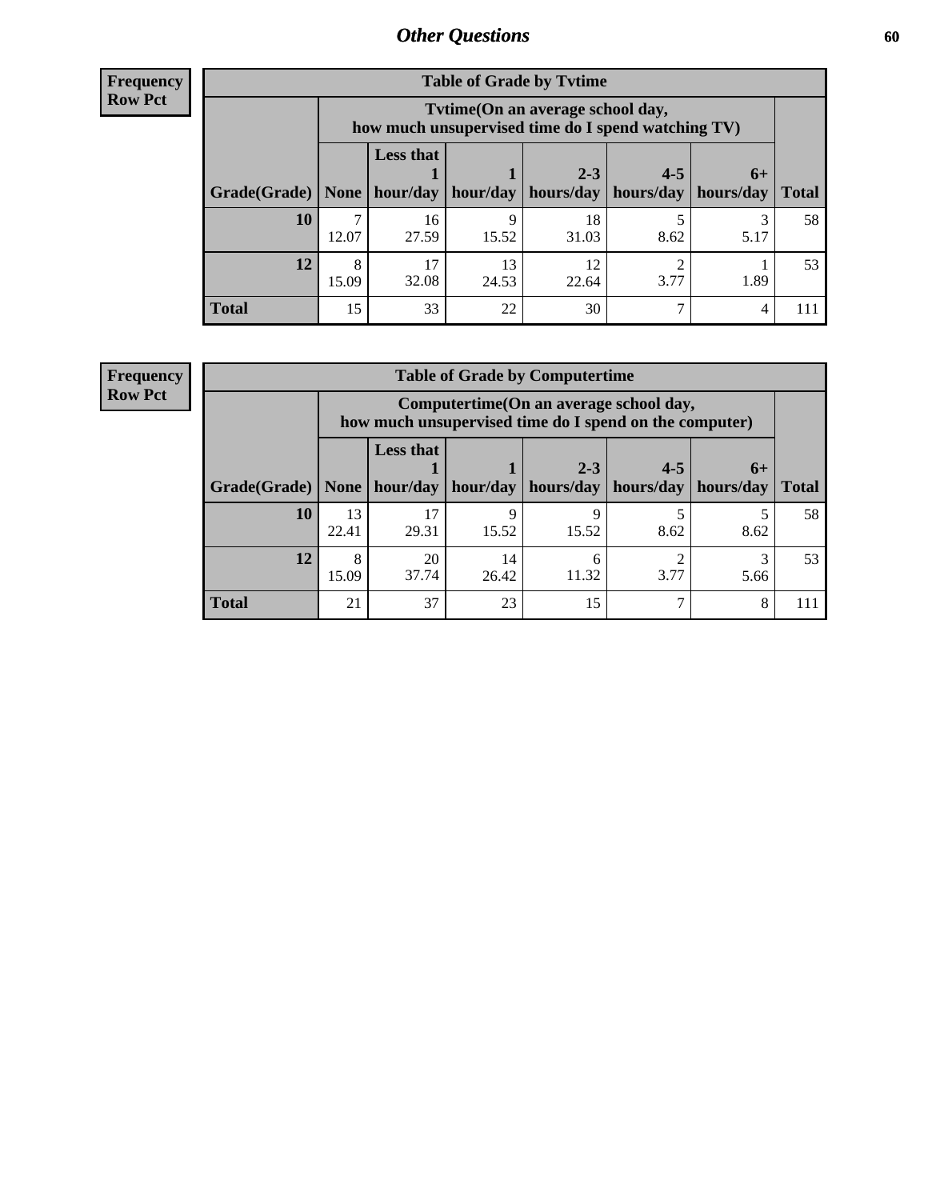## Other Questions

**Frequency**
**Row Pct**

| Table of Grade by Tvtime | | | | | | | |
|---|---|---|---|---|---|---|---|
| | Tvtime(On an average school day, how much unsupervised time do I spend watching TV) | | | | | | |
| Grade(Grade) | None | Less that 1 hour/day | 1 hour/day | 2-3 hours/day | 4-5 hours/day | 6+ hours/day | Total |
| **10** | 7<br>12.07 | 16<br>27.59 | 9<br>15.52 | 18<br>31.03 | 5<br>8.62 | 3<br>5.17 | 58 |
| **12** | 8<br>15.09 | 17<br>32.08 | 13<br>24.53 | 12<br>22.64 | 2<br>3.77 | 1<br>1.89 | 53 |
| **Total** | 15 | 33 | 22 | 30 | 7 | 4 | 111 |

**Frequency**
**Row Pct**

| Table of Grade by Computertime | | | | | | | |
|---|---|---|---|---|---|---|---|
| | Computertime(On an average school day, how much unsupervised time do I spend on the computer) | | | | | | |
| Grade(Grade) | None | Less that 1 hour/day | 1 hour/day | 2-3 hours/day | 4-5 hours/day | 6+ hours/day | Total |
| **10** | 13<br>22.41 | 17<br>29.31 | 9<br>15.52 | 9<br>15.52 | 5<br>8.62 | 5<br>8.62 | 58 |
| **12** | 8<br>15.09 | 20<br>37.74 | 14<br>26.42 | 6<br>11.32 | 2<br>3.77 | 3<br>5.66 | 53 |
| **Total** | 21 | 37 | 23 | 15 | 7 | 8 | 111 |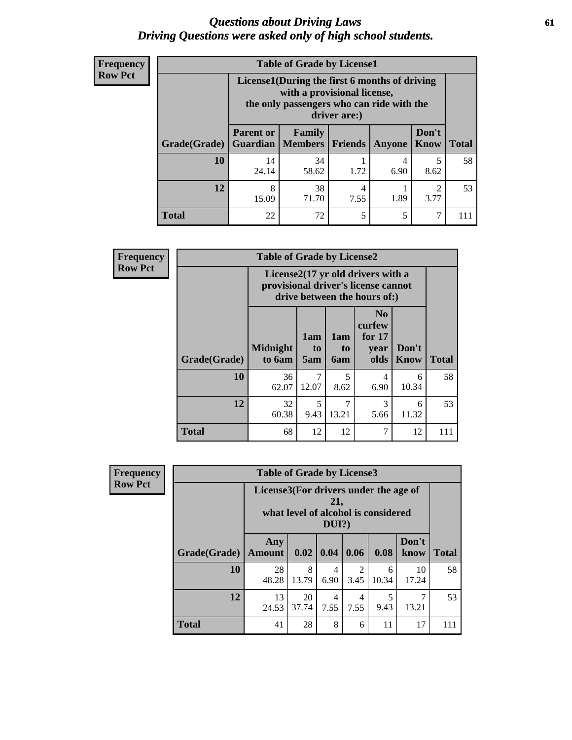# *Questions about Driving Laws*
# *Driving Questions were asked only of high school students.*

**Frequency**
**Row Pct**

| Table of Grade by License1 | | | | | | |
|---|---|---|---|---|---|---|
| | License1(During the first 6 months of driving with a provisional license, the only passengers who can ride with the driver are:) | | | | | |
| Grade(Grade) | Parent or Guardian | Family Members | Friends | Anyone | Don't Know | Total |
| **10** | 14<br>24.14 | 34<br>58.62 | 1<br>1.72 | 4<br>6.90 | 5<br>8.62 | 58 |
| **12** | 8<br>15.09 | 38<br>71.70 | 4<br>7.55 | 1<br>1.89 | 2<br>3.77 | 53 |
| **Total** | 22 | 72 | 5 | 5 | 7 | 111 |

**Frequency**
**Row Pct**

| Table of Grade by License2 | | | | | | |
|---|---|---|---|---|---|---|
| | License2(17 yr old drivers with a provisional driver's license cannot drive between the hours of:) | | | | | |
| Grade(Grade) | Midnight to 6am | 1am to 5am | 1am to 6am | No curfew for 17 year olds | Don't Know | Total |
| **10** | 36<br>62.07 | 7<br>12.07 | 5<br>8.62 | 4<br>6.90 | 6<br>10.34 | 58 |
| **12** | 32<br>60.38 | 5<br>9.43 | 7<br>13.21 | 3<br>5.66 | 6<br>11.32 | 53 |
| **Total** | 68 | 12 | 12 | 7 | 12 | 111 |

**Frequency**
**Row Pct**

| Table of Grade by License3 | | | | | | | |
|---|---|---|---|---|---|---|---|
| | License3(For drivers under the age of 21, what level of alcohol is considered DUI?) | | | | | | |
| Grade(Grade) | Any Amount | 0.02 | 0.04 | 0.06 | 0.08 | Don't know | Total |
| **10** | 28<br>48.28 | 8<br>13.79 | 4<br>6.90 | 2<br>3.45 | 6<br>10.34 | 10<br>17.24 | 58 |
| **12** | 13<br>24.53 | 20<br>37.74 | 4<br>7.55 | 4<br>7.55 | 5<br>9.43 | 7<br>13.21 | 53 |
| **Total** | 41 | 28 | 8 | 6 | 11 | 17 | 111 |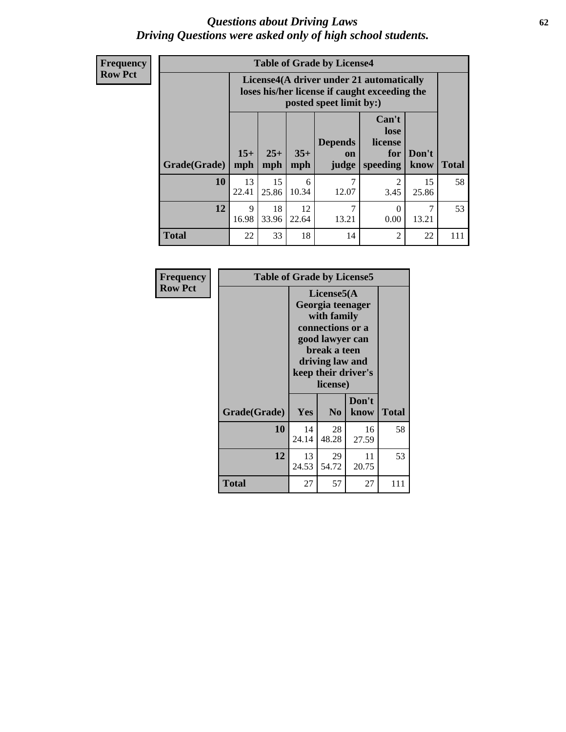# *Questions about Driving Laws*
## *Driving Questions were asked only of high school students.*

**Frequency**
**Row Pct**

| **Table of Grade by License4** | | | | | | | |
|---|---|---|---|---|---|---|---|
| | **License4(A driver under 21 automatically loses his/her license if caught exceeding the posted speet limit by:)** | | | | | | |
| **Grade(Grade)** | **15+ mph** | **25+ mph** | **35+ mph** | **Depends on judge** | **Can't lose license for speeding** | **Don't know** | **Total** |
| **10** | 13<br>22.41 | 15<br>25.86 | 6<br>10.34 | 7<br>12.07 | 2<br>3.45 | 15<br>25.86 | 58 |
| **12** | 9<br>16.98 | 18<br>33.96 | 12<br>22.64 | 7<br>13.21 | 0<br>0.00 | 7<br>13.21 | 53 |
| **Total** | 22 | 33 | 18 | 14 | 2 | 22 | 111 |

**Frequency**
**Row Pct**

| **Table of Grade by License5** | | | | |
|---|---|---|---|---|
| | **License5(A Georgia teenager with family connections or a good lawyer can break a teen driving law and keep their driver's license)** | | | |
| **Grade(Grade)** | **Yes** | **No** | **Don't know** | **Total** |
| **10** | 14<br>24.14 | 28<br>48.28 | 16<br>27.59 | 58 |
| **12** | 13<br>24.53 | 29<br>54.72 | 11<br>20.75 | 53 |
| **Total** | 27 | 57 | 27 | 111 |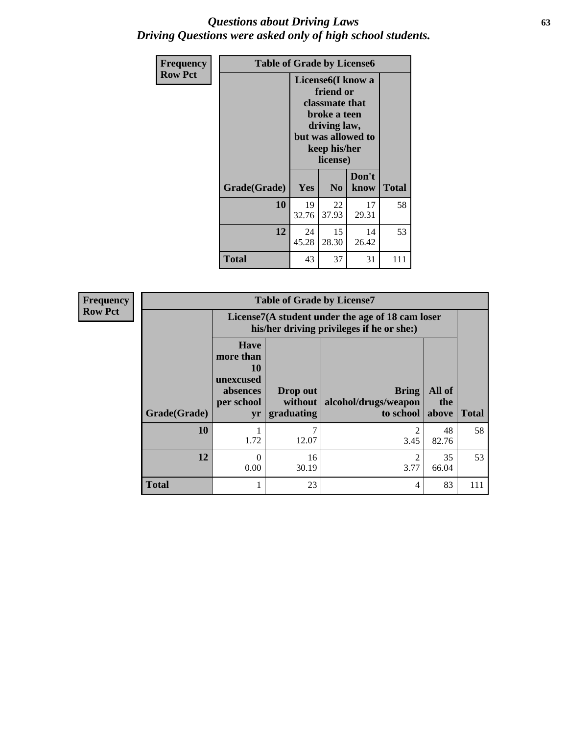# *Questions about Driving Laws*
## *Driving Questions were asked only of high school students.*

**Frequency**
**Row Pct**

**Table of Grade by License6**

| Grade(Grade) | License6(I know a friend or classmate that broke a teen driving law, but was allowed to keep his/her license) | | | Total |
|---|---|---|---|---|
| | Yes | No | Don't know | |
| **10** | 19<br>32.76 | 22<br>37.93 | 17<br>29.31 | 58 |
| **12** | 24<br>45.28 | 15<br>28.30 | 14<br>26.42 | 53 |
| **Total** | 43 | 37 | 31 | 111 |

**Frequency**
**Row Pct**

**Table of Grade by License7**

| Grade(Grade) | License7(A student under the age of 18 cam loser his/her driving privileges if he or she:) | | | | Total |
|---|---|---|---|---|---|
| | Have more than 10 unexcused absences per school yr | Drop out without graduating | Bring alcohol/drugs/weapon to school | All of the above | |
| **10** | 1<br>1.72 | 7<br>12.07 | 2<br>3.45 | 48<br>82.76 | 58 |
| **12** | 0<br>0.00 | 16<br>30.19 | 2<br>3.77 | 35<br>66.04 | 53 |
| **Total** | 1 | 23 | 4 | 83 | 111 |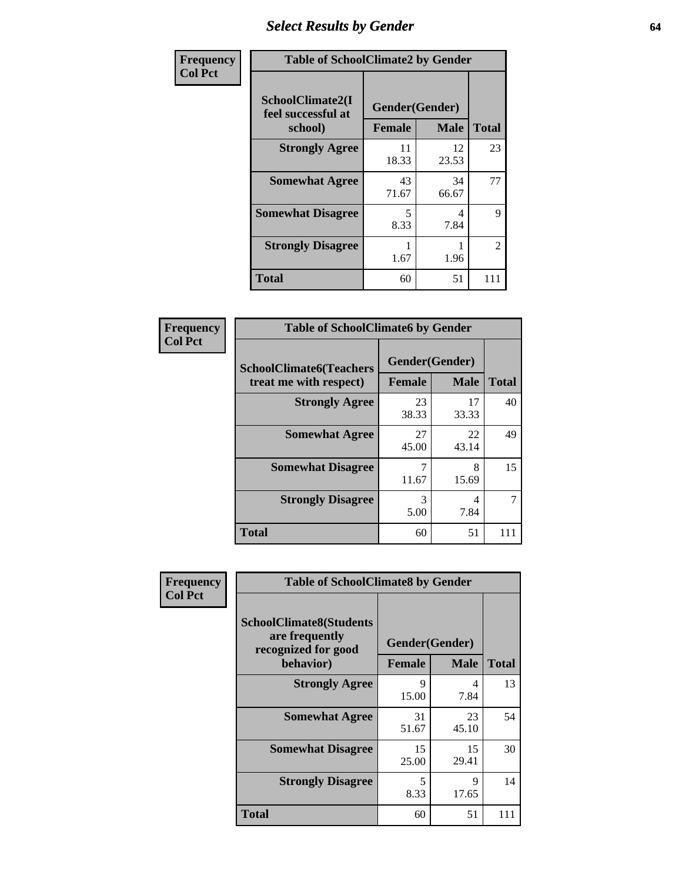# Select Results by Gender

| Frequency<br>Col Pct | Table of SchoolClimate2 by Gender | | |
|---|---|---|---|
| SchoolClimate2(I feel successful at school) | Gender(Gender) | | |
| | Female | Male | Total |
| Strongly Agree | 11<br>18.33 | 12<br>23.53 | 23 |
| Somewhat Agree | 43<br>71.67 | 34<br>66.67 | 77 |
| Somewhat Disagree | 5<br>8.33 | 4<br>7.84 | 9 |
| Strongly Disagree | 1<br>1.67 | 1<br>1.96 | 2 |
| Total | 60 | 51 | 111 |

| Frequency<br>Col Pct | Table of SchoolClimate6 by Gender | | |
|---|---|---|---|
| SchoolClimate6(Teachers treat me with respect) | Gender(Gender) | | |
| | Female | Male | Total |
| Strongly Agree | 23<br>38.33 | 17<br>33.33 | 40 |
| Somewhat Agree | 27<br>45.00 | 22<br>43.14 | 49 |
| Somewhat Disagree | 7<br>11.67 | 8<br>15.69 | 15 |
| Strongly Disagree | 3<br>5.00 | 4<br>7.84 | 7 |
| Total | 60 | 51 | 111 |

| Frequency<br>Col Pct | Table of SchoolClimate8 by Gender | | |
|---|---|---|---|
| SchoolClimate8(Students are frequently recognized for good behavior) | Gender(Gender) | | |
| | Female | Male | Total |
| Strongly Agree | 9<br>15.00 | 4<br>7.84 | 13 |
| Somewhat Agree | 31<br>51.67 | 23<br>45.10 | 54 |
| Somewhat Disagree | 15<br>25.00 | 15<br>29.41 | 30 |
| Strongly Disagree | 5<br>8.33 | 9<br>17.65 | 14 |
| Total | 60 | 51 | 111 |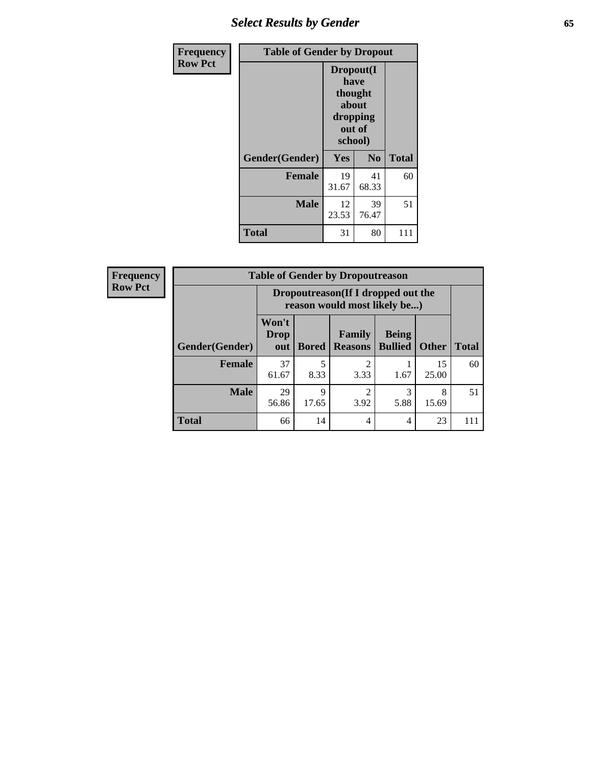# Select Results by Gender

| Frequency<br>Row Pct | | | |
|---|---|---|---|

**Table of Gender by Dropout**

| | Dropout(I have thought about dropping out of school) | | |
|---|---|---|---|
| Gender(Gender) | Yes | No | Total |
| Female | 19<br>31.67 | 41<br>68.33 | 60 |
| Male | 12<br>23.53 | 39<br>76.47 | 51 |
| Total | 31 | 80 | 111 |

Frequency
Row Pct

**Table of Gender by Dropoutreason**

| | Dropoutreason(If I dropped out the reason would most likely be...) | | | | | |
|---|---|---|---|---|---|---|
| Gender(Gender) | Won't Drop out | Bored | Family Reasons | Being Bullied | Other | Total |
| Female | 37<br>61.67 | 5<br>8.33 | 2<br>3.33 | 1<br>1.67 | 15<br>25.00 | 60 |
| Male | 29<br>56.86 | 9<br>17.65 | 2<br>3.92 | 3<br>5.88 | 8<br>15.69 | 51 |
| Total | 66 | 14 | 4 | 4 | 23 | 111 |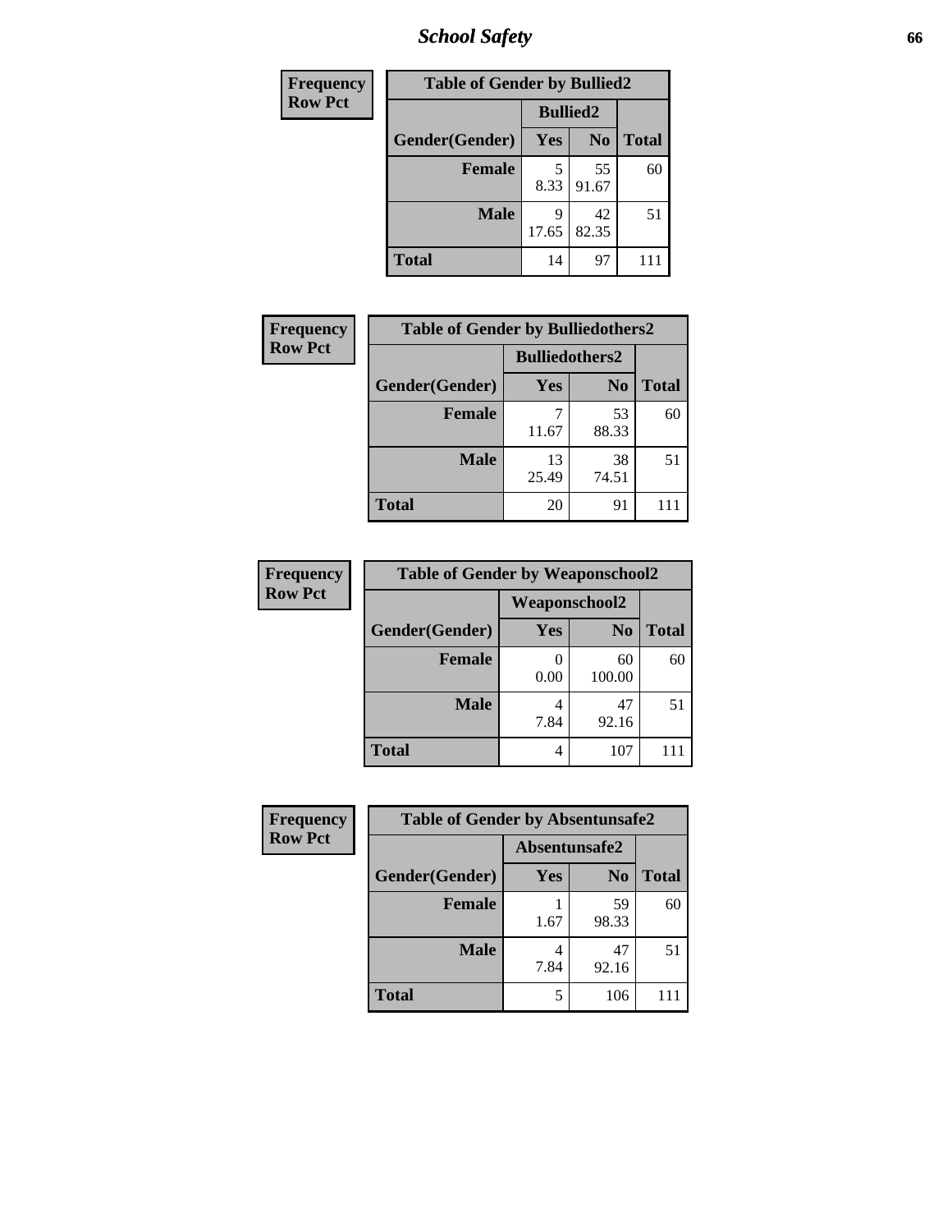| Frequency<br>Row Pct |
|---|

**Table of Gender by Bullied2**

| Gender(Gender) | Bullied2 Yes | Bullied2 No | Total |
|---|---|---|---|
| Female | 5<br>8.33 | 55<br>91.67 | 60 |
| Male | 9<br>17.65 | 42<br>82.35 | 51 |
| Total | 14 | 97 | 111 |

| Frequency<br>Row Pct |
|---|

**Table of Gender by Bulliedothers2**

| Gender(Gender) | Bulliedothers2 Yes | Bulliedothers2 No | Total |
|---|---|---|---|
| Female | 7<br>11.67 | 53<br>88.33 | 60 |
| Male | 13<br>25.49 | 38<br>74.51 | 51 |
| Total | 20 | 91 | 111 |

| Frequency<br>Row Pct |
|---|

**Table of Gender by Weaponschool2**

| Gender(Gender) | Weaponschool2 Yes | Weaponschool2 No | Total |
|---|---|---|---|
| Female | 0<br>0.00 | 60<br>100.00 | 60 |
| Male | 4<br>7.84 | 47<br>92.16 | 51 |
| Total | 4 | 107 | 111 |

| Frequency<br>Row Pct |
|---|

**Table of Gender by Absentunsafe2**

| Gender(Gender) | Absentunsafe2 Yes | Absentunsafe2 No | Total |
|---|---|---|---|
| Female | 1<br>1.67 | 59<br>98.33 | 60 |
| Male | 4<br>7.84 | 47<br>92.16 | 51 |
| Total | 5 | 106 | 111 |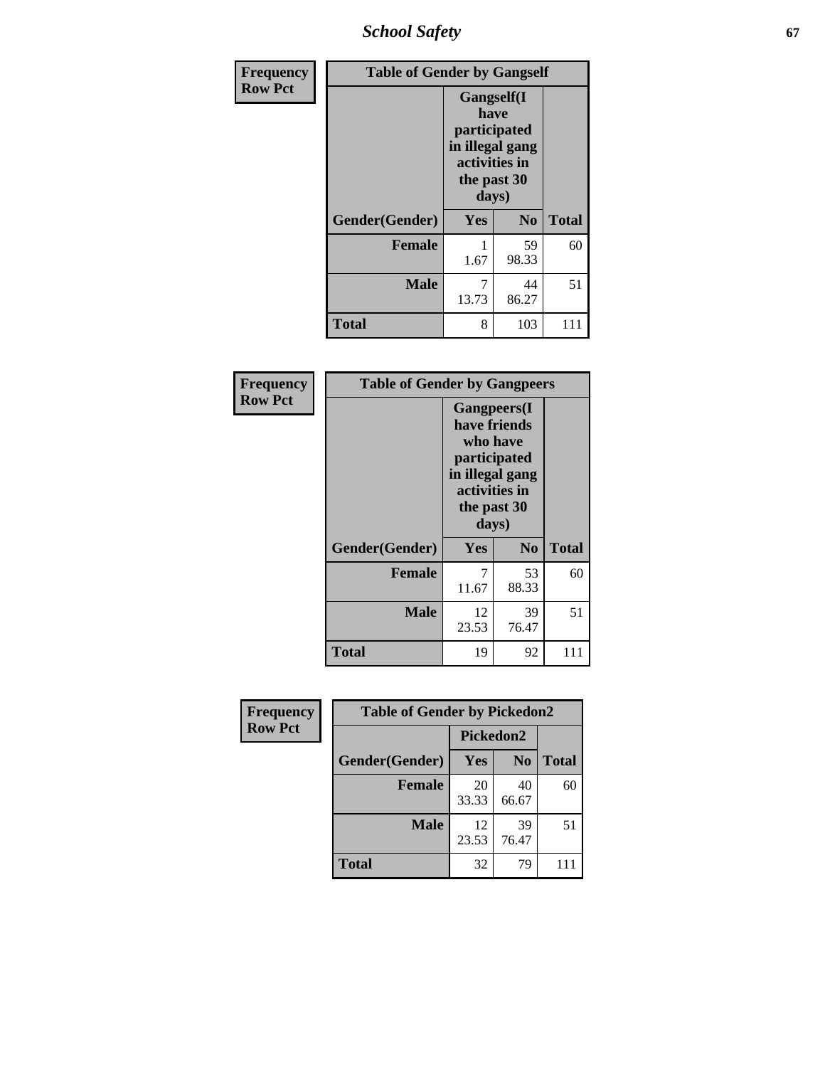| Frequency<br>Row Pct |
|---|

**Table of Gender by Gangself**

| Gender(Gender) | Gangself(I have participated in illegal gang activities in the past 30 days) Yes | No | Total |
|---|---|---|---|
| Female | 1<br>1.67 | 59<br>98.33 | 60 |
| Male | 7<br>13.73 | 44<br>86.27 | 51 |
| Total | 8 | 103 | 111 |

| Frequency<br>Row Pct |
|---|

**Table of Gender by Gangpeers**

| Gender(Gender) | Gangpeers(I have friends who have participated in illegal gang activities in the past 30 days) Yes | No | Total |
|---|---|---|---|
| Female | 7<br>11.67 | 53<br>88.33 | 60 |
| Male | 12<br>23.53 | 39<br>76.47 | 51 |
| Total | 19 | 92 | 111 |

| Frequency<br>Row Pct |
|---|

**Table of Gender by Pickedon2**

| Gender(Gender) | Pickedon2 Yes | No | Total |
|---|---|---|---|
| Female | 20<br>33.33 | 40<br>66.67 | 60 |
| Male | 12<br>23.53 | 39<br>76.47 | 51 |
| Total | 32 | 79 | 111 |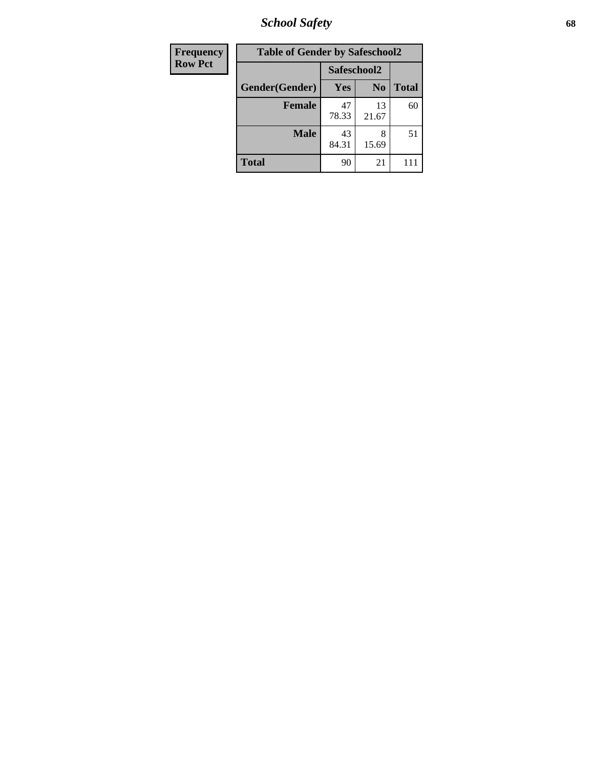| Frequency |
|---|
| Row Pct |

| Table of Gender by Safeschool2 | | | |
|---|---|---|---|
| | Safeschool2 | | |
| Gender(Gender) | Yes | No | Total |
| Female | 47<br>78.33 | 13<br>21.67 | 60 |
| Male | 43<br>84.31 | 8<br>15.69 | 51 |
| Total | 90 | 21 | 111 |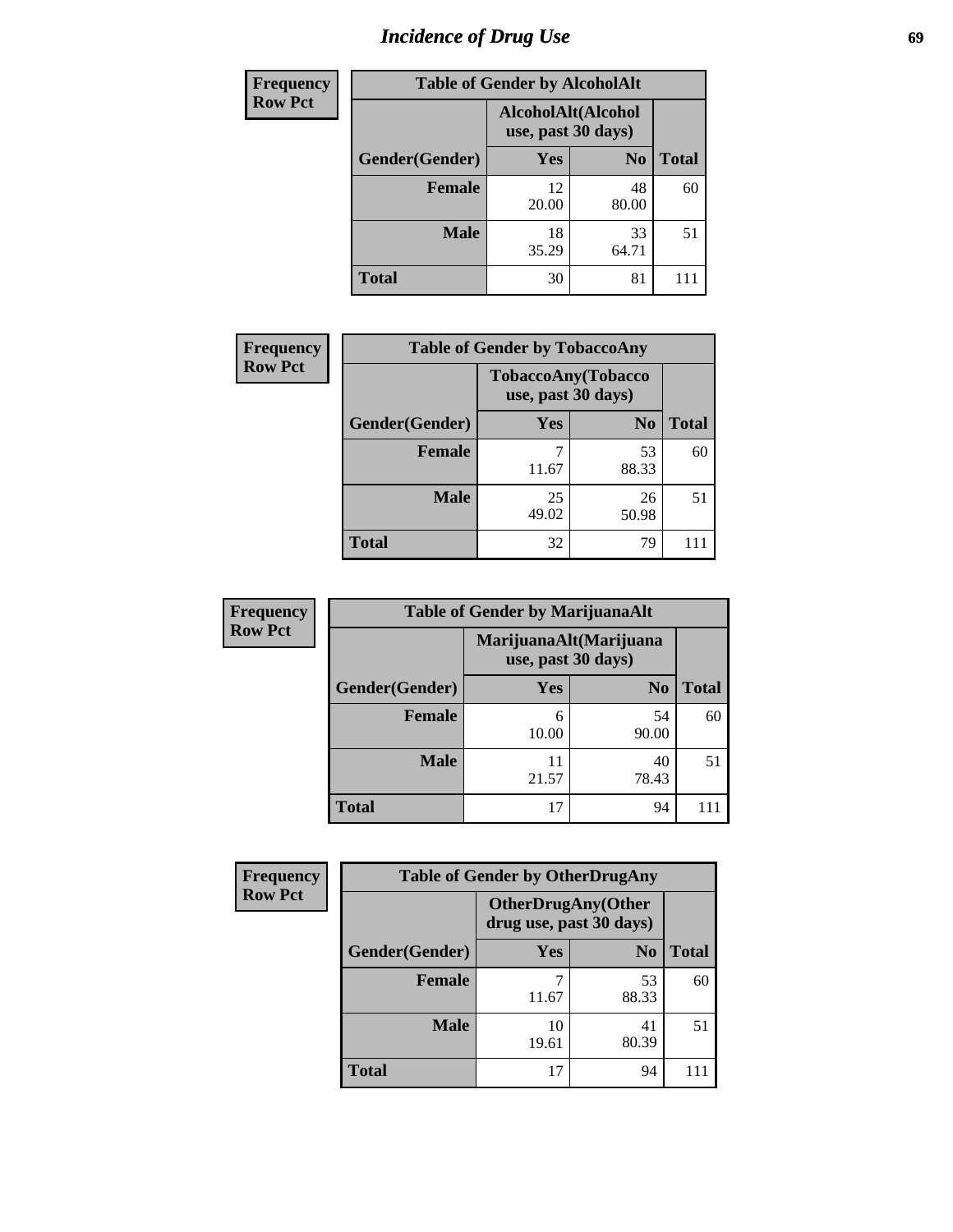# Incidence of Drug Use

| Frequency<br>Row Pct | Table of Gender by AlcoholAlt | | |
|---|---|---|---|
| | AlcoholAlt(Alcohol use, past 30 days) | | |
| Gender(Gender) | Yes | No | Total |
| Female | 12<br>20.00 | 48<br>80.00 | 60 |
| Male | 18<br>35.29 | 33<br>64.71 | 51 |
| Total | 30 | 81 | 111 |

| Frequency<br>Row Pct | Table of Gender by TobaccoAny | | |
|---|---|---|---|
| | TobaccoAny(Tobacco use, past 30 days) | | |
| Gender(Gender) | Yes | No | Total |
| Female | 7<br>11.67 | 53<br>88.33 | 60 |
| Male | 25<br>49.02 | 26<br>50.98 | 51 |
| Total | 32 | 79 | 111 |

| Frequency<br>Row Pct | Table of Gender by MarijuanaAlt | | |
|---|---|---|---|
| | MarijuanaAlt(Marijuana use, past 30 days) | | |
| Gender(Gender) | Yes | No | Total |
| Female | 6<br>10.00 | 54<br>90.00 | 60 |
| Male | 11<br>21.57 | 40<br>78.43 | 51 |
| Total | 17 | 94 | 111 |

| Frequency<br>Row Pct | Table of Gender by OtherDrugAny | | |
|---|---|---|---|
| | OtherDrugAny(Other drug use, past 30 days) | | |
| Gender(Gender) | Yes | No | Total |
| Female | 7<br>11.67 | 53<br>88.33 | 60 |
| Male | 10<br>19.61 | 41<br>80.39 | 51 |
| Total | 17 | 94 | 111 |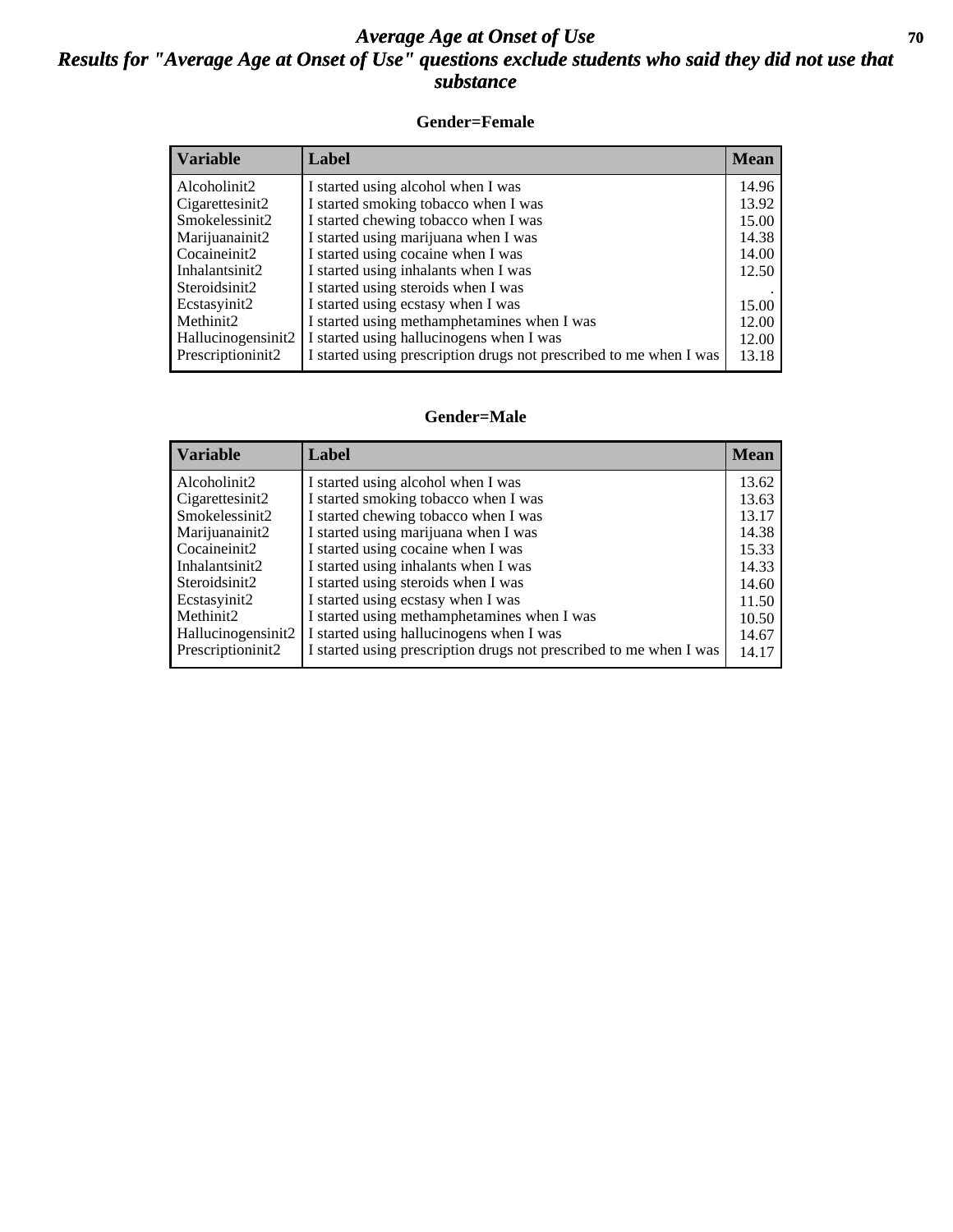# *Average Age at Onset of Use*
## *Results for "Average Age at Onset of Use" questions exclude students who said they did not use that substance*

### Gender=Female

| Variable | Label | Mean |
|---|---|---|
| Alcoholinit2 | I started using alcohol when I was | 14.96 |
| Cigarettesinit2 | I started smoking tobacco when I was | 13.92 |
| Smokelessinit2 | I started chewing tobacco when I was | 15.00 |
| Marijuanainit2 | I started using marijuana when I was | 14.38 |
| Cocaineinit2 | I started using cocaine when I was | 14.00 |
| Inhalantsinit2 | I started using inhalants when I was | 12.50 |
| Steroidsinit2 | I started using steroids when I was | . |
| Ecstasyinit2 | I started using ecstasy when I was | 15.00 |
| Methinit2 | I started using methamphetamines when I was | 12.00 |
| Hallucinogensinit2 | I started using hallucinogens when I was | 12.00 |
| Prescriptioninit2 | I started using prescription drugs not prescribed to me when I was | 13.18 |

### Gender=Male

| Variable | Label | Mean |
|---|---|---|
| Alcoholinit2 | I started using alcohol when I was | 13.62 |
| Cigarettesinit2 | I started smoking tobacco when I was | 13.63 |
| Smokelessinit2 | I started chewing tobacco when I was | 13.17 |
| Marijuanainit2 | I started using marijuana when I was | 14.38 |
| Cocaineinit2 | I started using cocaine when I was | 15.33 |
| Inhalantsinit2 | I started using inhalants when I was | 14.33 |
| Steroidsinit2 | I started using steroids when I was | 14.60 |
| Ecstasyinit2 | I started using ecstasy when I was | 11.50 |
| Methinit2 | I started using methamphetamines when I was | 10.50 |
| Hallucinogensinit2 | I started using hallucinogens when I was | 14.67 |
| Prescriptioninit2 | I started using prescription drugs not prescribed to me when I was | 14.17 |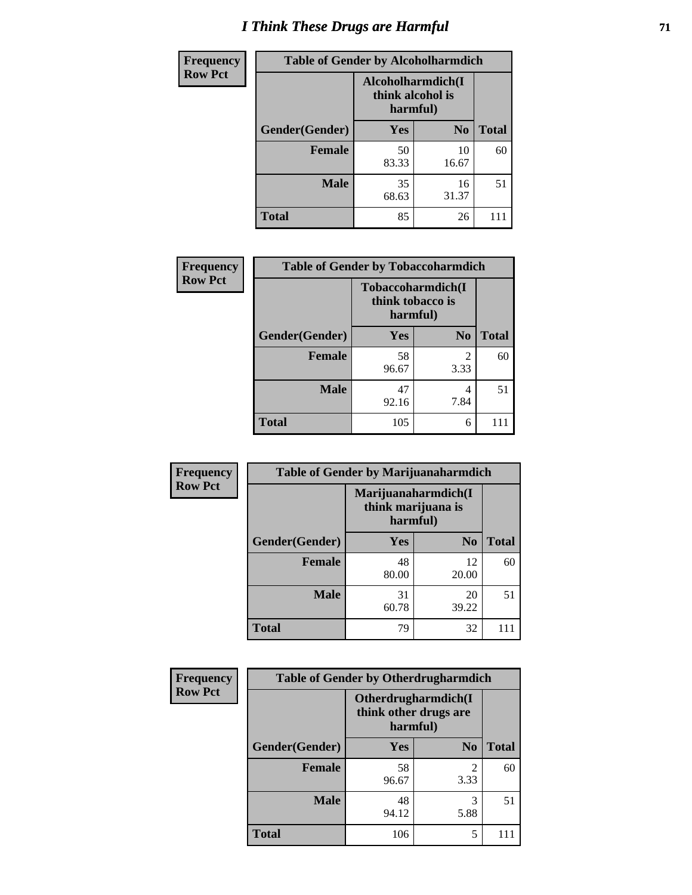# I Think These Drugs are Harmful

**Frequency**
**Row Pct**

**Table of Gender by Alcoholharmdich**

| Gender(Gender) | Alcoholharmdich(I think alcohol is harmful) | | Total |
|---|---|---|---|
| | Yes | No | |
| **Female** | 50<br>83.33 | 10<br>16.67 | 60 |
| **Male** | 35<br>68.63 | 16<br>31.37 | 51 |
| **Total** | 85 | 26 | 111 |

**Frequency**
**Row Pct**

**Table of Gender by Tobaccoharmdich**

| Gender(Gender) | Tobaccoharmdich(I think tobacco is harmful) | | Total |
|---|---|---|---|
| | Yes | No | |
| **Female** | 58<br>96.67 | 2<br>3.33 | 60 |
| **Male** | 47<br>92.16 | 4<br>7.84 | 51 |
| **Total** | 105 | 6 | 111 |

**Frequency**
**Row Pct**

**Table of Gender by Marijuanaharmdich**

| Gender(Gender) | Marijuanaharmdich(I think marijuana is harmful) | | Total |
|---|---|---|---|
| | Yes | No | |
| **Female** | 48<br>80.00 | 12<br>20.00 | 60 |
| **Male** | 31<br>60.78 | 20<br>39.22 | 51 |
| **Total** | 79 | 32 | 111 |

**Frequency**
**Row Pct**

**Table of Gender by Otherdrugharmdich**

| Gender(Gender) | Otherdrugharmdich(I think other drugs are harmful) | | Total |
|---|---|---|---|
| | Yes | No | |
| **Female** | 58<br>96.67 | 2<br>3.33 | 60 |
| **Male** | 48<br>94.12 | 3<br>5.88 | 51 |
| **Total** | 106 | 5 | 111 |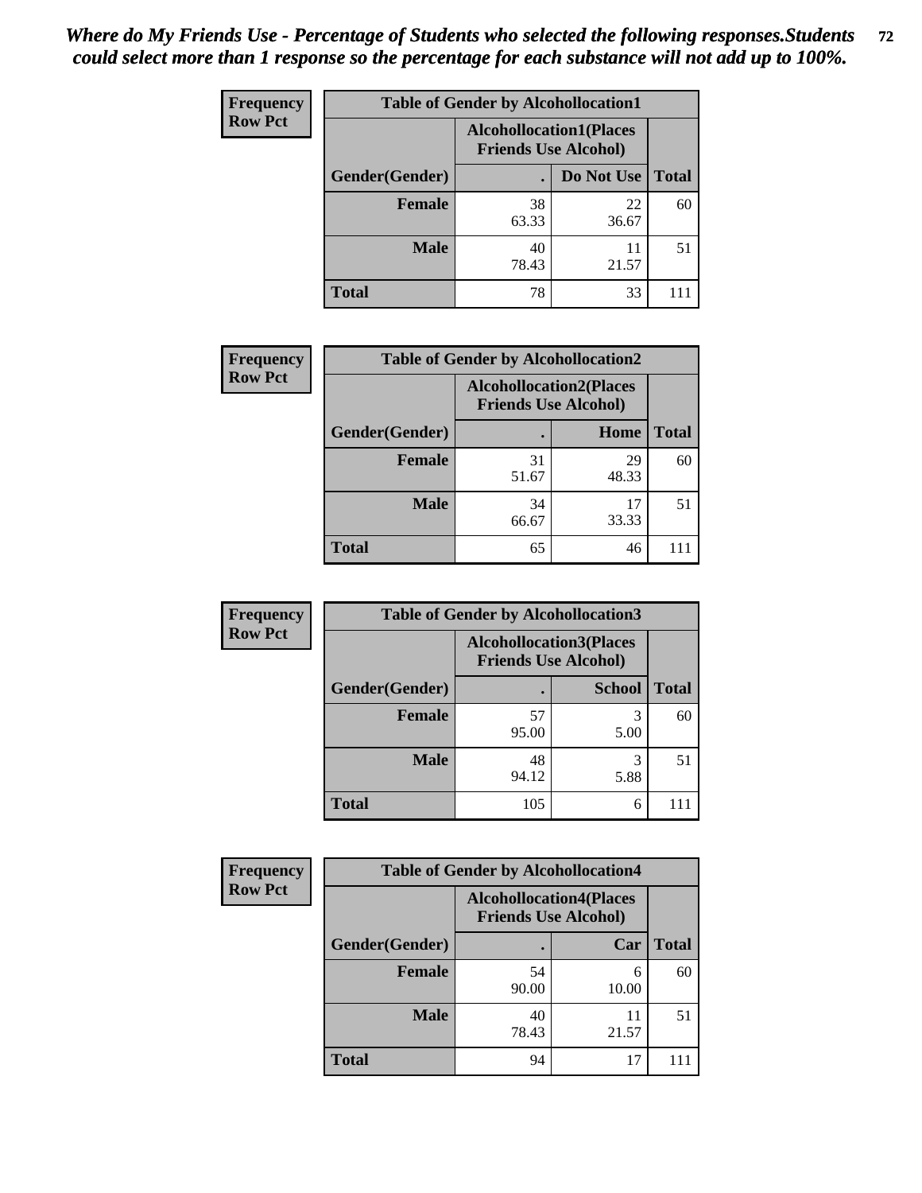*Where do My Friends Use - Percentage of Students who selected the following responses.Students could select more than 1 response so the percentage for each substance will not add up to 100%.*

**Frequency**
**Row Pct**

| Table of Gender by Alcohollocation1 | | | |
|---|---|---|---|
| | Alcohollocation1(Places Friends Use Alcohol) | | |
| Gender(Gender) | . | Do Not Use | Total |
| **Female** | 38<br>63.33 | 22<br>36.67 | 60 |
| **Male** | 40<br>78.43 | 11<br>21.57 | 51 |
| **Total** | 78 | 33 | 111 |

**Frequency**
**Row Pct**

| Table of Gender by Alcohollocation2 | | | |
|---|---|---|---|
| | Alcohollocation2(Places Friends Use Alcohol) | | |
| Gender(Gender) | . | Home | Total |
| **Female** | 31<br>51.67 | 29<br>48.33 | 60 |
| **Male** | 34<br>66.67 | 17<br>33.33 | 51 |
| **Total** | 65 | 46 | 111 |

**Frequency**
**Row Pct**

| Table of Gender by Alcohollocation3 | | | |
|---|---|---|---|
| | Alcohollocation3(Places Friends Use Alcohol) | | |
| Gender(Gender) | . | School | Total |
| **Female** | 57<br>95.00 | 3<br>5.00 | 60 |
| **Male** | 48<br>94.12 | 3<br>5.88 | 51 |
| **Total** | 105 | 6 | 111 |

**Frequency**
**Row Pct**

| Table of Gender by Alcohollocation4 | | | |
|---|---|---|---|
| | Alcohollocation4(Places Friends Use Alcohol) | | |
| Gender(Gender) | . | Car | Total |
| **Female** | 54<br>90.00 | 6<br>10.00 | 60 |
| **Male** | 40<br>78.43 | 11<br>21.57 | 51 |
| **Total** | 94 | 17 | 111 |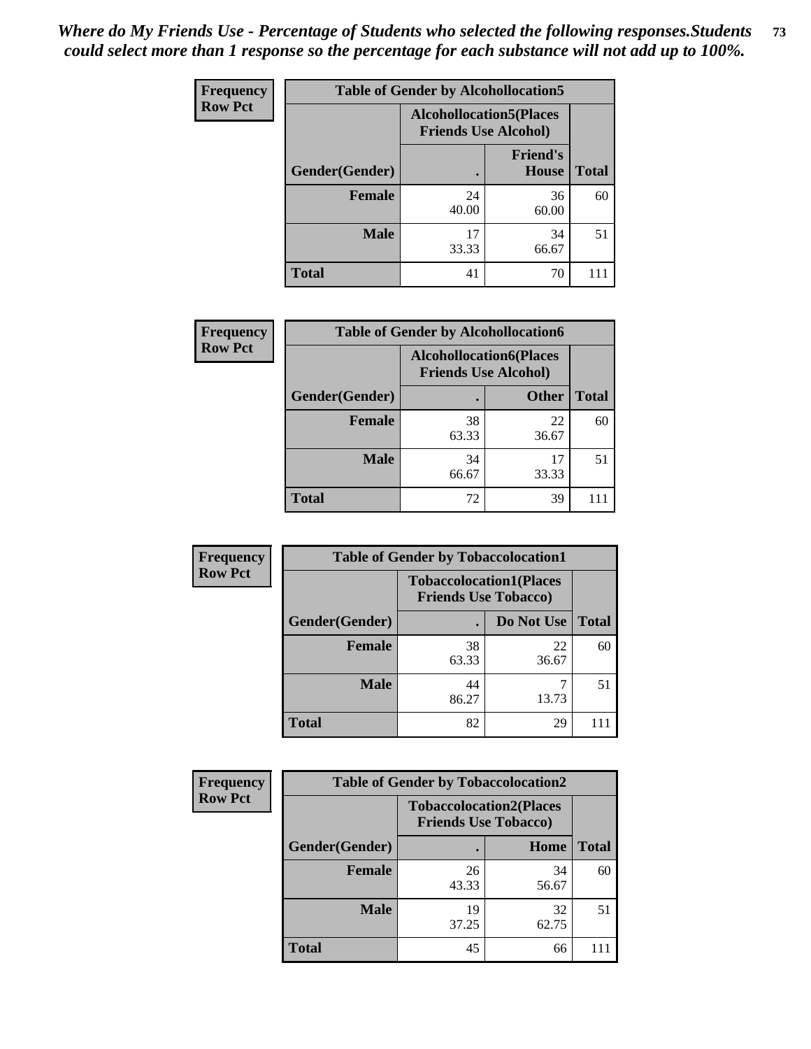*Where do My Friends Use - Percentage of Students who selected the following responses.Students could select more than 1 response so the percentage for each substance will not add up to 100%.*

**Frequency**
**Row Pct**

| Table of Gender by Alcohollocation5 | | | |
|---|---|---|---|
| | Alcohollocation5(Places Friends Use Alcohol) | | |
| Gender(Gender) | . | Friend's House | Total |
| **Female** | 24<br>40.00 | 36<br>60.00 | 60 |
| **Male** | 17<br>33.33 | 34<br>66.67 | 51 |
| **Total** | 41 | 70 | 111 |

**Frequency**
**Row Pct**

| Table of Gender by Alcohollocation6 | | | |
|---|---|---|---|
| | Alcohollocation6(Places Friends Use Alcohol) | | |
| Gender(Gender) | . | Other | Total |
| **Female** | 38<br>63.33 | 22<br>36.67 | 60 |
| **Male** | 34<br>66.67 | 17<br>33.33 | 51 |
| **Total** | 72 | 39 | 111 |

**Frequency**
**Row Pct**

| Table of Gender by Tobaccolocation1 | | | |
|---|---|---|---|
| | Tobaccolocation1(Places Friends Use Tobacco) | | |
| Gender(Gender) | . | Do Not Use | Total |
| **Female** | 38<br>63.33 | 22<br>36.67 | 60 |
| **Male** | 44<br>86.27 | 7<br>13.73 | 51 |
| **Total** | 82 | 29 | 111 |

**Frequency**
**Row Pct**

| Table of Gender by Tobaccolocation2 | | | |
|---|---|---|---|
| | Tobaccolocation2(Places Friends Use Tobacco) | | |
| Gender(Gender) | . | Home | Total |
| **Female** | 26<br>43.33 | 34<br>56.67 | 60 |
| **Male** | 19<br>37.25 | 32<br>62.75 | 51 |
| **Total** | 45 | 66 | 111 |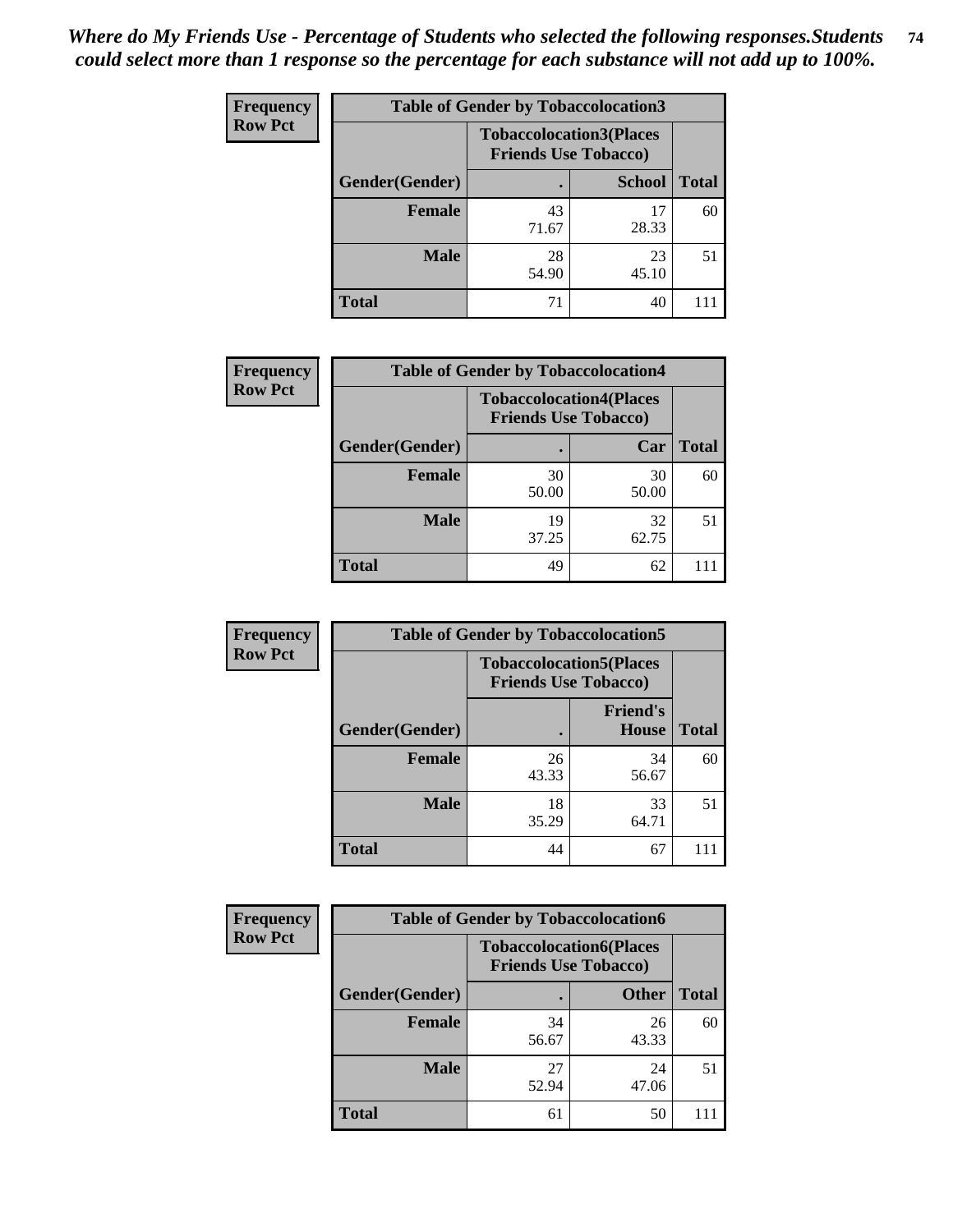*Where do My Friends Use - Percentage of Students who selected the following responses.Students could select more than 1 response so the percentage for each substance will not add up to 100%.*

**Frequency**
**Row Pct**

| Table of Gender by Tobaccolocation3 | | | |
|---|---|---|---|
| | Tobaccolocation3(Places Friends Use Tobacco) | | |
| Gender(Gender) | . | School | Total |
| Female | 43<br>71.67 | 17<br>28.33 | 60 |
| Male | 28<br>54.90 | 23<br>45.10 | 51 |
| Total | 71 | 40 | 111 |

**Frequency**
**Row Pct**

| Table of Gender by Tobaccolocation4 | | | |
|---|---|---|---|
| | Tobaccolocation4(Places Friends Use Tobacco) | | |
| Gender(Gender) | . | Car | Total |
| Female | 30<br>50.00 | 30<br>50.00 | 60 |
| Male | 19<br>37.25 | 32<br>62.75 | 51 |
| Total | 49 | 62 | 111 |

**Frequency**
**Row Pct**

| Table of Gender by Tobaccolocation5 | | | |
|---|---|---|---|
| | Tobaccolocation5(Places Friends Use Tobacco) | | |
| Gender(Gender) | . | Friend's House | Total |
| Female | 26<br>43.33 | 34<br>56.67 | 60 |
| Male | 18<br>35.29 | 33<br>64.71 | 51 |
| Total | 44 | 67 | 111 |

**Frequency**
**Row Pct**

| Table of Gender by Tobaccolocation6 | | | |
|---|---|---|---|
| | Tobaccolocation6(Places Friends Use Tobacco) | | |
| Gender(Gender) | . | Other | Total |
| Female | 34<br>56.67 | 26<br>43.33 | 60 |
| Male | 27<br>52.94 | 24<br>47.06 | 51 |
| Total | 61 | 50 | 111 |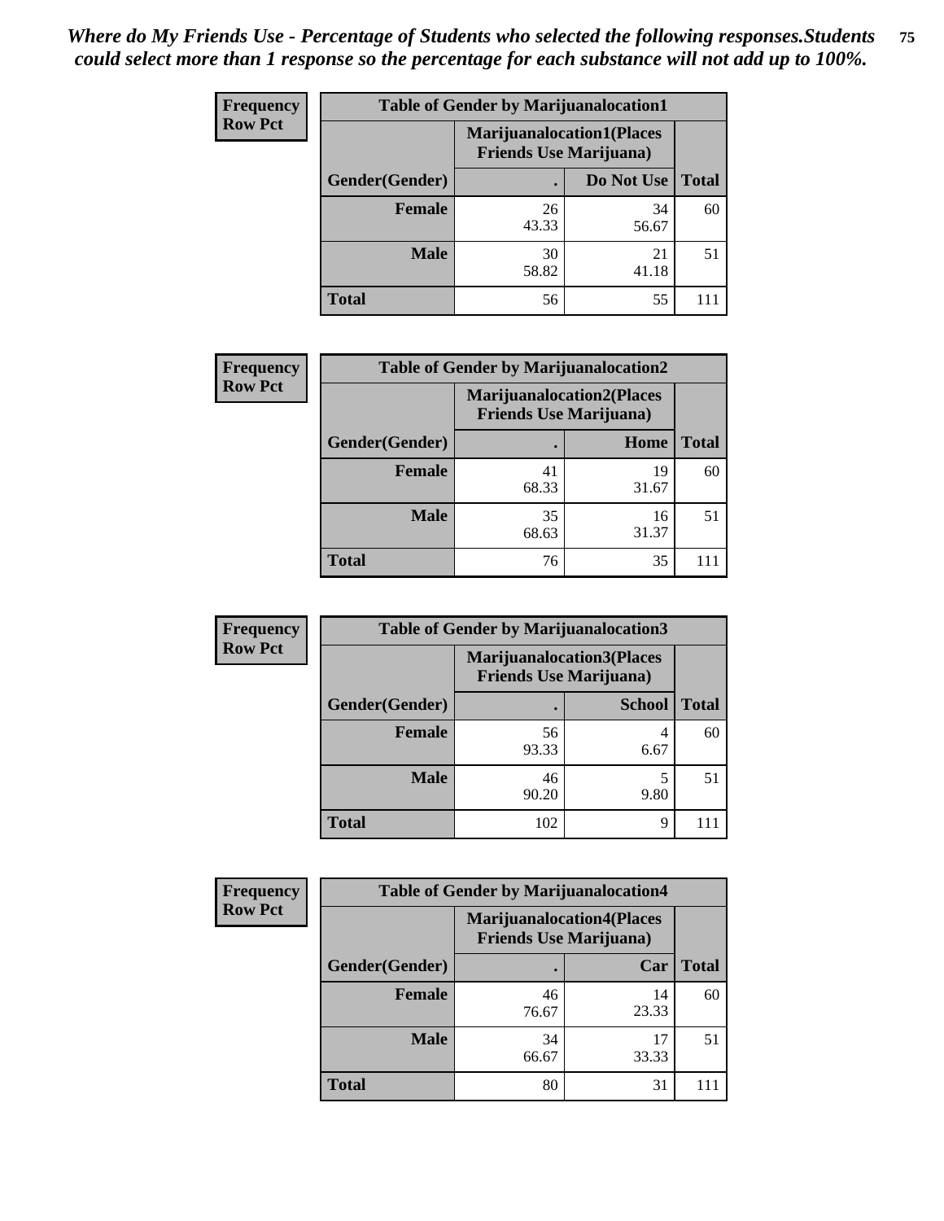*Where do My Friends Use - Percentage of Students who selected the following responses.Students could select more than 1 response so the percentage for each substance will not add up to 100%.*

**Frequency**
**Row Pct**

| Table of Gender by Marijuanalocation1 | | | |
|---|---|---|---|
| | Marijuanalocation1(Places Friends Use Marijuana) | | |
| Gender(Gender) | . | Do Not Use | Total |
| **Female** | 26<br>43.33 | 34<br>56.67 | 60 |
| **Male** | 30<br>58.82 | 21<br>41.18 | 51 |
| **Total** | 56 | 55 | 111 |

**Frequency**
**Row Pct**

| Table of Gender by Marijuanalocation2 | | | |
|---|---|---|---|
| | Marijuanalocation2(Places Friends Use Marijuana) | | |
| Gender(Gender) | . | Home | Total |
| **Female** | 41<br>68.33 | 19<br>31.67 | 60 |
| **Male** | 35<br>68.63 | 16<br>31.37 | 51 |
| **Total** | 76 | 35 | 111 |

**Frequency**
**Row Pct**

| Table of Gender by Marijuanalocation3 | | | |
|---|---|---|---|
| | Marijuanalocation3(Places Friends Use Marijuana) | | |
| Gender(Gender) | . | School | Total |
| **Female** | 56<br>93.33 | 4<br>6.67 | 60 |
| **Male** | 46<br>90.20 | 5<br>9.80 | 51 |
| **Total** | 102 | 9 | 111 |

**Frequency**
**Row Pct**

| Table of Gender by Marijuanalocation4 | | | |
|---|---|---|---|
| | Marijuanalocation4(Places Friends Use Marijuana) | | |
| Gender(Gender) | . | Car | Total |
| **Female** | 46<br>76.67 | 14<br>23.33 | 60 |
| **Male** | 34<br>66.67 | 17<br>33.33 | 51 |
| **Total** | 80 | 31 | 111 |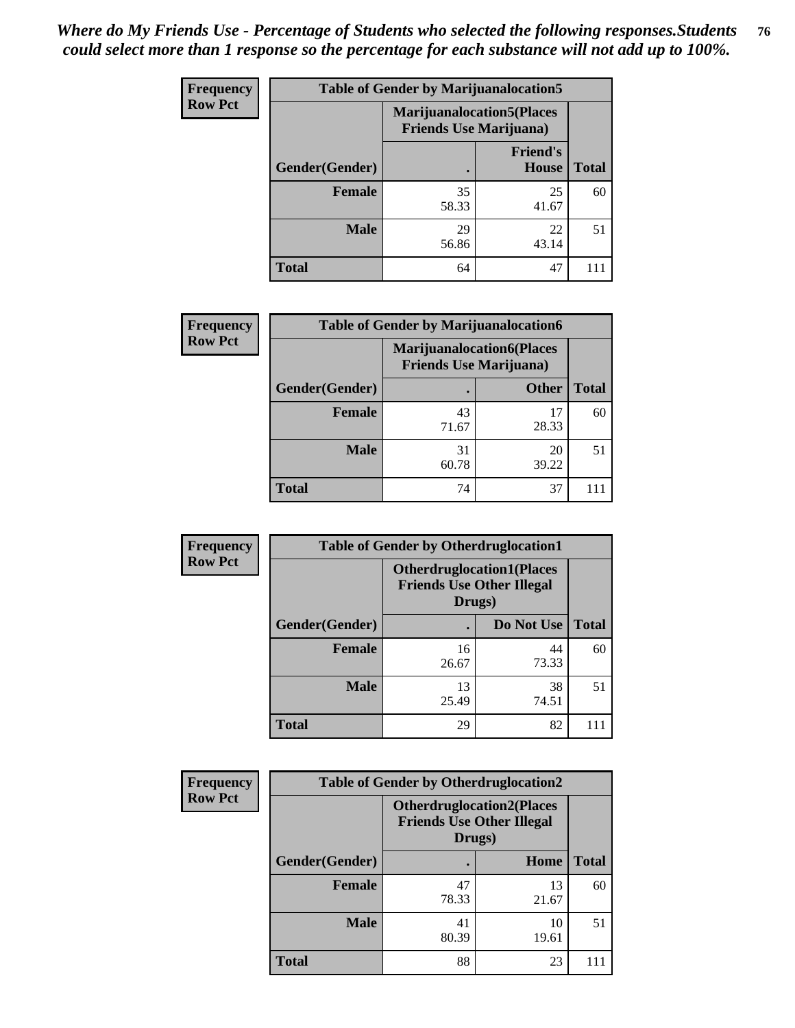*Where do My Friends Use - Percentage of Students who selected the following responses.Students could select more than 1 response so the percentage for each substance will not add up to 100%.*

**Frequency / Row Pct**

| Table of Gender by Marijuanalocation5 | | | |
|---|---|---|---|
| | Marijuanalocation5(Places Friends Use Marijuana) | | |
| Gender(Gender) | . | Friend's House | Total |
| **Female** | 35<br>58.33 | 25<br>41.67 | 60 |
| **Male** | 29<br>56.86 | 22<br>43.14 | 51 |
| **Total** | 64 | 47 | 111 |

**Frequency / Row Pct**

| Table of Gender by Marijuanalocation6 | | | |
|---|---|---|---|
| | Marijuanalocation6(Places Friends Use Marijuana) | | |
| Gender(Gender) | . | Other | Total |
| **Female** | 43<br>71.67 | 17<br>28.33 | 60 |
| **Male** | 31<br>60.78 | 20<br>39.22 | 51 |
| **Total** | 74 | 37 | 111 |

**Frequency / Row Pct**

| Table of Gender by Otherdruglocation1 | | | |
|---|---|---|---|
| | Otherdruglocation1(Places Friends Use Other Illegal Drugs) | | |
| Gender(Gender) | . | Do Not Use | Total |
| **Female** | 16<br>26.67 | 44<br>73.33 | 60 |
| **Male** | 13<br>25.49 | 38<br>74.51 | 51 |
| **Total** | 29 | 82 | 111 |

**Frequency / Row Pct**

| Table of Gender by Otherdruglocation2 | | | |
|---|---|---|---|
| | Otherdruglocation2(Places Friends Use Other Illegal Drugs) | | |
| Gender(Gender) | . | Home | Total |
| **Female** | 47<br>78.33 | 13<br>21.67 | 60 |
| **Male** | 41<br>80.39 | 10<br>19.61 | 51 |
| **Total** | 88 | 23 | 111 |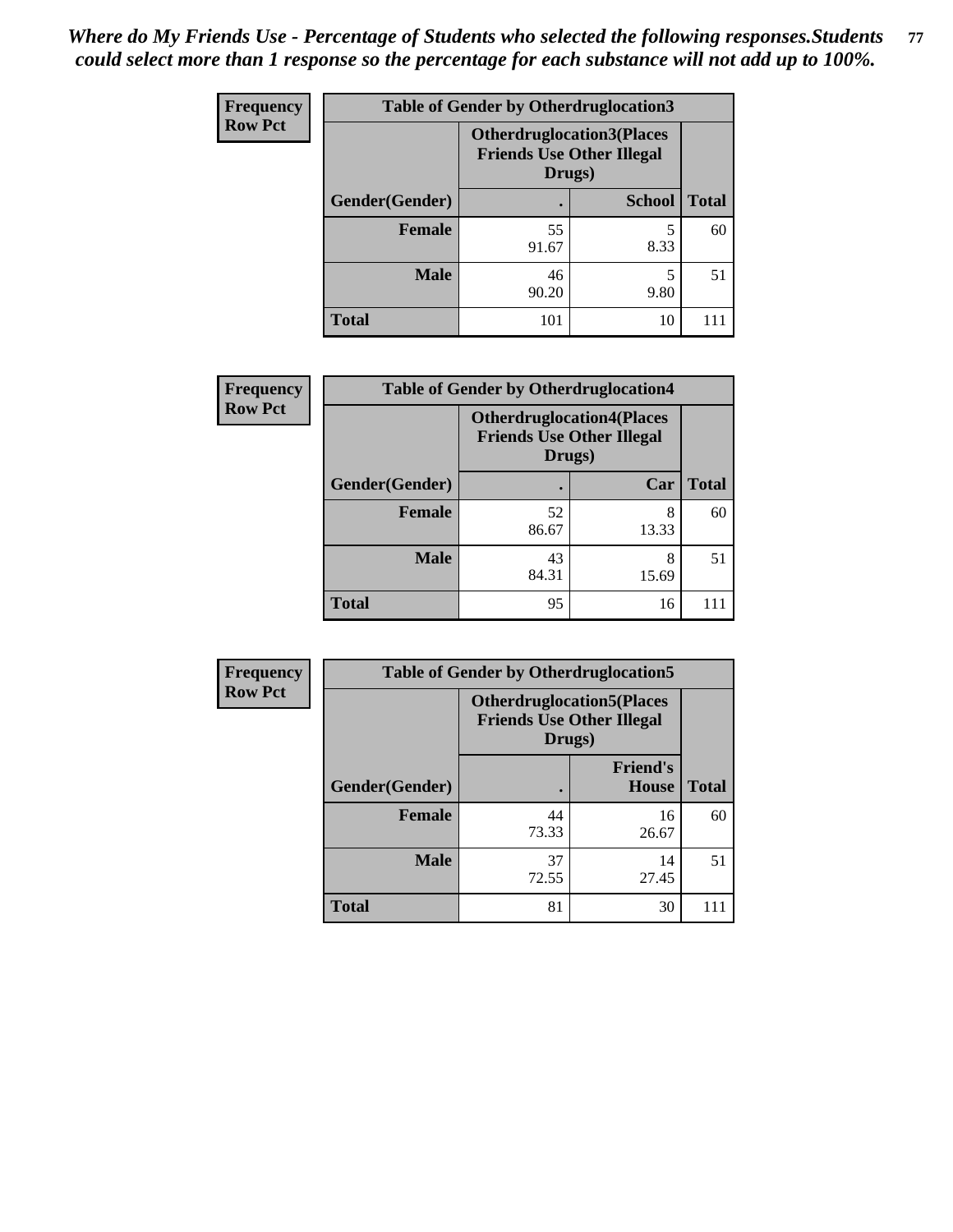*Where do My Friends Use - Percentage of Students who selected the following responses.Students could select more than 1 response so the percentage for each substance will not add up to 100%.*

**Frequency**
**Row Pct**

| Table of Gender by Otherdruglocation3 | | | |
|---|---|---|---|
| | Otherdruglocation3(Places Friends Use Other Illegal Drugs) | | |
| Gender(Gender) | . | School | Total |
| Female | 55<br>91.67 | 5<br>8.33 | 60 |
| Male | 46<br>90.20 | 5<br>9.80 | 51 |
| Total | 101 | 10 | 111 |

**Frequency**
**Row Pct**

| Table of Gender by Otherdruglocation4 | | | |
|---|---|---|---|
| | Otherdruglocation4(Places Friends Use Other Illegal Drugs) | | |
| Gender(Gender) | . | Car | Total |
| Female | 52<br>86.67 | 8<br>13.33 | 60 |
| Male | 43<br>84.31 | 8<br>15.69 | 51 |
| Total | 95 | 16 | 111 |

**Frequency**
**Row Pct**

| Table of Gender by Otherdruglocation5 | | | |
|---|---|---|---|
| | Otherdruglocation5(Places Friends Use Other Illegal Drugs) | | |
| Gender(Gender) | . | Friend's House | Total |
| Female | 44<br>73.33 | 16<br>26.67 | 60 |
| Male | 37<br>72.55 | 14<br>27.45 | 51 |
| Total | 81 | 30 | 111 |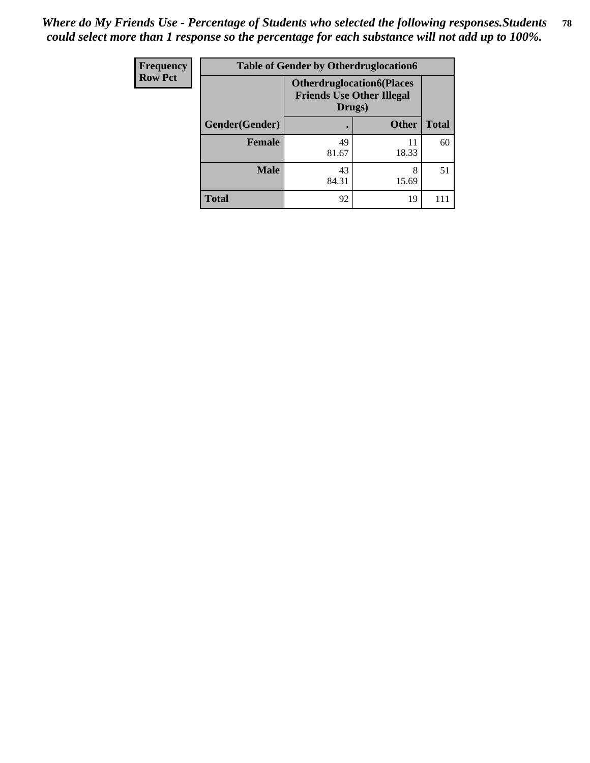*Where do My Friends Use - Percentage of Students who selected the following responses.Students could select more than 1 response so the percentage for each substance will not add up to 100%.*

| Frequency<br>Row Pct | Table of Gender by Otherdruglocation6 | | |
|---|---|---|---|
| | Otherdruglocation6(Places Friends Use Other Illegal Drugs) | | |
| Gender(Gender) | . | Other | Total |
| Female | 49<br>81.67 | 11<br>18.33 | 60 |
| Male | 43<br>84.31 | 8<br>15.69 | 51 |
| Total | 92 | 19 | 111 |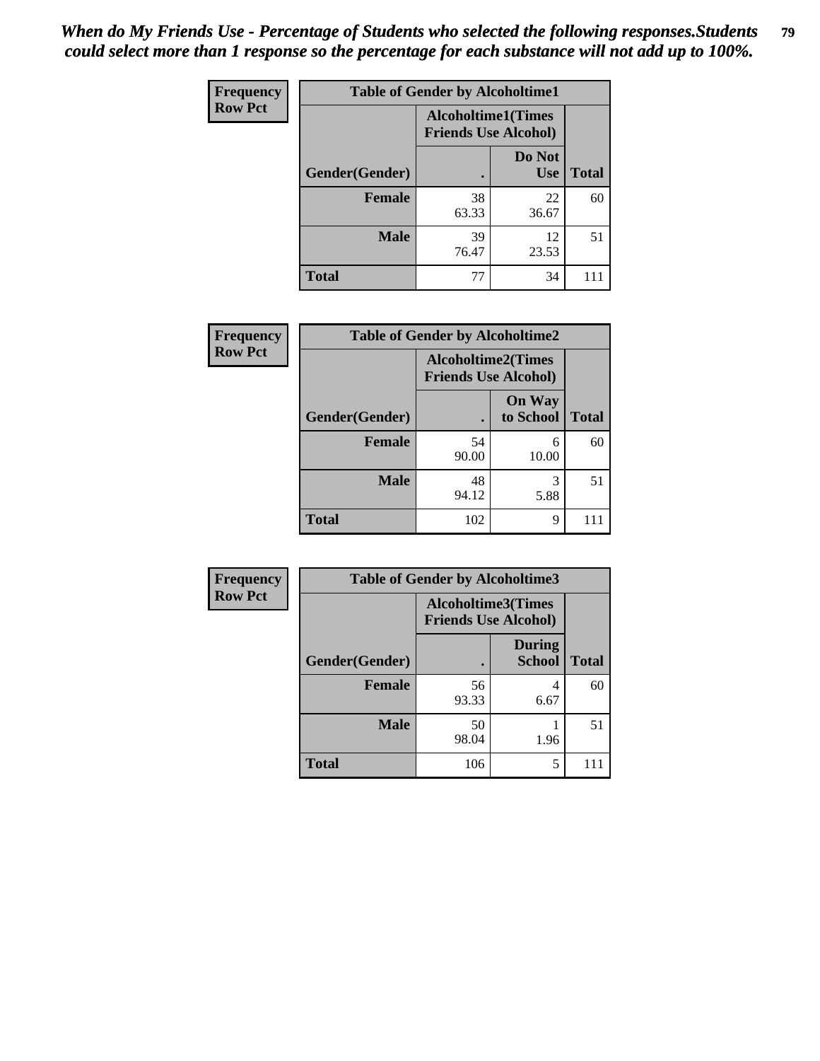*When do My Friends Use - Percentage of Students who selected the following responses.Students could select more than 1 response so the percentage for each substance will not add up to 100%.*

| Frequency Row Pct | Table of Gender by Alcoholtime1 | | |
|---|---|---|---|
| | Alcoholtime1(Times Friends Use Alcohol) | | |
| Gender(Gender) | . | Do Not Use | Total |
| Female | 38<br>63.33 | 22<br>36.67 | 60 |
| Male | 39<br>76.47 | 12<br>23.53 | 51 |
| Total | 77 | 34 | 111 |

| Frequency Row Pct | Table of Gender by Alcoholtime2 | | |
|---|---|---|---|
| | Alcoholtime2(Times Friends Use Alcohol) | | |
| Gender(Gender) | . | On Way to School | Total |
| Female | 54<br>90.00 | 6<br>10.00 | 60 |
| Male | 48<br>94.12 | 3<br>5.88 | 51 |
| Total | 102 | 9 | 111 |

| Frequency Row Pct | Table of Gender by Alcoholtime3 | | |
|---|---|---|---|
| | Alcoholtime3(Times Friends Use Alcohol) | | |
| Gender(Gender) | . | During School | Total |
| Female | 56<br>93.33 | 4<br>6.67 | 60 |
| Male | 50<br>98.04 | 1<br>1.96 | 51 |
| Total | 106 | 5 | 111 |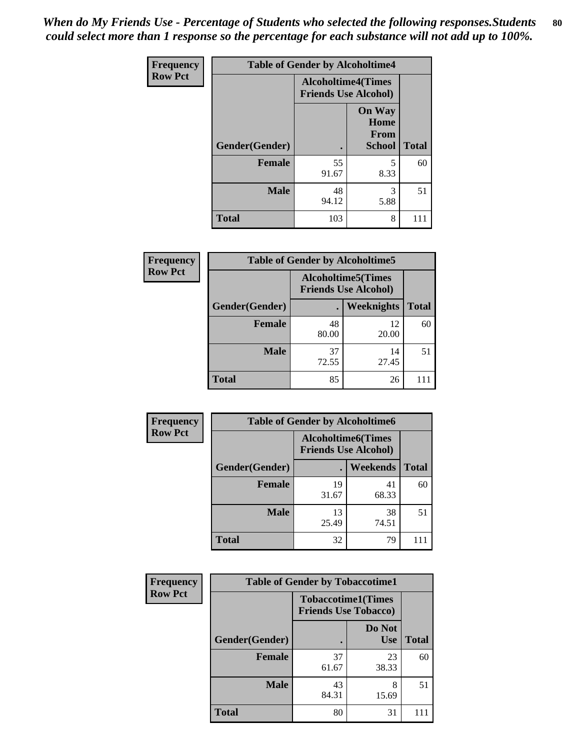*When do My Friends Use - Percentage of Students who selected the following responses.Students could select more than 1 response so the percentage for each substance will not add up to 100%.*

| Frequency<br>Row Pct | Table of Gender by Alcoholtime4 | | |
|---|---|---|---|
| | Alcoholtime4(Times Friends Use Alcohol) | | |
| Gender(Gender) | . | On Way Home From School | Total |
| Female | 55<br>91.67 | 5<br>8.33 | 60 |
| Male | 48<br>94.12 | 3<br>5.88 | 51 |
| Total | 103 | 8 | 111 |

| Frequency<br>Row Pct | Table of Gender by Alcoholtime5 | | |
|---|---|---|---|
| | Alcoholtime5(Times Friends Use Alcohol) | | |
| Gender(Gender) | . | Weeknights | Total |
| Female | 48<br>80.00 | 12<br>20.00 | 60 |
| Male | 37<br>72.55 | 14<br>27.45 | 51 |
| Total | 85 | 26 | 111 |

| Frequency<br>Row Pct | Table of Gender by Alcoholtime6 | | |
|---|---|---|---|
| | Alcoholtime6(Times Friends Use Alcohol) | | |
| Gender(Gender) | . | Weekends | Total |
| Female | 19<br>31.67 | 41<br>68.33 | 60 |
| Male | 13<br>25.49 | 38<br>74.51 | 51 |
| Total | 32 | 79 | 111 |

| Frequency<br>Row Pct | Table of Gender by Tobaccotime1 | | |
|---|---|---|---|
| | Tobaccotime1(Times Friends Use Tobacco) | | |
| Gender(Gender) | . | Do Not Use | Total |
| Female | 37<br>61.67 | 23<br>38.33 | 60 |
| Male | 43<br>84.31 | 8<br>15.69 | 51 |
| Total | 80 | 31 | 111 |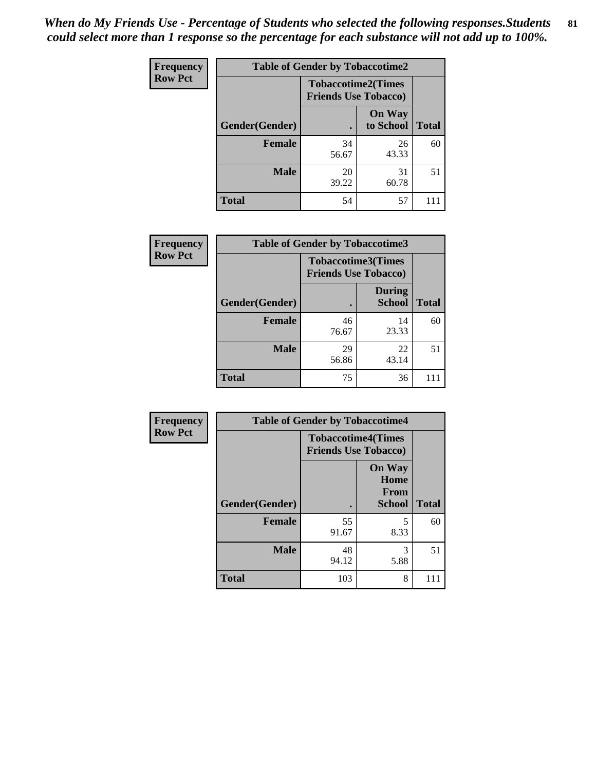*When do My Friends Use - Percentage of Students who selected the following responses.Students could select more than 1 response so the percentage for each substance will not add up to 100%.*

**Frequency**
**Row Pct**

| Table of Gender by Tobaccotime2 | | | |
|---|---|---|---|
| | Tobaccotime2(Times Friends Use Tobacco) | | |
| Gender(Gender) | . | On Way to School | Total |
| **Female** | 34<br>56.67 | 26<br>43.33 | 60 |
| **Male** | 20<br>39.22 | 31<br>60.78 | 51 |
| **Total** | 54 | 57 | 111 |

**Frequency**
**Row Pct**

| Table of Gender by Tobaccotime3 | | | |
|---|---|---|---|
| | Tobaccotime3(Times Friends Use Tobacco) | | |
| Gender(Gender) | . | During School | Total |
| **Female** | 46<br>76.67 | 14<br>23.33 | 60 |
| **Male** | 29<br>56.86 | 22<br>43.14 | 51 |
| **Total** | 75 | 36 | 111 |

**Frequency**
**Row Pct**

| Table of Gender by Tobaccotime4 | | | |
|---|---|---|---|
| | Tobaccotime4(Times Friends Use Tobacco) | | |
| Gender(Gender) | . | On Way Home From School | Total |
| **Female** | 55<br>91.67 | 5<br>8.33 | 60 |
| **Male** | 48<br>94.12 | 3<br>5.88 | 51 |
| **Total** | 103 | 8 | 111 |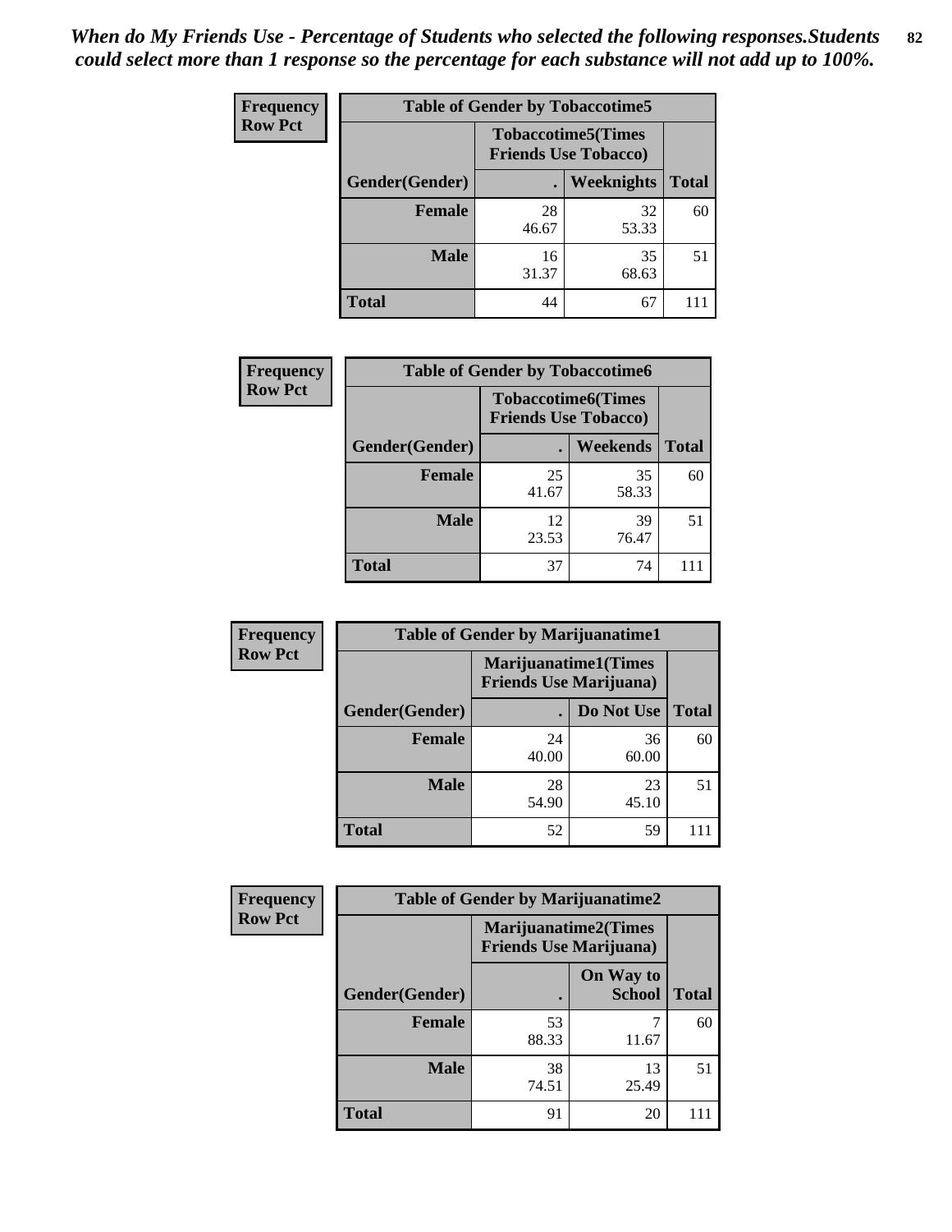*When do My Friends Use - Percentage of Students who selected the following responses.Students could select more than 1 response so the percentage for each substance will not add up to 100%.*

**Frequency**
**Row Pct**

| Table of Gender by Tobaccotime5 | | | |
|---|---|---|---|
| | Tobaccotime5(Times Friends Use Tobacco) | | |
| Gender(Gender) | . | Weeknights | Total |
| Female | 28<br>46.67 | 32<br>53.33 | 60 |
| Male | 16<br>31.37 | 35<br>68.63 | 51 |
| Total | 44 | 67 | 111 |

**Frequency**
**Row Pct**

| Table of Gender by Tobaccotime6 | | | |
|---|---|---|---|
| | Tobaccotime6(Times Friends Use Tobacco) | | |
| Gender(Gender) | . | Weekends | Total |
| Female | 25<br>41.67 | 35<br>58.33 | 60 |
| Male | 12<br>23.53 | 39<br>76.47 | 51 |
| Total | 37 | 74 | 111 |

**Frequency**
**Row Pct**

| Table of Gender by Marijuanatime1 | | | |
|---|---|---|---|
| | Marijuanatime1(Times Friends Use Marijuana) | | |
| Gender(Gender) | . | Do Not Use | Total |
| Female | 24<br>40.00 | 36<br>60.00 | 60 |
| Male | 28<br>54.90 | 23<br>45.10 | 51 |
| Total | 52 | 59 | 111 |

**Frequency**
**Row Pct**

| Table of Gender by Marijuanatime2 | | | |
|---|---|---|---|
| | Marijuanatime2(Times Friends Use Marijuana) | | |
| Gender(Gender) | . | On Way to School | Total |
| Female | 53<br>88.33 | 7<br>11.67 | 60 |
| Male | 38<br>74.51 | 13<br>25.49 | 51 |
| Total | 91 | 20 | 111 |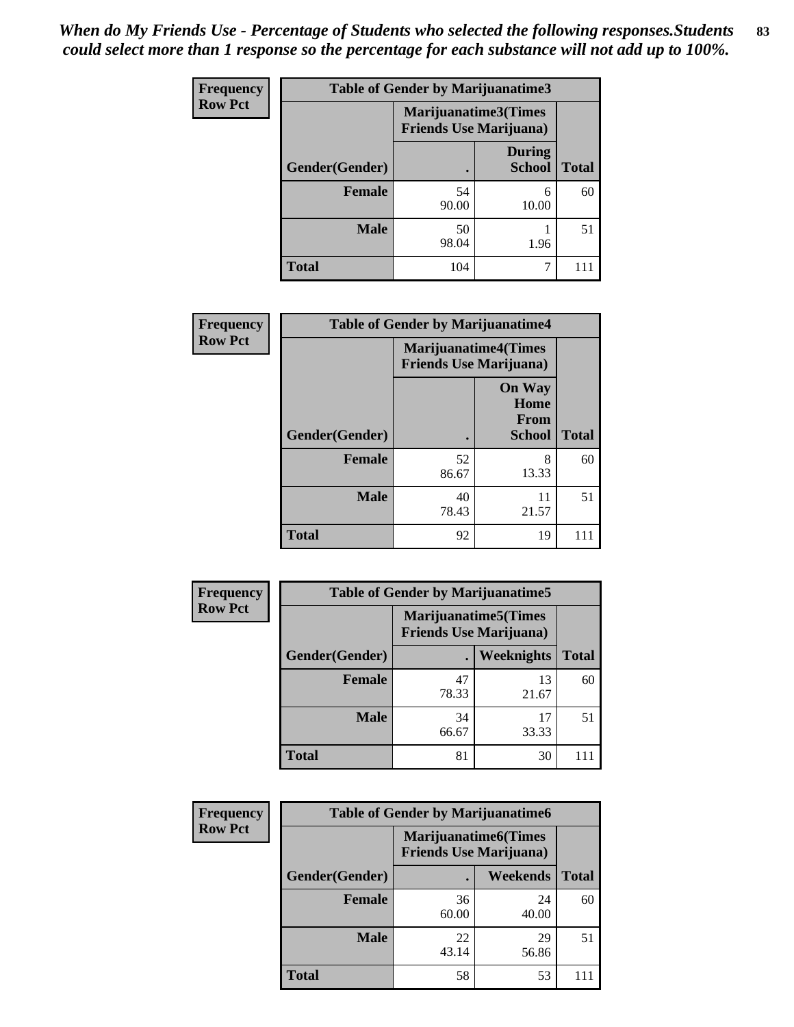*When do My Friends Use - Percentage of Students who selected the following responses.Students could select more than 1 response so the percentage for each substance will not add up to 100%.*

**Frequency**
**Row Pct**

| Table of Gender by Marijuanatime3 | | | |
|---|---|---|---|
| | Marijuanatime3(Times Friends Use Marijuana) | | |
| Gender(Gender) | . | During School | Total |
| **Female** | 54<br>90.00 | 6<br>10.00 | 60 |
| **Male** | 50<br>98.04 | 1<br>1.96 | 51 |
| **Total** | 104 | 7 | 111 |

**Frequency**
**Row Pct**

| Table of Gender by Marijuanatime4 | | | |
|---|---|---|---|
| | Marijuanatime4(Times Friends Use Marijuana) | | |
| Gender(Gender) | . | On Way Home From School | Total |
| **Female** | 52<br>86.67 | 8<br>13.33 | 60 |
| **Male** | 40<br>78.43 | 11<br>21.57 | 51 |
| **Total** | 92 | 19 | 111 |

**Frequency**
**Row Pct**

| Table of Gender by Marijuanatime5 | | | |
|---|---|---|---|
| | Marijuanatime5(Times Friends Use Marijuana) | | |
| Gender(Gender) | . | Weeknights | Total |
| **Female** | 47<br>78.33 | 13<br>21.67 | 60 |
| **Male** | 34<br>66.67 | 17<br>33.33 | 51 |
| **Total** | 81 | 30 | 111 |

**Frequency**
**Row Pct**

| Table of Gender by Marijuanatime6 | | | |
|---|---|---|---|
| | Marijuanatime6(Times Friends Use Marijuana) | | |
| Gender(Gender) | . | Weekends | Total |
| **Female** | 36<br>60.00 | 24<br>40.00 | 60 |
| **Male** | 22<br>43.14 | 29<br>56.86 | 51 |
| **Total** | 58 | 53 | 111 |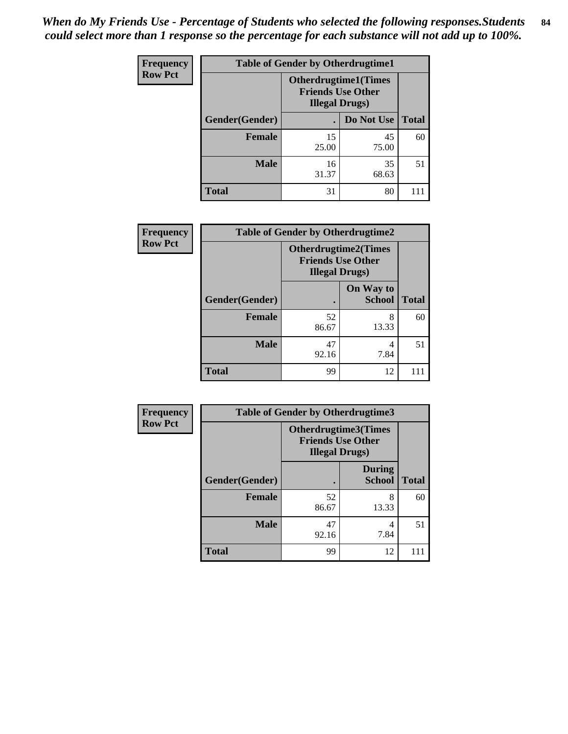*When do My Friends Use - Percentage of Students who selected the following responses.Students could select more than 1 response so the percentage for each substance will not add up to 100%.*

**Frequency**
**Row Pct**

| Table of Gender by Otherdrugtime1 | | | |
|---|---|---|---|
| | Otherdrugtime1(Times Friends Use Other Illegal Drugs) | | |
| Gender(Gender) | . | Do Not Use | Total |
| **Female** | 15<br>25.00 | 45<br>75.00 | 60 |
| **Male** | 16<br>31.37 | 35<br>68.63 | 51 |
| **Total** | 31 | 80 | 111 |

**Frequency**
**Row Pct**

| Table of Gender by Otherdrugtime2 | | | |
|---|---|---|---|
| | Otherdrugtime2(Times Friends Use Other Illegal Drugs) | | |
| Gender(Gender) | . | On Way to School | Total |
| **Female** | 52<br>86.67 | 8<br>13.33 | 60 |
| **Male** | 47<br>92.16 | 4<br>7.84 | 51 |
| **Total** | 99 | 12 | 111 |

**Frequency**
**Row Pct**

| Table of Gender by Otherdrugtime3 | | | |
|---|---|---|---|
| | Otherdrugtime3(Times Friends Use Other Illegal Drugs) | | |
| Gender(Gender) | . | During School | Total |
| **Female** | 52<br>86.67 | 8<br>13.33 | 60 |
| **Male** | 47<br>92.16 | 4<br>7.84 | 51 |
| **Total** | 99 | 12 | 111 |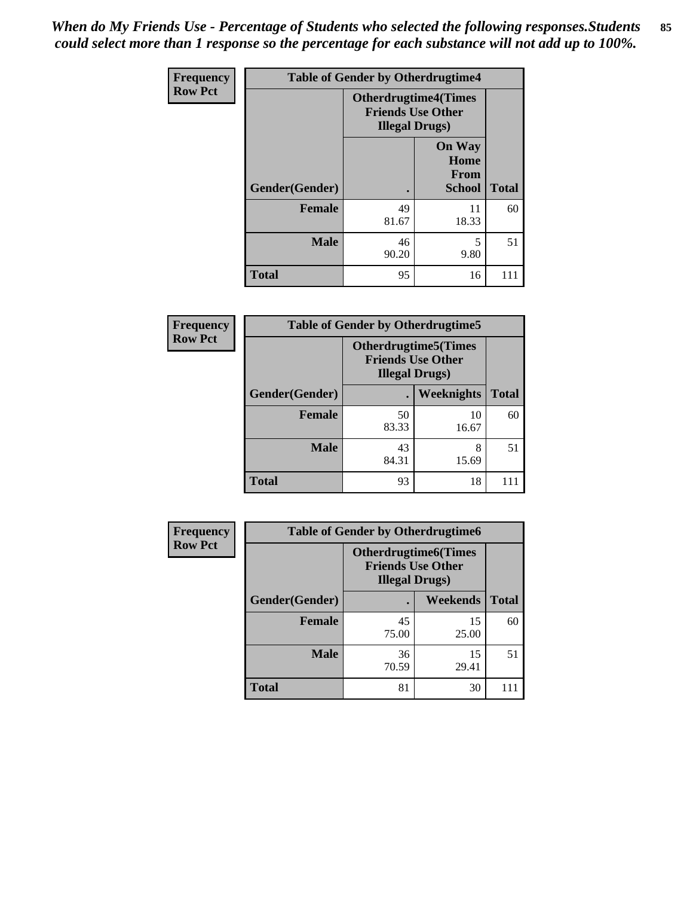*When do My Friends Use - Percentage of Students who selected the following responses.Students could select more than 1 response so the percentage for each substance will not add up to 100%.*

**Frequency**
**Row Pct**

| Table of Gender by Otherdrugtime4 | | | |
|---|---|---|---|
| | **Otherdrugtime4(Times Friends Use Other Illegal Drugs)** | | |
| **Gender(Gender)** | **.** | **On Way Home From School** | **Total** |
| **Female** | 49<br>81.67 | 11<br>18.33 | 60 |
| **Male** | 46<br>90.20 | 5<br>9.80 | 51 |
| **Total** | 95 | 16 | 111 |

**Frequency**
**Row Pct**

| Table of Gender by Otherdrugtime5 | | | |
|---|---|---|---|
| | **Otherdrugtime5(Times Friends Use Other Illegal Drugs)** | | |
| **Gender(Gender)** | **.** | **Weeknights** | **Total** |
| **Female** | 50<br>83.33 | 10<br>16.67 | 60 |
| **Male** | 43<br>84.31 | 8<br>15.69 | 51 |
| **Total** | 93 | 18 | 111 |

**Frequency**
**Row Pct**

| Table of Gender by Otherdrugtime6 | | | |
|---|---|---|---|
| | **Otherdrugtime6(Times Friends Use Other Illegal Drugs)** | | |
| **Gender(Gender)** | **.** | **Weekends** | **Total** |
| **Female** | 45<br>75.00 | 15<br>25.00 | 60 |
| **Male** | 36<br>70.59 | 15<br>29.41 | 51 |
| **Total** | 81 | 30 | 111 |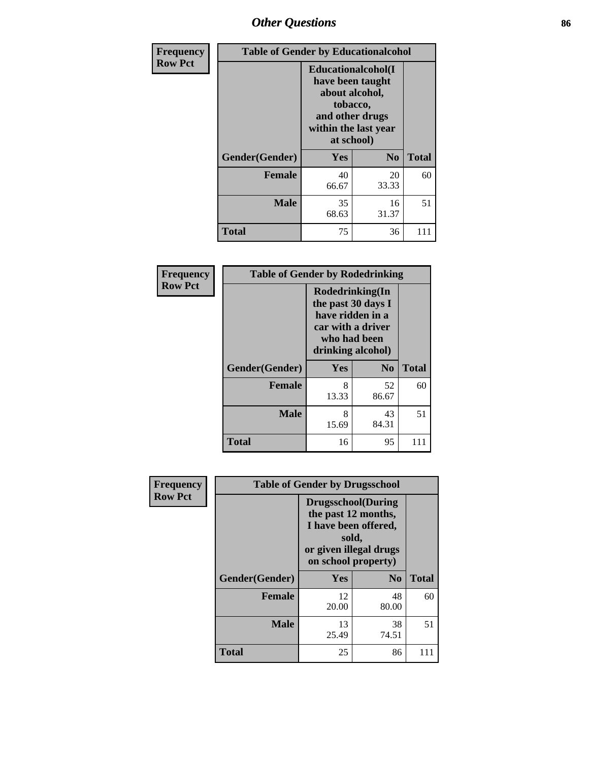| Frequency Row Pct | Table of Gender by Educationalcohol | | |
|---|---|---|---|
| | Educationalcohol(I have been taught about alcohol, tobacco, and other drugs within the last year at school) | | |
| Gender(Gender) | Yes | No | Total |
| Female | 40<br>66.67 | 20<br>33.33 | 60 |
| Male | 35<br>68.63 | 16<br>31.37 | 51 |
| Total | 75 | 36 | 111 |

| Frequency Row Pct | Table of Gender by Rodedrinking | | |
|---|---|---|---|
| | Rodedrinking(In the past 30 days I have ridden in a car with a driver who had been drinking alcohol) | | |
| Gender(Gender) | Yes | No | Total |
| Female | 8<br>13.33 | 52<br>86.67 | 60 |
| Male | 8<br>15.69 | 43<br>84.31 | 51 |
| Total | 16 | 95 | 111 |

| Frequency Row Pct | Table of Gender by Drugsschool | | |
|---|---|---|---|
| | Drugsschool(During the past 12 months, I have been offered, sold, or given illegal drugs on school property) | | |
| Gender(Gender) | Yes | No | Total |
| Female | 12<br>20.00 | 48<br>80.00 | 60 |
| Male | 13<br>25.49 | 38<br>74.51 | 51 |
| Total | 25 | 86 | 111 |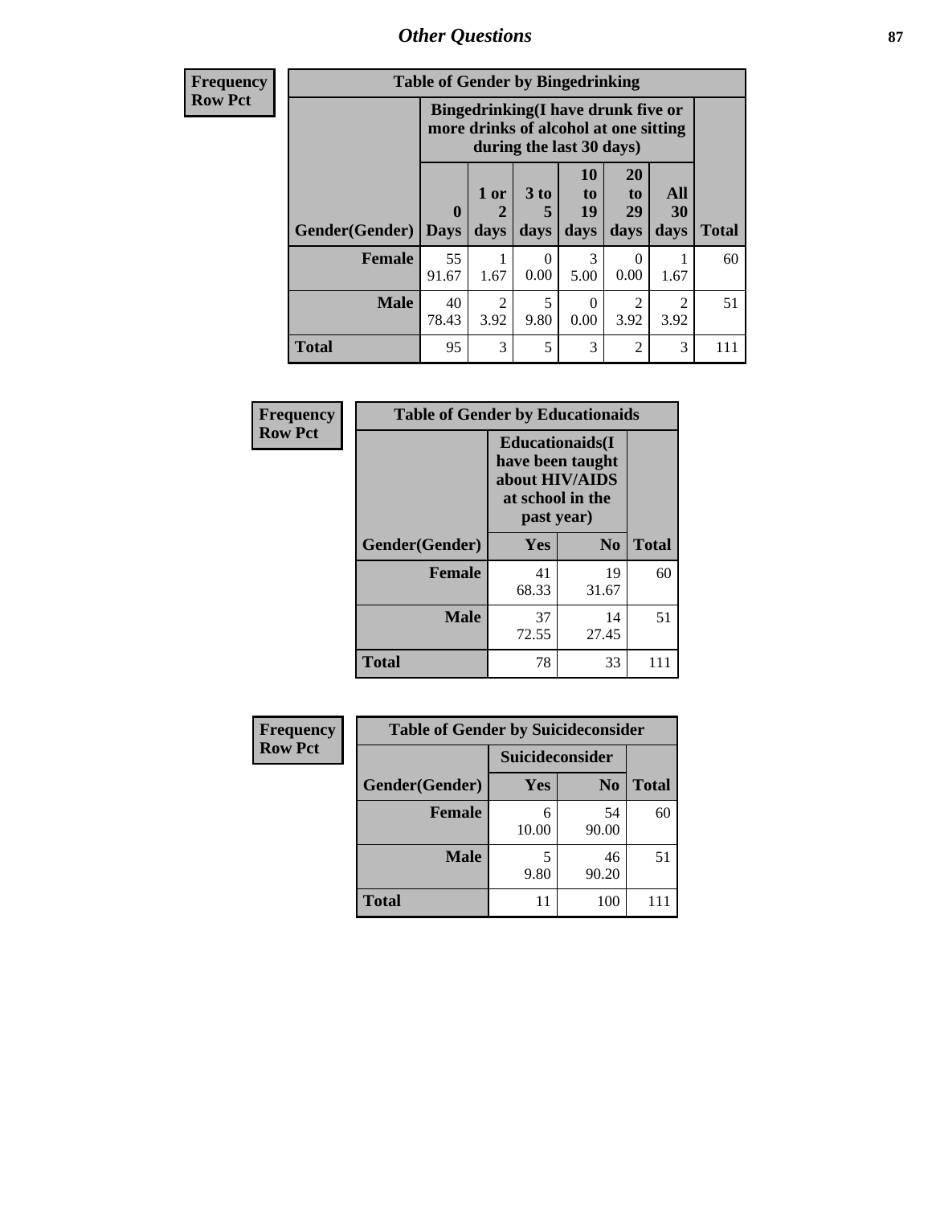| Frequency Row Pct | Table of Gender by Bingedrinking | | | | | | |
|---|---|---|---|---|---|---|---|
| | Bingedrinking(I have drunk five or more drinks of alcohol at one sitting during the last 30 days) | | | | | | |
| Gender(Gender) | 0 Days | 1 or 2 days | 3 to 5 days | 10 to 19 days | 20 to 29 days | All 30 days | Total |
| Female | 55 91.67 | 1 1.67 | 0 0.00 | 3 5.00 | 0 0.00 | 1 1.67 | 60 |
| Male | 40 78.43 | 2 3.92 | 5 9.80 | 0 0.00 | 2 3.92 | 2 3.92 | 51 |
| Total | 95 | 3 | 5 | 3 | 2 | 3 | 111 |

| Frequency Row Pct | Table of Gender by Educationaids | |
|---|---|---|
| | Educationaids(I have been taught about HIV/AIDS at school in the past year) | | |
| Gender(Gender) | Yes | No | Total |
| Female | 41 68.33 | 19 31.67 | 60 |
| Male | 37 72.55 | 14 27.45 | 51 |
| Total | 78 | 33 | 111 |

| Frequency Row Pct | Table of Gender by Suicideconsider | |
|---|---|---|
| | Suicideconsider | | |
| Gender(Gender) | Yes | No | Total |
| Female | 6 10.00 | 54 90.00 | 60 |
| Male | 5 9.80 | 46 90.20 | 51 |
| Total | 11 | 100 | 111 |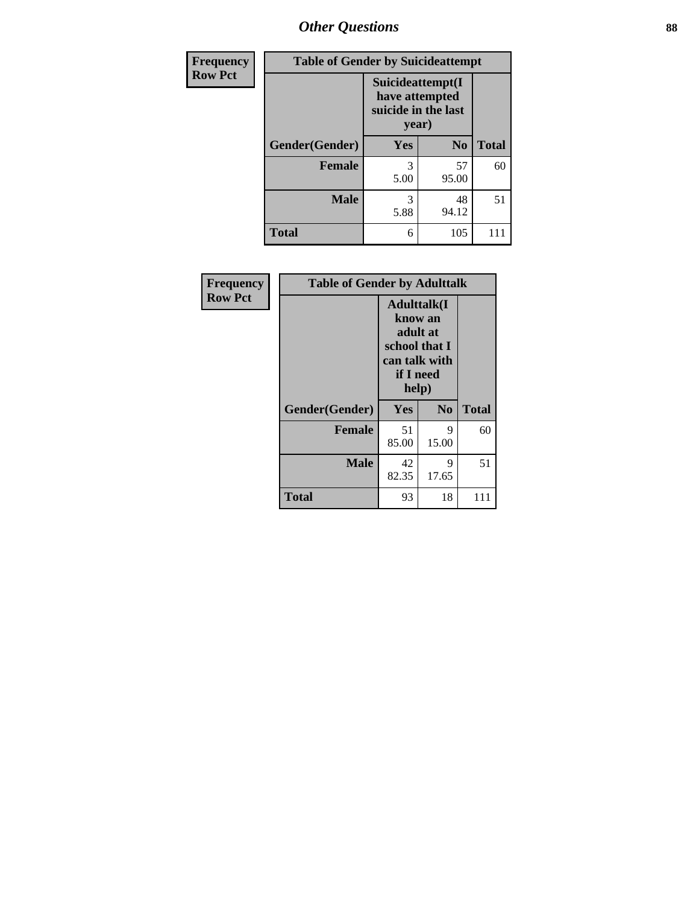## Other Questions

| Frequency Row Pct | | | |
|---|---|---|---|

**Table of Gender by Suicideattempt**

| | Suicideattempt(I have attempted suicide in the last year) | | |
|---|---|---|---|
| Gender(Gender) | Yes | No | Total |
| Female | 3<br>5.00 | 57<br>95.00 | 60 |
| Male | 3<br>5.88 | 48<br>94.12 | 51 |
| Total | 6 | 105 | 111 |

| Frequency Row Pct | | | |
|---|---|---|---|

**Table of Gender by Adulttalk**

| | Adulttalk(I know an adult at school that I can talk with if I need help) | | |
|---|---|---|---|
| Gender(Gender) | Yes | No | Total |
| Female | 51<br>85.00 | 9<br>15.00 | 60 |
| Male | 42<br>82.35 | 9<br>17.65 | 51 |
| Total | 93 | 18 | 111 |